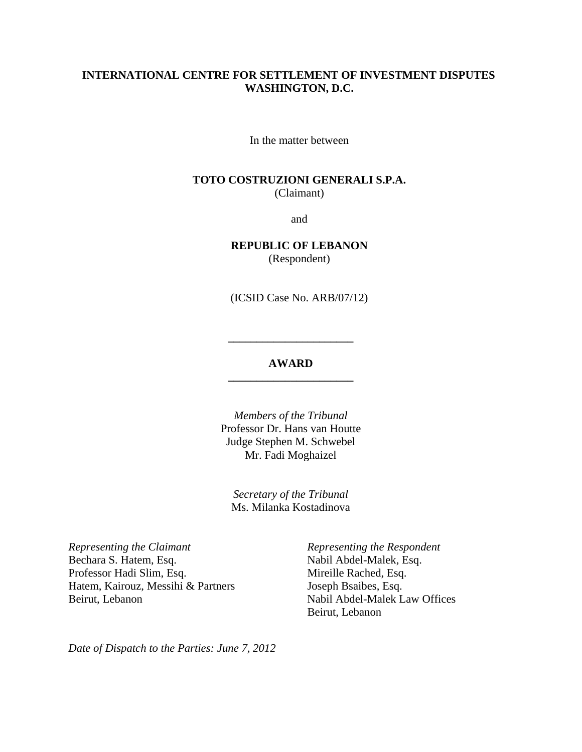**INTERNATIONAL CENTRE FOR SETTLEMENT OF INVESTMENT DISPUTES**
**WASHINGTON, D.C.**

In the matter between

**TOTO COSTRUZIONI GENERALI S.P.A.**
(Claimant)

and

**REPUBLIC OF LEBANON**
(Respondent)

(ICSID Case No. ARB/07/12)

---

# AWARD

---

*Members of the Tribunal*
Professor Dr. Hans van Houtte
Judge Stephen M. Schwebel
Mr. Fadi Moghaizel

*Secretary of the Tribunal*
Ms. Milanka Kostadinova

*Representing the Claimant*
Bechara S. Hatem, Esq.
Professor Hadi Slim, Esq.
Hatem, Kairouz, Messihi & Partners
Beirut, Lebanon

*Representing the Respondent*
Nabil Abdel-Malek, Esq.
Mireille Rached, Esq.
Joseph Bsaibes, Esq.
Nabil Abdel-Malek Law Offices
Beirut, Lebanon

*Date of Dispatch to the Parties: June 7, 2012*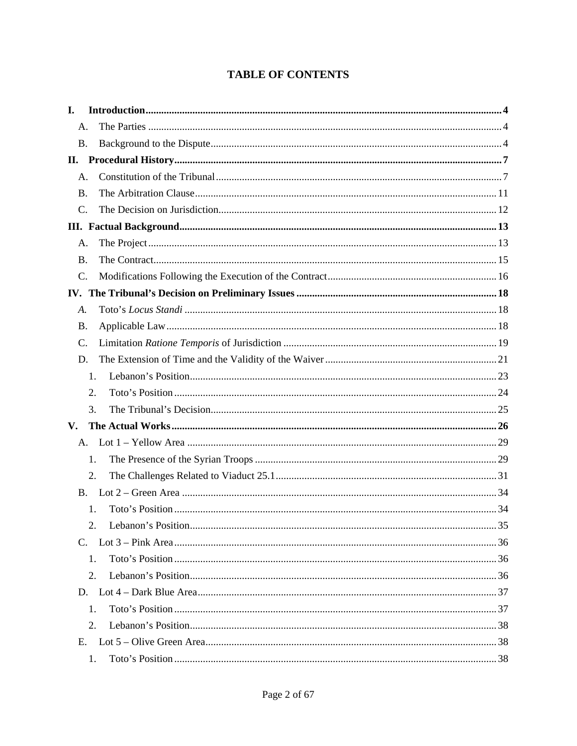# TABLE OF CONTENTS

**I. Introduction** ....................................................... **4**

- A. The Parties ....................................................... 4
- B. Background to the Dispute ....................................................... 4

**II. Procedural History** ....................................................... **7**

- A. Constitution of the Tribunal ....................................................... 7
- B. The Arbitration Clause ....................................................... 11
- C. The Decision on Jurisdiction ....................................................... 12

**III. Factual Background** ....................................................... **13**

- A. The Project ....................................................... 13
- B. The Contract ....................................................... 15
- C. Modifications Following the Execution of the Contract ....................................................... 16

**IV. The Tribunal's Decision on Preliminary Issues** ....................................................... **18**

- *A.* Toto's *Locus Standi* ....................................................... 18
- B. Applicable Law ....................................................... 18
- C. Limitation *Ratione Temporis* of Jurisdiction ....................................................... 19
- D. The Extension of Time and the Validity of the Waiver ....................................................... 21
  - 1. Lebanon's Position ....................................................... 23
  - 2. Toto's Position ....................................................... 24
  - 3. The Tribunal's Decision ....................................................... 25

**V. The Actual Works** ....................................................... **26**

- A. Lot 1 – Yellow Area ....................................................... 29
  - 1. The Presence of the Syrian Troops ....................................................... 29
  - 2. The Challenges Related to Viaduct 25.1 ....................................................... 31
- B. Lot 2 – Green Area ....................................................... 34
  - 1. Toto's Position ....................................................... 34
  - 2. Lebanon's Position ....................................................... 35
- C. Lot 3 – Pink Area ....................................................... 36
  - 1. Toto's Position ....................................................... 36
  - 2. Lebanon's Position ....................................................... 36
- D. Lot 4 – Dark Blue Area ....................................................... 37
  - 1. Toto's Position ....................................................... 37
  - 2. Lebanon's Position ....................................................... 38
- E. Lot 5 – Olive Green Area ....................................................... 38
  - 1. Toto's Position ....................................................... 38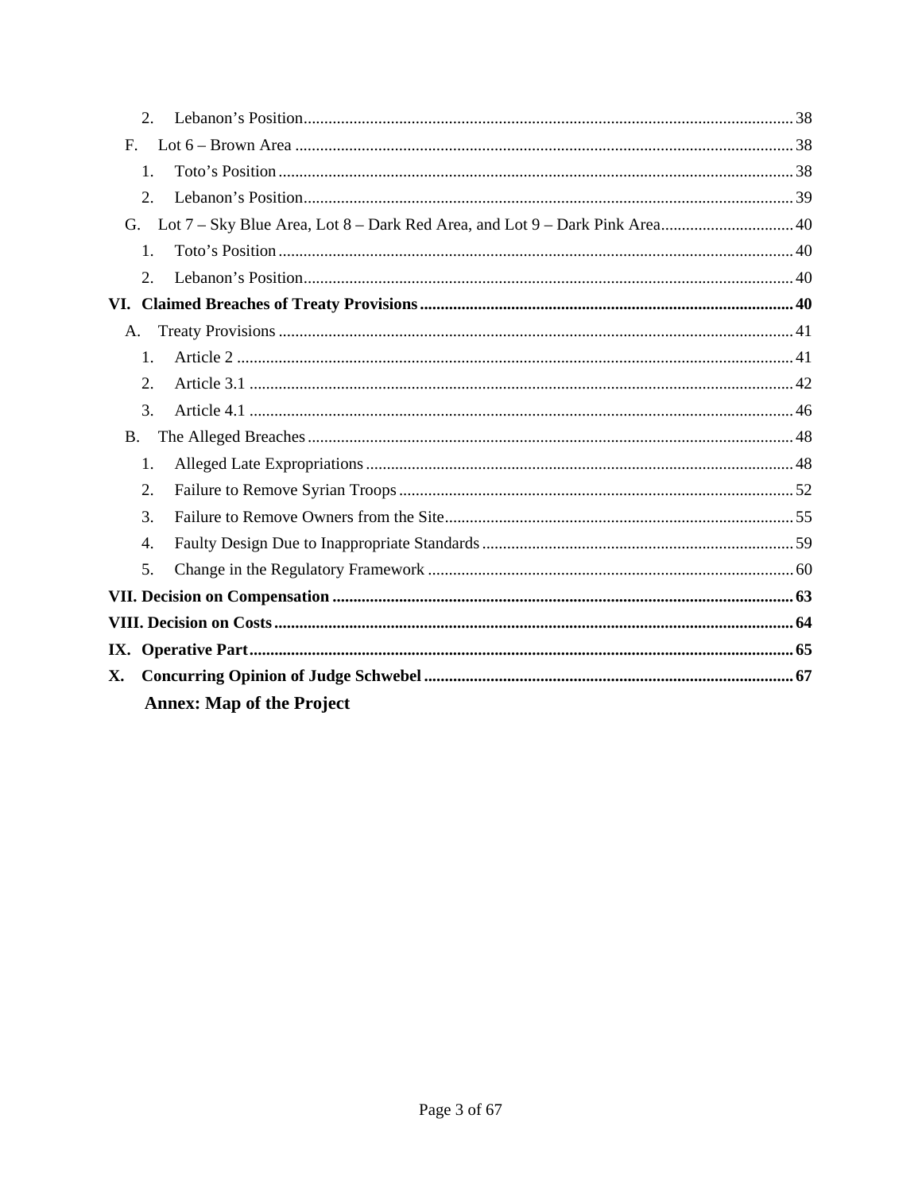2. Lebanon's Position ..... 38

F. Lot 6 – Brown Area ..... 38

1. Toto's Position ..... 38

2. Lebanon's Position ..... 39

G. Lot 7 – Sky Blue Area, Lot 8 – Dark Red Area, and Lot 9 – Dark Pink Area ..... 40

1. Toto's Position ..... 40

2. Lebanon's Position ..... 40

**VI. Claimed Breaches of Treaty Provisions ..... 40**

A. Treaty Provisions ..... 41

1. Article 2 ..... 41

2. Article 3.1 ..... 42

3. Article 4.1 ..... 46

B. The Alleged Breaches ..... 48

1. Alleged Late Expropriations ..... 48

2. Failure to Remove Syrian Troops ..... 52

3. Failure to Remove Owners from the Site ..... 55

4. Faulty Design Due to Inappropriate Standards ..... 59

5. Change in the Regulatory Framework ..... 60

**VII. Decision on Compensation ..... 63**

**VIII. Decision on Costs ..... 64**

**IX. Operative Part ..... 65**

**X. Concurring Opinion of Judge Schwebel ..... 67**

**Annex: Map of the Project**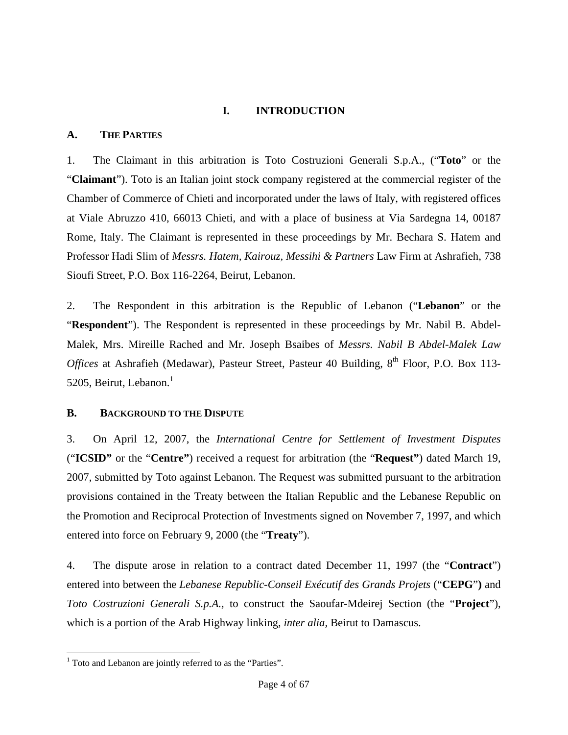# I. INTRODUCTION

## A. THE PARTIES

1. The Claimant in this arbitration is Toto Costruzioni Generali S.p.A., ("**Toto**" or the "**Claimant**"). Toto is an Italian joint stock company registered at the commercial register of the Chamber of Commerce of Chieti and incorporated under the laws of Italy, with registered offices at Viale Abruzzo 410, 66013 Chieti, and with a place of business at Via Sardegna 14, 00187 Rome, Italy. The Claimant is represented in these proceedings by Mr. Bechara S. Hatem and Professor Hadi Slim of *Messrs. Hatem, Kairouz, Messihi & Partners* Law Firm at Ashrafieh, 738 Sioufi Street, P.O. Box 116-2264, Beirut, Lebanon.

2. The Respondent in this arbitration is the Republic of Lebanon ("**Lebanon**" or the "**Respondent**"). The Respondent is represented in these proceedings by Mr. Nabil B. Abdel-Malek, Mrs. Mireille Rached and Mr. Joseph Bsaibes of *Messrs. Nabil B Abdel-Malek Law Offices* at Ashrafieh (Medawar), Pasteur Street, Pasteur 40 Building, 8th Floor, P.O. Box 113-5205, Beirut, Lebanon.[1]

## B. BACKGROUND TO THE DISPUTE

3. On April 12, 2007, the *International Centre for Settlement of Investment Disputes* ("**ICSID**" or the "**Centre**") received a request for arbitration (the "**Request**") dated March 19, 2007, submitted by Toto against Lebanon. The Request was submitted pursuant to the arbitration provisions contained in the Treaty between the Italian Republic and the Lebanese Republic on the Promotion and Reciprocal Protection of Investments signed on November 7, 1997, and which entered into force on February 9, 2000 (the "**Treaty**").

4. The dispute arose in relation to a contract dated December 11, 1997 (the "**Contract**") entered into between the *Lebanese Republic-Conseil Exécutif des Grands Projets* ("**CEPG**") and *Toto Costruzioni Generali S.p.A.*, to construct the Saoufar-Mdeirej Section (the "**Project**"), which is a portion of the Arab Highway linking, *inter alia*, Beirut to Damascus.

[1] Toto and Lebanon are jointly referred to as the "Parties".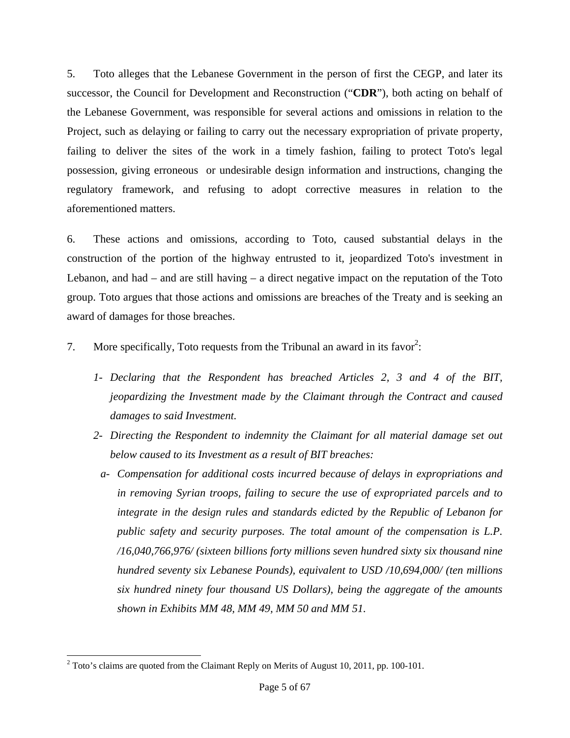5. Toto alleges that the Lebanese Government in the person of first the CEGP, and later its successor, the Council for Development and Reconstruction ("**CDR**"), both acting on behalf of the Lebanese Government, was responsible for several actions and omissions in relation to the Project, such as delaying or failing to carry out the necessary expropriation of private property, failing to deliver the sites of the work in a timely fashion, failing to protect Toto's legal possession, giving erroneous or undesirable design information and instructions, changing the regulatory framework, and refusing to adopt corrective measures in relation to the aforementioned matters.

6. These actions and omissions, according to Toto, caused substantial delays in the construction of the portion of the highway entrusted to it, jeopardized Toto's investment in Lebanon, and had – and are still having – a direct negative impact on the reputation of the Toto group. Toto argues that those actions and omissions are breaches of the Treaty and is seeking an award of damages for those breaches.

7. More specifically, Toto requests from the Tribunal an award in its favor[2]:

*1- Declaring that the Respondent has breached Articles 2, 3 and 4 of the BIT, jeopardizing the Investment made by the Claimant through the Contract and caused damages to said Investment.*

*2- Directing the Respondent to indemnity the Claimant for all material damage set out below caused to its Investment as a result of BIT breaches:*

*a- Compensation for additional costs incurred because of delays in expropriations and in removing Syrian troops, failing to secure the use of expropriated parcels and to integrate in the design rules and standards edicted by the Republic of Lebanon for public safety and security purposes. The total amount of the compensation is L.P. /16,040,766,976/ (sixteen billions forty millions seven hundred sixty six thousand nine hundred seventy six Lebanese Pounds), equivalent to USD /10,694,000/ (ten millions six hundred ninety four thousand US Dollars), being the aggregate of the amounts shown in Exhibits MM 48, MM 49, MM 50 and MM 51.*

---

[2] Toto's claims are quoted from the Claimant Reply on Merits of August 10, 2011, pp. 100-101.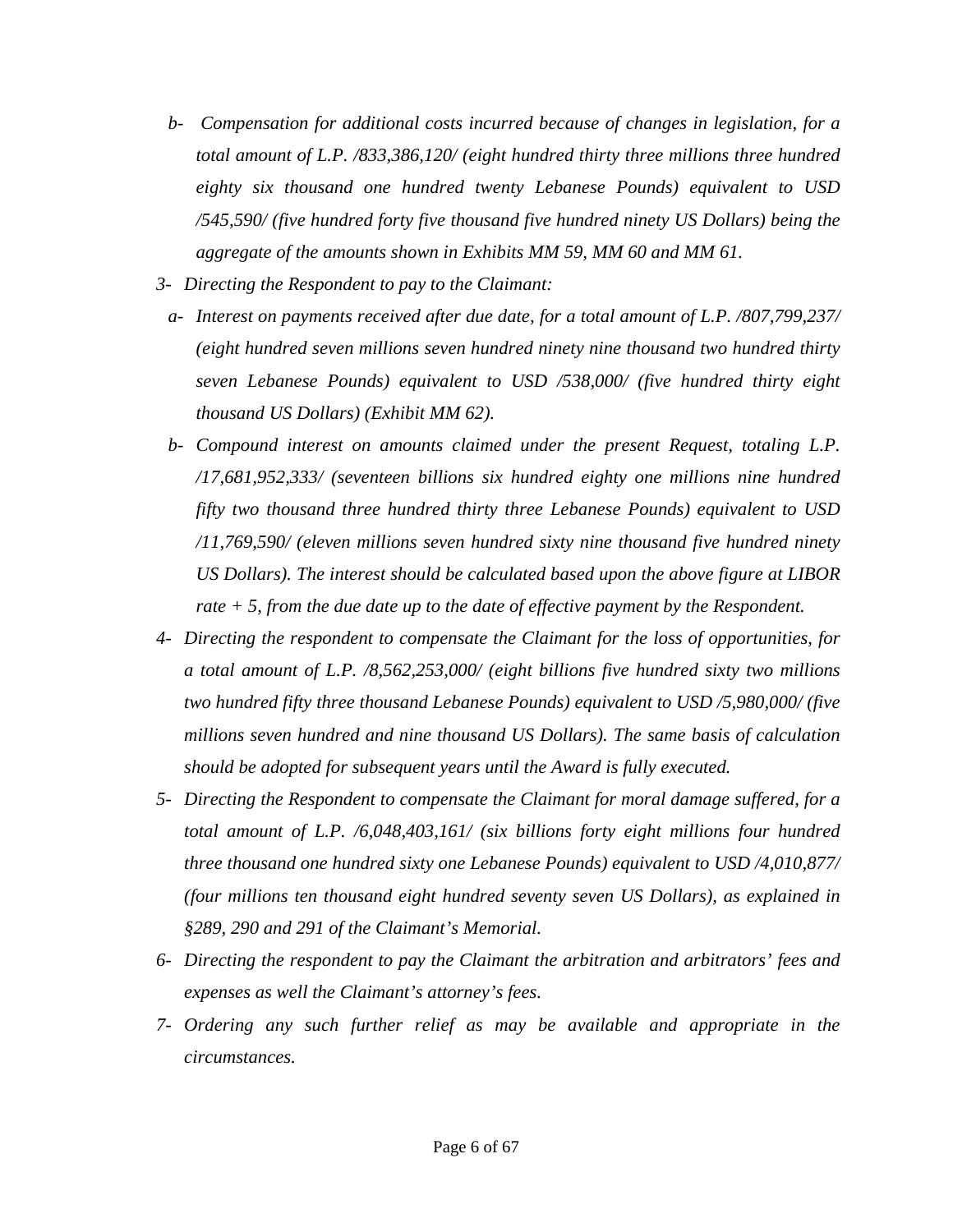*b- Compensation for additional costs incurred because of changes in legislation, for a total amount of L.P. /833,386,120/ (eight hundred thirty three millions three hundred eighty six thousand one hundred twenty Lebanese Pounds) equivalent to USD /545,590/ (five hundred forty five thousand five hundred ninety US Dollars) being the aggregate of the amounts shown in Exhibits MM 59, MM 60 and MM 61.*

*3- Directing the Respondent to pay to the Claimant:*

*a- Interest on payments received after due date, for a total amount of L.P. /807,799,237/ (eight hundred seven millions seven hundred ninety nine thousand two hundred thirty seven Lebanese Pounds) equivalent to USD /538,000/ (five hundred thirty eight thousand US Dollars) (Exhibit MM 62).*

*b- Compound interest on amounts claimed under the present Request, totaling L.P. /17,681,952,333/ (seventeen billions six hundred eighty one millions nine hundred fifty two thousand three hundred thirty three Lebanese Pounds) equivalent to USD /11,769,590/ (eleven millions seven hundred sixty nine thousand five hundred ninety US Dollars). The interest should be calculated based upon the above figure at LIBOR rate + 5, from the due date up to the date of effective payment by the Respondent.*

*4- Directing the respondent to compensate the Claimant for the loss of opportunities, for a total amount of L.P. /8,562,253,000/ (eight billions five hundred sixty two millions two hundred fifty three thousand Lebanese Pounds) equivalent to USD /5,980,000/ (five millions seven hundred and nine thousand US Dollars). The same basis of calculation should be adopted for subsequent years until the Award is fully executed.*

*5- Directing the Respondent to compensate the Claimant for moral damage suffered, for a total amount of L.P. /6,048,403,161/ (six billions forty eight millions four hundred three thousand one hundred sixty one Lebanese Pounds) equivalent to USD /4,010,877/ (four millions ten thousand eight hundred seventy seven US Dollars), as explained in §289, 290 and 291 of the Claimant's Memorial.*

*6- Directing the respondent to pay the Claimant the arbitration and arbitrators' fees and expenses as well the Claimant's attorney's fees.*

*7- Ordering any such further relief as may be available and appropriate in the circumstances.*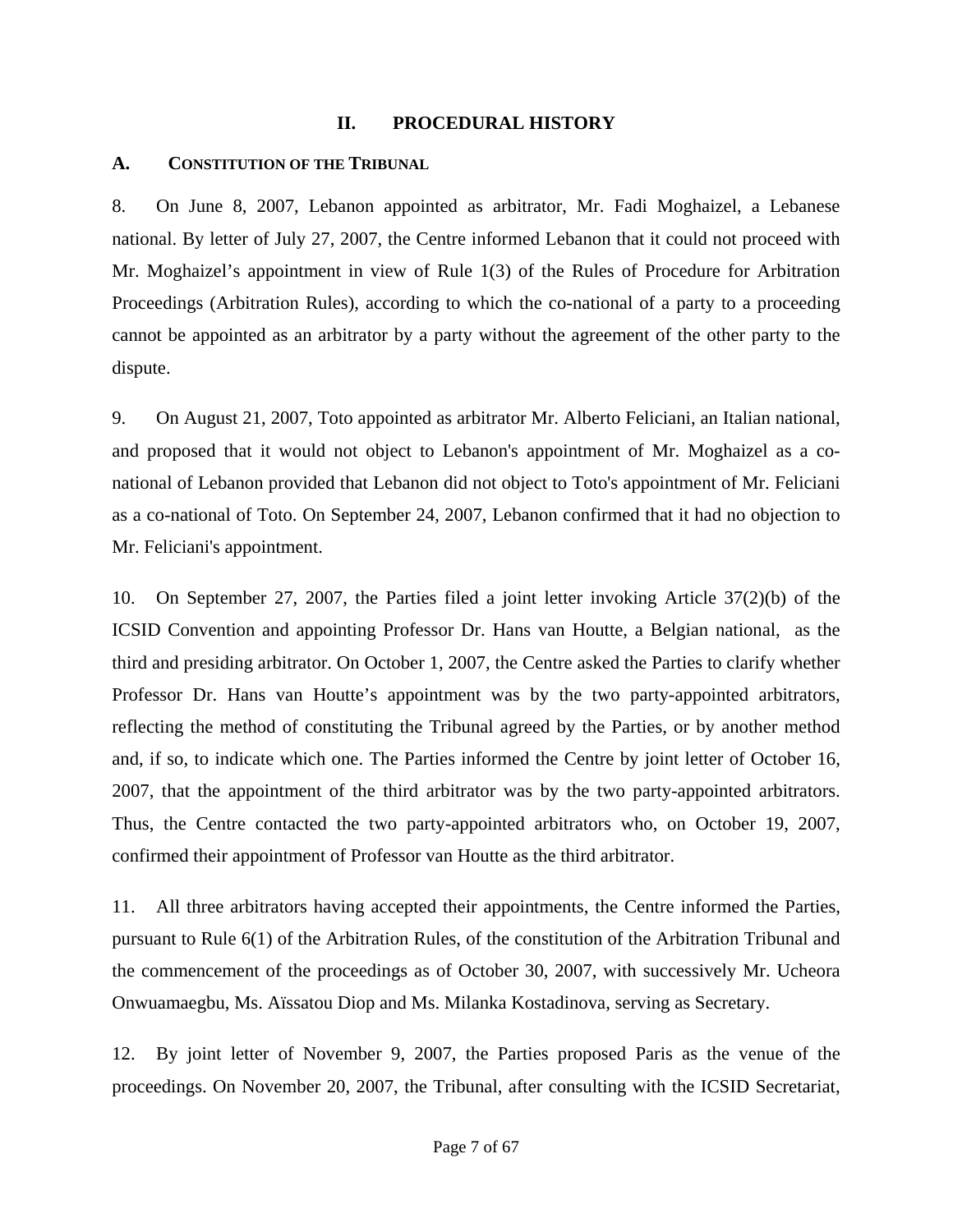## II. PROCEDURAL HISTORY

### A. CONSTITUTION OF THE TRIBUNAL

8. On June 8, 2007, Lebanon appointed as arbitrator, Mr. Fadi Moghaizel, a Lebanese national. By letter of July 27, 2007, the Centre informed Lebanon that it could not proceed with Mr. Moghaizel's appointment in view of Rule 1(3) of the Rules of Procedure for Arbitration Proceedings (Arbitration Rules), according to which the co-national of a party to a proceeding cannot be appointed as an arbitrator by a party without the agreement of the other party to the dispute.

9. On August 21, 2007, Toto appointed as arbitrator Mr. Alberto Feliciani, an Italian national, and proposed that it would not object to Lebanon's appointment of Mr. Moghaizel as a co-national of Lebanon provided that Lebanon did not object to Toto's appointment of Mr. Feliciani as a co-national of Toto. On September 24, 2007, Lebanon confirmed that it had no objection to Mr. Feliciani's appointment.

10. On September 27, 2007, the Parties filed a joint letter invoking Article 37(2)(b) of the ICSID Convention and appointing Professor Dr. Hans van Houtte, a Belgian national, as the third and presiding arbitrator. On October 1, 2007, the Centre asked the Parties to clarify whether Professor Dr. Hans van Houtte's appointment was by the two party-appointed arbitrators, reflecting the method of constituting the Tribunal agreed by the Parties, or by another method and, if so, to indicate which one. The Parties informed the Centre by joint letter of October 16, 2007, that the appointment of the third arbitrator was by the two party-appointed arbitrators. Thus, the Centre contacted the two party-appointed arbitrators who, on October 19, 2007, confirmed their appointment of Professor van Houtte as the third arbitrator.

11. All three arbitrators having accepted their appointments, the Centre informed the Parties, pursuant to Rule 6(1) of the Arbitration Rules, of the constitution of the Arbitration Tribunal and the commencement of the proceedings as of October 30, 2007, with successively Mr. Ucheora Onwuamaegbu, Ms. Aïssatou Diop and Ms. Milanka Kostadinova, serving as Secretary.

12. By joint letter of November 9, 2007, the Parties proposed Paris as the venue of the proceedings. On November 20, 2007, the Tribunal, after consulting with the ICSID Secretariat,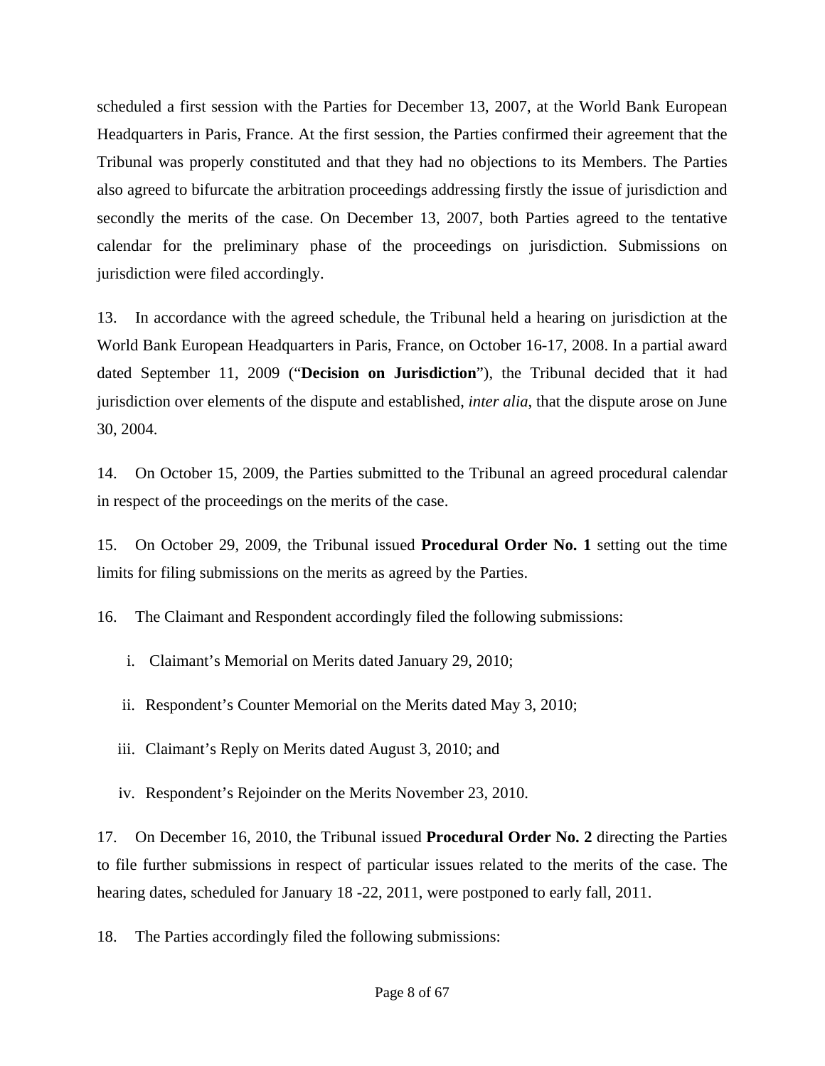scheduled a first session with the Parties for December 13, 2007, at the World Bank European Headquarters in Paris, France. At the first session, the Parties confirmed their agreement that the Tribunal was properly constituted and that they had no objections to its Members. The Parties also agreed to bifurcate the arbitration proceedings addressing firstly the issue of jurisdiction and secondly the merits of the case. On December 13, 2007, both Parties agreed to the tentative calendar for the preliminary phase of the proceedings on jurisdiction. Submissions on jurisdiction were filed accordingly.

13. In accordance with the agreed schedule, the Tribunal held a hearing on jurisdiction at the World Bank European Headquarters in Paris, France, on October 16-17, 2008. In a partial award dated September 11, 2009 ("**Decision on Jurisdiction**"), the Tribunal decided that it had jurisdiction over elements of the dispute and established, *inter alia*, that the dispute arose on June 30, 2004.

14. On October 15, 2009, the Parties submitted to the Tribunal an agreed procedural calendar in respect of the proceedings on the merits of the case.

15. On October 29, 2009, the Tribunal issued **Procedural Order No. 1** setting out the time limits for filing submissions on the merits as agreed by the Parties.

16. The Claimant and Respondent accordingly filed the following submissions:

i. Claimant's Memorial on Merits dated January 29, 2010;

ii. Respondent's Counter Memorial on the Merits dated May 3, 2010;

iii. Claimant's Reply on Merits dated August 3, 2010; and

iv. Respondent's Rejoinder on the Merits November 23, 2010.

17. On December 16, 2010, the Tribunal issued **Procedural Order No. 2** directing the Parties to file further submissions in respect of particular issues related to the merits of the case. The hearing dates, scheduled for January 18 -22, 2011, were postponed to early fall, 2011.

18. The Parties accordingly filed the following submissions: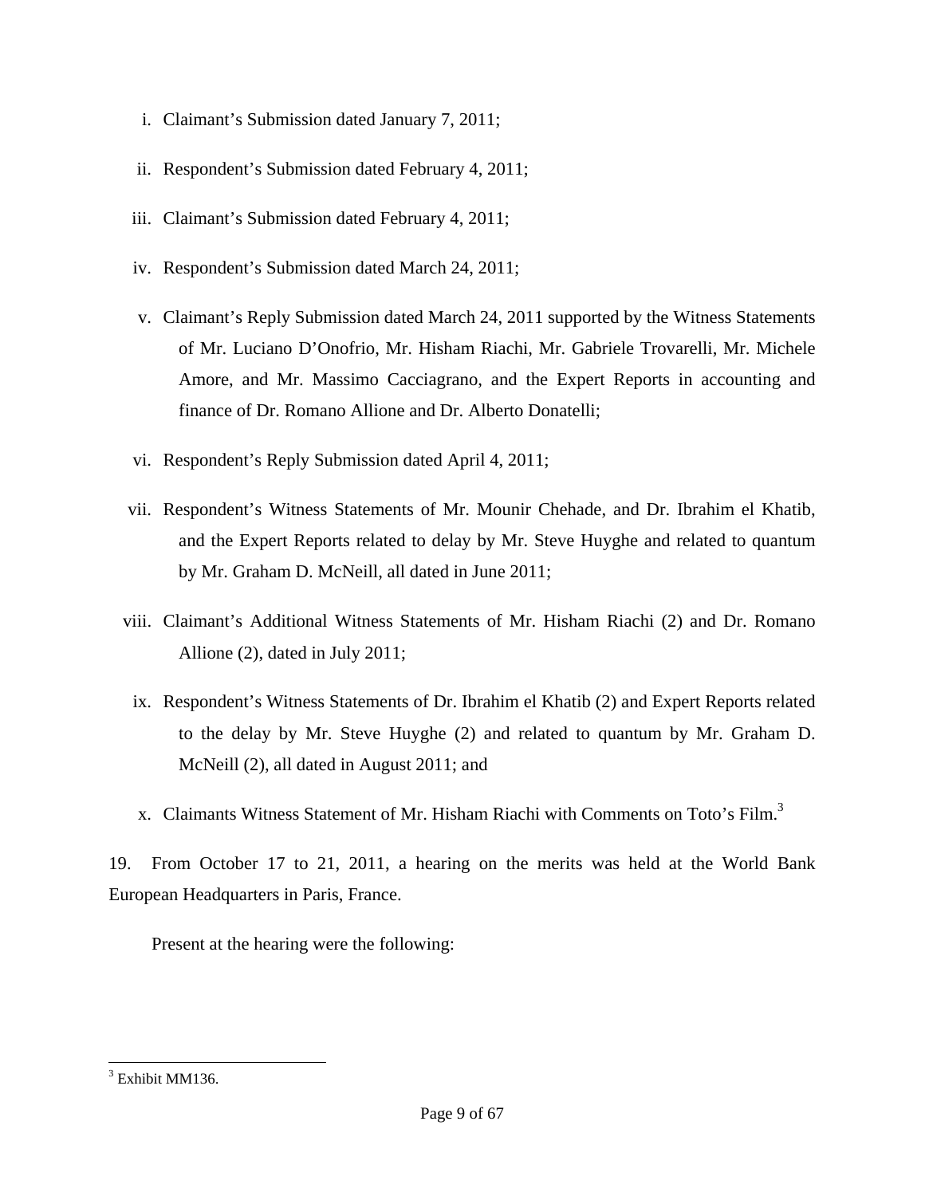i. Claimant's Submission dated January 7, 2011;

ii. Respondent's Submission dated February 4, 2011;

iii. Claimant's Submission dated February 4, 2011;

iv. Respondent's Submission dated March 24, 2011;

v. Claimant's Reply Submission dated March 24, 2011 supported by the Witness Statements of Mr. Luciano D'Onofrio, Mr. Hisham Riachi, Mr. Gabriele Trovarelli, Mr. Michele Amore, and Mr. Massimo Cacciagrano, and the Expert Reports in accounting and finance of Dr. Romano Allione and Dr. Alberto Donatelli;

vi. Respondent's Reply Submission dated April 4, 2011;

vii. Respondent's Witness Statements of Mr. Mounir Chehade, and Dr. Ibrahim el Khatib, and the Expert Reports related to delay by Mr. Steve Huyghe and related to quantum by Mr. Graham D. McNeill, all dated in June 2011;

viii. Claimant's Additional Witness Statements of Mr. Hisham Riachi (2) and Dr. Romano Allione (2), dated in July 2011;

ix. Respondent's Witness Statements of Dr. Ibrahim el Khatib (2) and Expert Reports related to the delay by Mr. Steve Huyghe (2) and related to quantum by Mr. Graham D. McNeill (2), all dated in August 2011; and

x. Claimants Witness Statement of Mr. Hisham Riachi with Comments on Toto's Film.[3]

19. From October 17 to 21, 2011, a hearing on the merits was held at the World Bank European Headquarters in Paris, France.

Present at the hearing were the following:

[3] Exhibit MM136.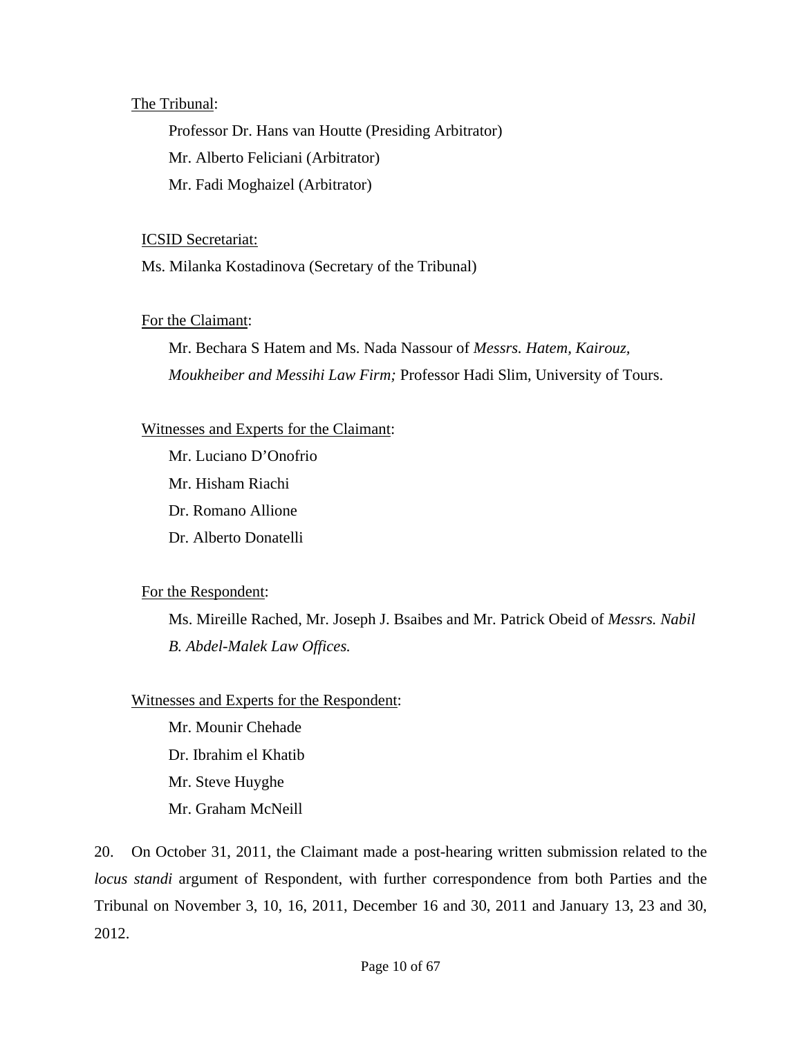The Tribunal:

Professor Dr. Hans van Houtte (Presiding Arbitrator)

Mr. Alberto Feliciani (Arbitrator)

Mr. Fadi Moghaizel (Arbitrator)

ICSID Secretariat:

Ms. Milanka Kostadinova (Secretary of the Tribunal)

For the Claimant:

Mr. Bechara S Hatem and Ms. Nada Nassour of *Messrs. Hatem, Kairouz, Moukheiber and Messihi Law Firm;* Professor Hadi Slim, University of Tours.

Witnesses and Experts for the Claimant:

Mr. Luciano D'Onofrio

Mr. Hisham Riachi

Dr. Romano Allione

Dr. Alberto Donatelli

For the Respondent:

Ms. Mireille Rached, Mr. Joseph J. Bsaibes and Mr. Patrick Obeid of *Messrs. Nabil B. Abdel-Malek Law Offices.*

Witnesses and Experts for the Respondent:

Mr. Mounir Chehade

Dr. Ibrahim el Khatib

Mr. Steve Huyghe

Mr. Graham McNeill

20. On October 31, 2011, the Claimant made a post-hearing written submission related to the *locus standi* argument of Respondent, with further correspondence from both Parties and the Tribunal on November 3, 10, 16, 2011, December 16 and 30, 2011 and January 13, 23 and 30, 2012.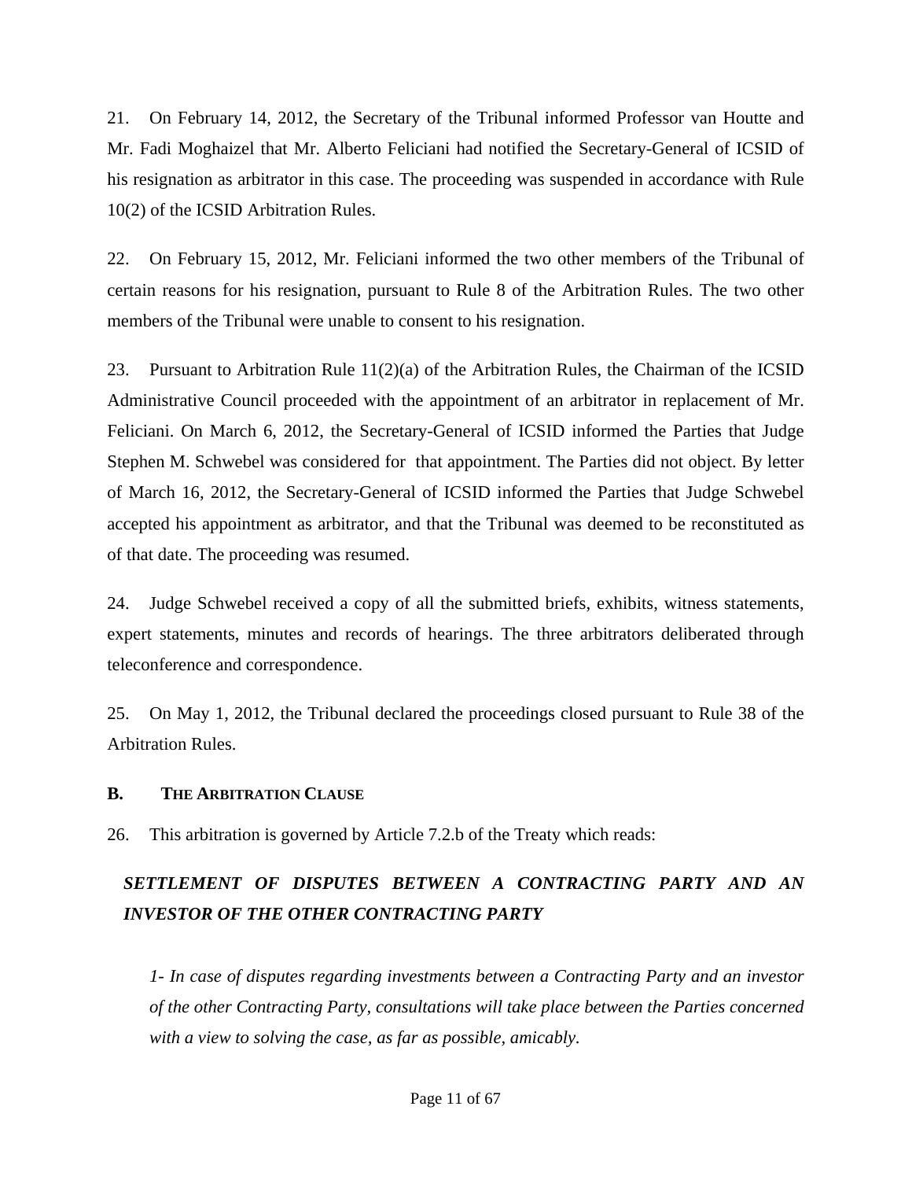21. On February 14, 2012, the Secretary of the Tribunal informed Professor van Houtte and Mr. Fadi Moghaizel that Mr. Alberto Feliciani had notified the Secretary-General of ICSID of his resignation as arbitrator in this case. The proceeding was suspended in accordance with Rule 10(2) of the ICSID Arbitration Rules.

22. On February 15, 2012, Mr. Feliciani informed the two other members of the Tribunal of certain reasons for his resignation, pursuant to Rule 8 of the Arbitration Rules. The two other members of the Tribunal were unable to consent to his resignation.

23. Pursuant to Arbitration Rule 11(2)(a) of the Arbitration Rules, the Chairman of the ICSID Administrative Council proceeded with the appointment of an arbitrator in replacement of Mr. Feliciani. On March 6, 2012, the Secretary-General of ICSID informed the Parties that Judge Stephen M. Schwebel was considered for that appointment. The Parties did not object. By letter of March 16, 2012, the Secretary-General of ICSID informed the Parties that Judge Schwebel accepted his appointment as arbitrator, and that the Tribunal was deemed to be reconstituted as of that date. The proceeding was resumed.

24. Judge Schwebel received a copy of all the submitted briefs, exhibits, witness statements, expert statements, minutes and records of hearings. The three arbitrators deliberated through teleconference and correspondence.

25. On May 1, 2012, the Tribunal declared the proceedings closed pursuant to Rule 38 of the Arbitration Rules.

### B. THE ARBITRATION CLAUSE

26. This arbitration is governed by Article 7.2.b of the Treaty which reads:

> ***SETTLEMENT OF DISPUTES BETWEEN A CONTRACTING PARTY AND AN INVESTOR OF THE OTHER CONTRACTING PARTY***
>
> *1- In case of disputes regarding investments between a Contracting Party and an investor of the other Contracting Party, consultations will take place between the Parties concerned with a view to solving the case, as far as possible, amicably.*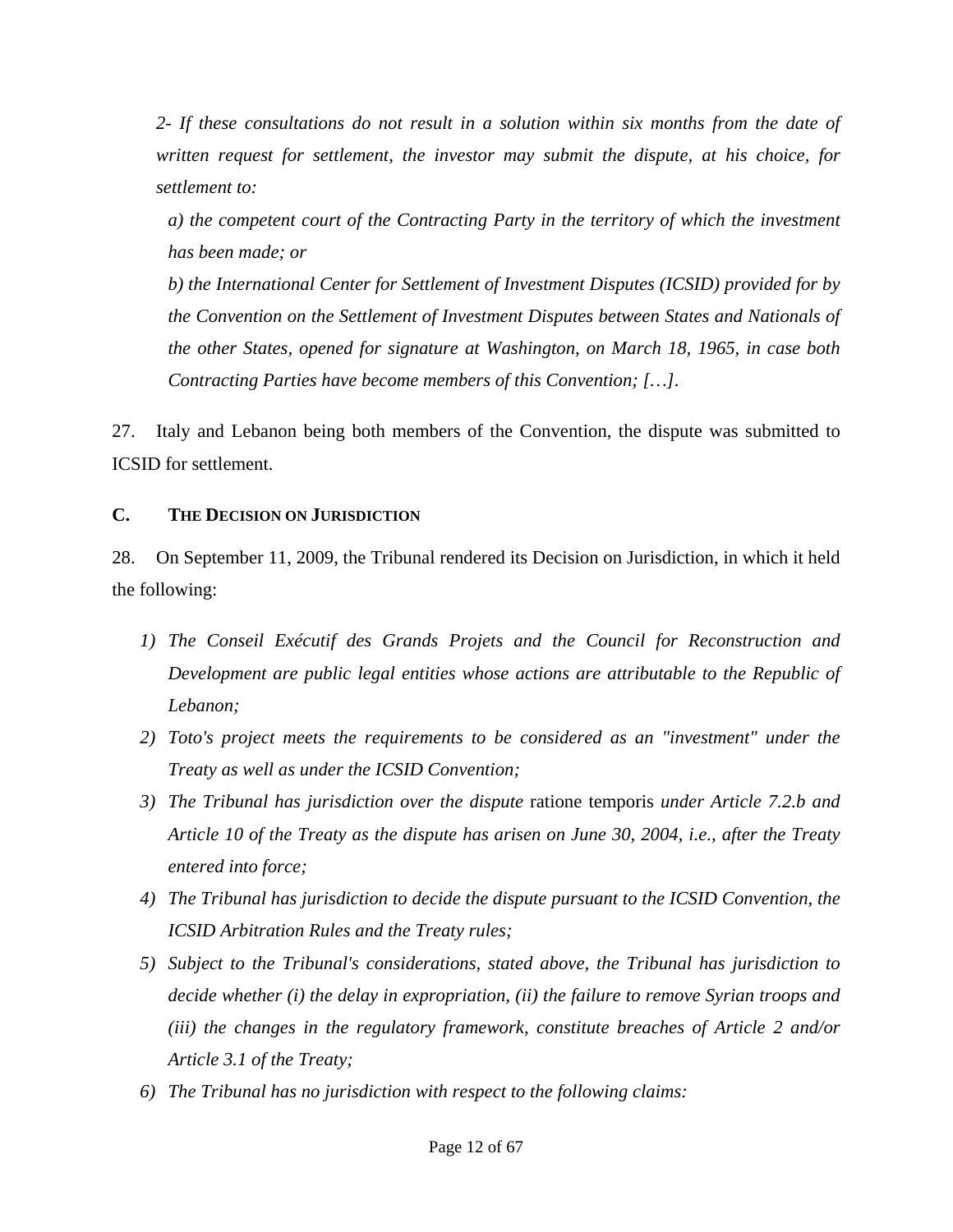*2- If these consultations do not result in a solution within six months from the date of written request for settlement, the investor may submit the dispute, at his choice, for settlement to:*

*a) the competent court of the Contracting Party in the territory of which the investment has been made; or*

*b) the International Center for Settlement of Investment Disputes (ICSID) provided for by the Convention on the Settlement of Investment Disputes between States and Nationals of the other States, opened for signature at Washington, on March 18, 1965, in case both Contracting Parties have become members of this Convention; […].*

27. Italy and Lebanon being both members of the Convention, the dispute was submitted to ICSID for settlement.

### C. THE DECISION ON JURISDICTION

28. On September 11, 2009, the Tribunal rendered its Decision on Jurisdiction, in which it held the following:

1) *The Conseil Exécutif des Grands Projets and the Council for Reconstruction and Development are public legal entities whose actions are attributable to the Republic of Lebanon;*
2) *Toto's project meets the requirements to be considered as an "investment" under the Treaty as well as under the ICSID Convention;*
3) *The Tribunal has jurisdiction over the dispute* ratione temporis *under Article 7.2.b and Article 10 of the Treaty as the dispute has arisen on June 30, 2004, i.e., after the Treaty entered into force;*
4) *The Tribunal has jurisdiction to decide the dispute pursuant to the ICSID Convention, the ICSID Arbitration Rules and the Treaty rules;*
5) *Subject to the Tribunal's considerations, stated above, the Tribunal has jurisdiction to decide whether (i) the delay in expropriation, (ii) the failure to remove Syrian troops and (iii) the changes in the regulatory framework, constitute breaches of Article 2 and/or Article 3.1 of the Treaty;*
6) *The Tribunal has no jurisdiction with respect to the following claims:*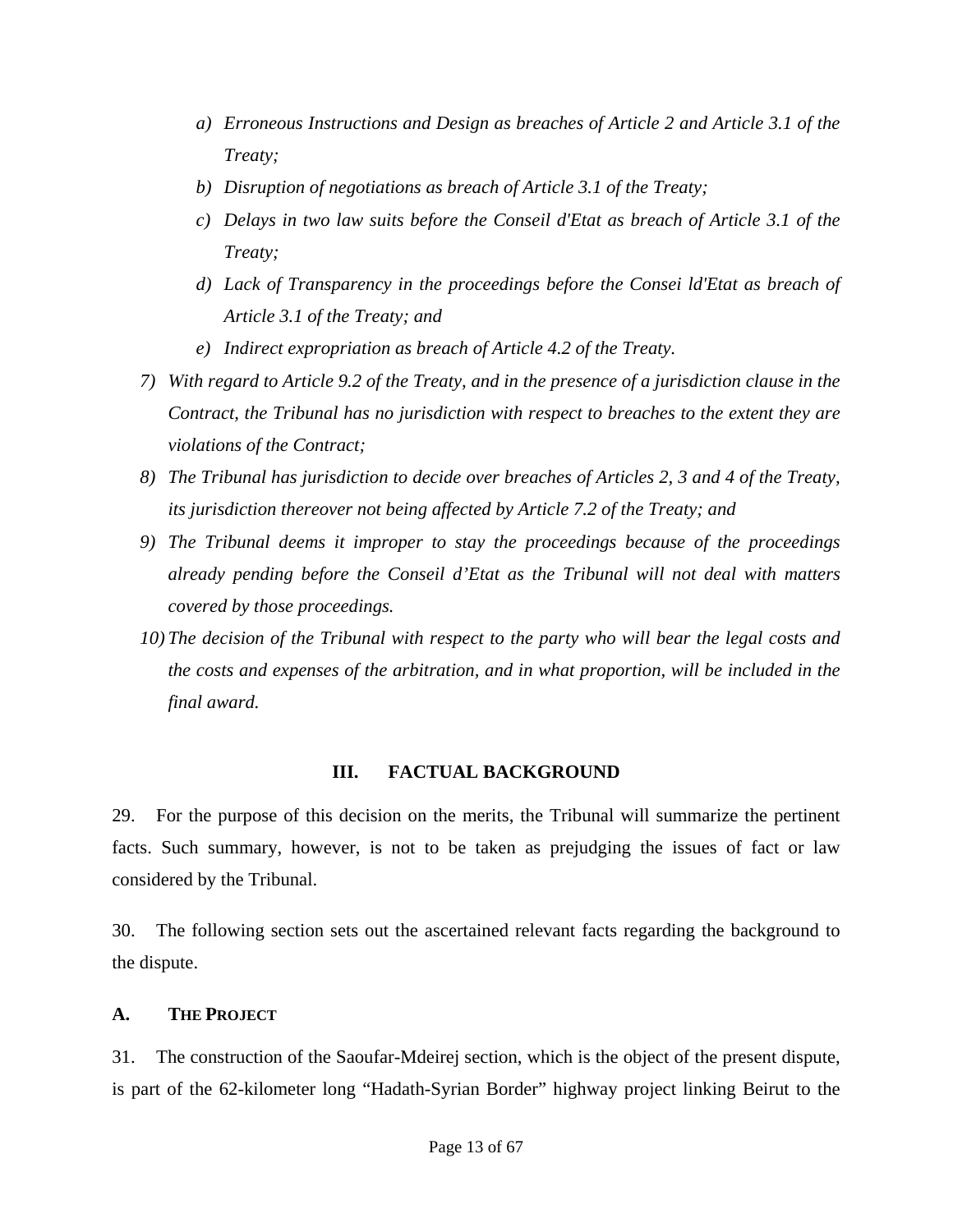*a) Erroneous Instructions and Design as breaches of Article 2 and Article 3.1 of the Treaty;*

*b) Disruption of negotiations as breach of Article 3.1 of the Treaty;*

*c) Delays in two law suits before the Conseil d'Etat as breach of Article 3.1 of the Treaty;*

*d) Lack of Transparency in the proceedings before the Consei ld'Etat as breach of Article 3.1 of the Treaty; and*

*e) Indirect expropriation as breach of Article 4.2 of the Treaty.*

*7) With regard to Article 9.2 of the Treaty, and in the presence of a jurisdiction clause in the Contract, the Tribunal has no jurisdiction with respect to breaches to the extent they are violations of the Contract;*

*8) The Tribunal has jurisdiction to decide over breaches of Articles 2, 3 and 4 of the Treaty, its jurisdiction thereover not being affected by Article 7.2 of the Treaty; and*

*9) The Tribunal deems it improper to stay the proceedings because of the proceedings already pending before the Conseil d'Etat as the Tribunal will not deal with matters covered by those proceedings.*

*10) The decision of the Tribunal with respect to the party who will bear the legal costs and the costs and expenses of the arbitration, and in what proportion, will be included in the final award.*

## III. FACTUAL BACKGROUND

29. For the purpose of this decision on the merits, the Tribunal will summarize the pertinent facts. Such summary, however, is not to be taken as prejudging the issues of fact or law considered by the Tribunal.

30. The following section sets out the ascertained relevant facts regarding the background to the dispute.

### A. THE PROJECT

31. The construction of the Saoufar-Mdeirej section, which is the object of the present dispute, is part of the 62-kilometer long "Hadath-Syrian Border" highway project linking Beirut to the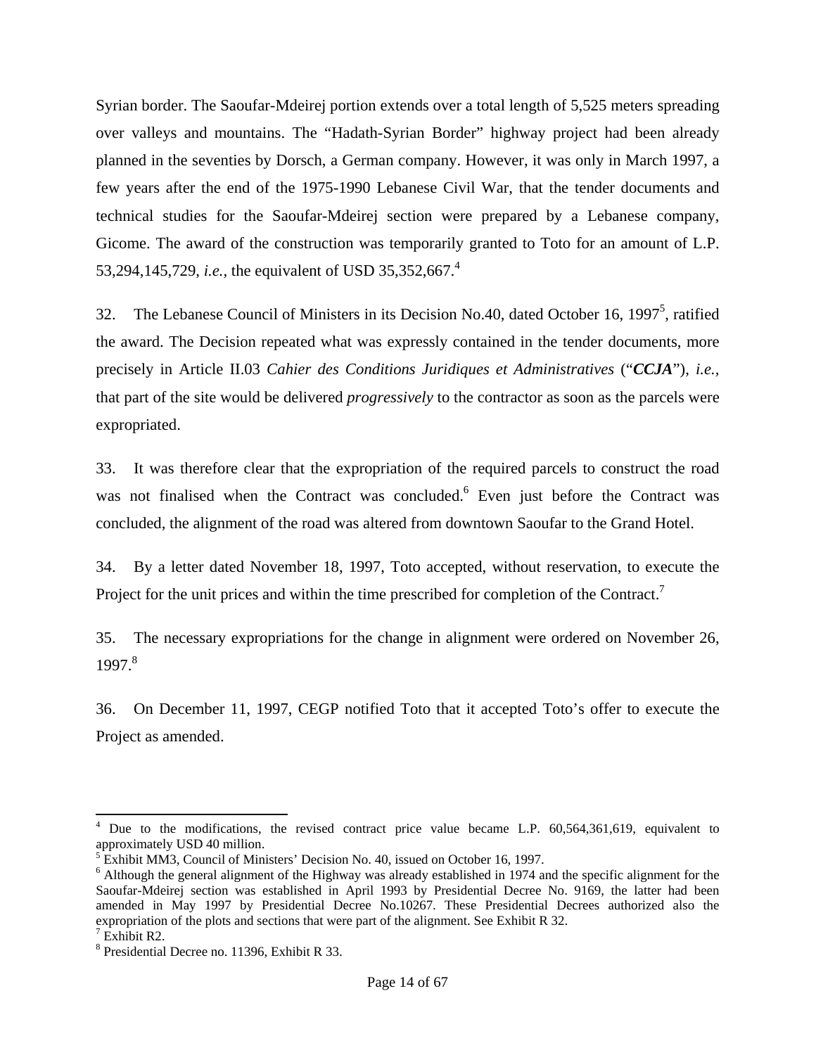Syrian border. The Saoufar-Mdeirej portion extends over a total length of 5,525 meters spreading over valleys and mountains. The "Hadath-Syrian Border" highway project had been already planned in the seventies by Dorsch, a German company. However, it was only in March 1997, a few years after the end of the 1975-1990 Lebanese Civil War, that the tender documents and technical studies for the Saoufar-Mdeirej section were prepared by a Lebanese company, Gicome. The award of the construction was temporarily granted to Toto for an amount of L.P. 53,294,145,729, *i.e.*, the equivalent of USD 35,352,667.[4]

32. The Lebanese Council of Ministers in its Decision No.40, dated October 16, 1997[5], ratified the award. The Decision repeated what was expressly contained in the tender documents, more precisely in Article II.03 *Cahier des Conditions Juridiques et Administratives* ("***CCJA***"), *i.e.*, that part of the site would be delivered *progressively* to the contractor as soon as the parcels were expropriated.

33. It was therefore clear that the expropriation of the required parcels to construct the road was not finalised when the Contract was concluded.[6] Even just before the Contract was concluded, the alignment of the road was altered from downtown Saoufar to the Grand Hotel.

34. By a letter dated November 18, 1997, Toto accepted, without reservation, to execute the Project for the unit prices and within the time prescribed for completion of the Contract.[7]

35. The necessary expropriations for the change in alignment were ordered on November 26, 1997.[8]

36. On December 11, 1997, CEGP notified Toto that it accepted Toto's offer to execute the Project as amended.

---

[4] Due to the modifications, the revised contract price value became L.P. 60,564,361,619, equivalent to approximately USD 40 million.

[5] Exhibit MM3, Council of Ministers' Decision No. 40, issued on October 16, 1997.

[6] Although the general alignment of the Highway was already established in 1974 and the specific alignment for the Saoufar-Mdeirej section was established in April 1993 by Presidential Decree No. 9169, the latter had been amended in May 1997 by Presidential Decree No.10267. These Presidential Decrees authorized also the expropriation of the plots and sections that were part of the alignment. See Exhibit R 32.

[7] Exhibit R2.

[8] Presidential Decree no. 11396, Exhibit R 33.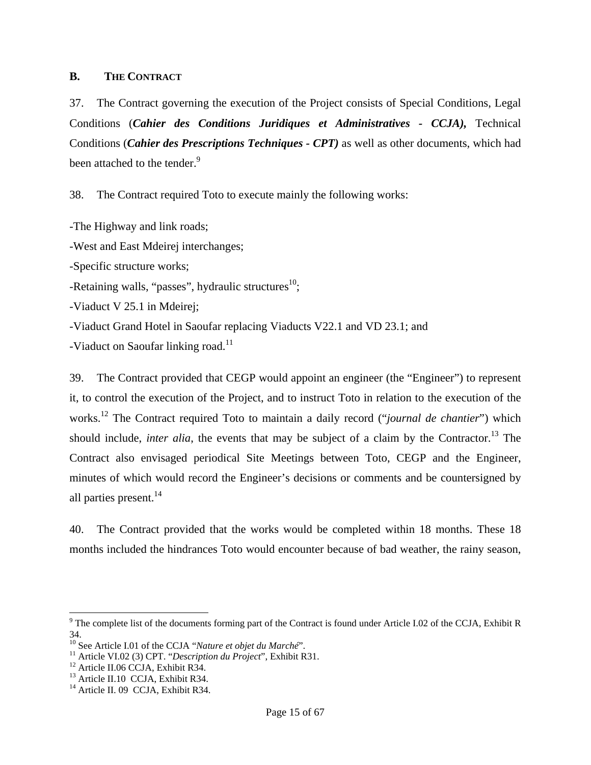## B. THE CONTRACT

37. The Contract governing the execution of the Project consists of Special Conditions, Legal Conditions (***Cahier des Conditions Juridiques et Administratives - CCJA),*** Technical Conditions (***Cahier des Prescriptions Techniques - CPT)*** as well as other documents, which had been attached to the tender.[9]

38. The Contract required Toto to execute mainly the following works:

-The Highway and link roads;

-West and East Mdeirej interchanges;

-Specific structure works;

-Retaining walls, "passes", hydraulic structures[10];

-Viaduct V 25.1 in Mdeirej;

-Viaduct Grand Hotel in Saoufar replacing Viaducts V22.1 and VD 23.1; and

-Viaduct on Saoufar linking road.[11]

39. The Contract provided that CEGP would appoint an engineer (the "Engineer") to represent it, to control the execution of the Project, and to instruct Toto in relation to the execution of the works.[12] The Contract required Toto to maintain a daily record ("*journal de chantier*") which should include, *inter alia*, the events that may be subject of a claim by the Contractor.[13] The Contract also envisaged periodical Site Meetings between Toto, CEGP and the Engineer, minutes of which would record the Engineer's decisions or comments and be countersigned by all parties present.[14]

40. The Contract provided that the works would be completed within 18 months. These 18 months included the hindrances Toto would encounter because of bad weather, the rainy season,

---

[9] The complete list of the documents forming part of the Contract is found under Article I.02 of the CCJA, Exhibit R 34.

[10] See Article I.01 of the CCJA "*Nature et objet du Marché*".

[11] Article VI.02 (3) CPT. "*Description du Project*", Exhibit R31.

[12] Article II.06 CCJA, Exhibit R34.

[13] Article II.10 CCJA, Exhibit R34.

[14] Article II. 09 CCJA, Exhibit R34.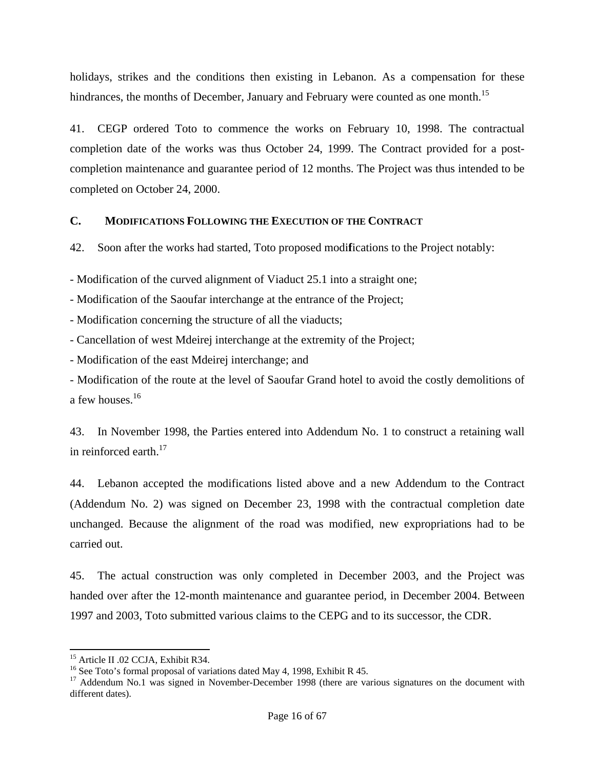holidays, strikes and the conditions then existing in Lebanon. As a compensation for these hindrances, the months of December, January and February were counted as one month.[15]

41. CEGP ordered Toto to commence the works on February 10, 1998. The contractual completion date of the works was thus October 24, 1999. The Contract provided for a post-completion maintenance and guarantee period of 12 months. The Project was thus intended to be completed on October 24, 2000.

## C. MODIFICATIONS FOLLOWING THE EXECUTION OF THE CONTRACT

42. Soon after the works had started, Toto proposed modifications to the Project notably:

- Modification of the curved alignment of Viaduct 25.1 into a straight one;
- Modification of the Saoufar interchange at the entrance of the Project;
- Modification concerning the structure of all the viaducts;
- Cancellation of west Mdeirej interchange at the extremity of the Project;
- Modification of the east Mdeirej interchange; and
- Modification of the route at the level of Saoufar Grand hotel to avoid the costly demolitions of a few houses.[16]

43. In November 1998, the Parties entered into Addendum No. 1 to construct a retaining wall in reinforced earth.[17]

44. Lebanon accepted the modifications listed above and a new Addendum to the Contract (Addendum No. 2) was signed on December 23, 1998 with the contractual completion date unchanged. Because the alignment of the road was modified, new expropriations had to be carried out.

45. The actual construction was only completed in December 2003, and the Project was handed over after the 12-month maintenance and guarantee period, in December 2004. Between 1997 and 2003, Toto submitted various claims to the CEPG and to its successor, the CDR.

---

[15] Article II .02 CCJA, Exhibit R34.

[16] See Toto's formal proposal of variations dated May 4, 1998, Exhibit R 45.

[17] Addendum No.1 was signed in November-December 1998 (there are various signatures on the document with different dates).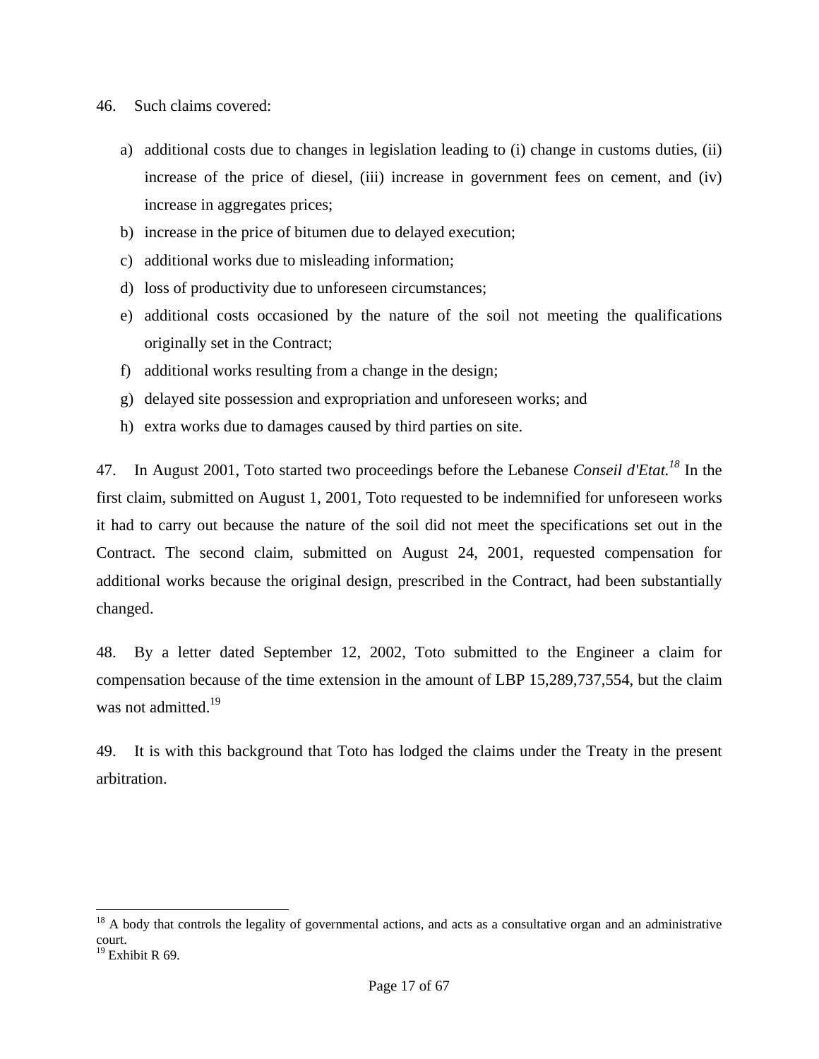46. Such claims covered:

a) additional costs due to changes in legislation leading to (i) change in customs duties, (ii) increase of the price of diesel, (iii) increase in government fees on cement, and (iv) increase in aggregates prices;
b) increase in the price of bitumen due to delayed execution;
c) additional works due to misleading information;
d) loss of productivity due to unforeseen circumstances;
e) additional costs occasioned by the nature of the soil not meeting the qualifications originally set in the Contract;
f) additional works resulting from a change in the design;
g) delayed site possession and expropriation and unforeseen works; and
h) extra works due to damages caused by third parties on site.

47. In August 2001, Toto started two proceedings before the Lebanese *Conseil d'Etat.*[18] In the first claim, submitted on August 1, 2001, Toto requested to be indemnified for unforeseen works it had to carry out because the nature of the soil did not meet the specifications set out in the Contract. The second claim, submitted on August 24, 2001, requested compensation for additional works because the original design, prescribed in the Contract, had been substantially changed.

48. By a letter dated September 12, 2002, Toto submitted to the Engineer a claim for compensation because of the time extension in the amount of LBP 15,289,737,554, but the claim was not admitted.[19]

49. It is with this background that Toto has lodged the claims under the Treaty in the present arbitration.

---

[18] A body that controls the legality of governmental actions, and acts as a consultative organ and an administrative court.
[19] Exhibit R 69.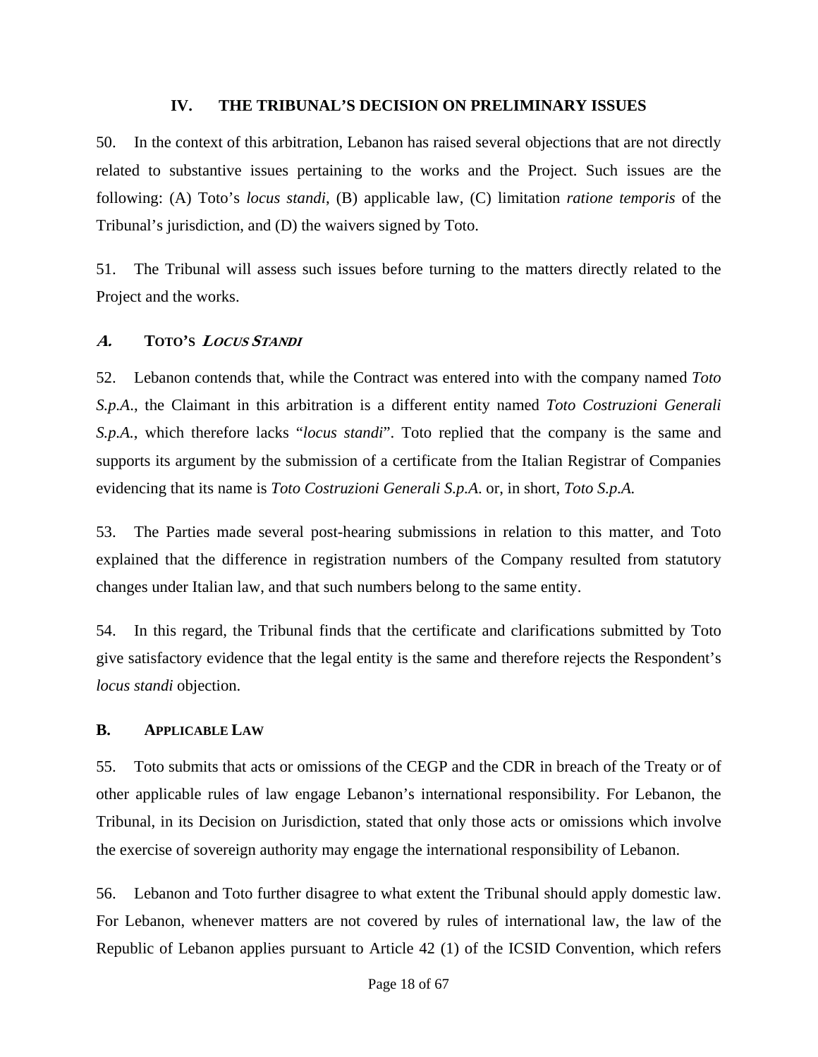## IV. THE TRIBUNAL'S DECISION ON PRELIMINARY ISSUES

50. In the context of this arbitration, Lebanon has raised several objections that are not directly related to substantive issues pertaining to the works and the Project. Such issues are the following: (A) Toto's *locus standi*, (B) applicable law, (C) limitation *ratione temporis* of the Tribunal's jurisdiction, and (D) the waivers signed by Toto.

51. The Tribunal will assess such issues before turning to the matters directly related to the Project and the works.

### *A.* TOTO'S *LOCUS STANDI*

52. Lebanon contends that, while the Contract was entered into with the company named *Toto S.p.A.*, the Claimant in this arbitration is a different entity named *Toto Costruzioni Generali S.p.A.*, which therefore lacks "*locus standi*". Toto replied that the company is the same and supports its argument by the submission of a certificate from the Italian Registrar of Companies evidencing that its name is *Toto Costruzioni Generali S.p.A.* or, in short, *Toto S.p.A.*

53. The Parties made several post-hearing submissions in relation to this matter, and Toto explained that the difference in registration numbers of the Company resulted from statutory changes under Italian law, and that such numbers belong to the same entity.

54. In this regard, the Tribunal finds that the certificate and clarifications submitted by Toto give satisfactory evidence that the legal entity is the same and therefore rejects the Respondent's *locus standi* objection.

### B. APPLICABLE LAW

55. Toto submits that acts or omissions of the CEGP and the CDR in breach of the Treaty or of other applicable rules of law engage Lebanon's international responsibility. For Lebanon, the Tribunal, in its Decision on Jurisdiction, stated that only those acts or omissions which involve the exercise of sovereign authority may engage the international responsibility of Lebanon.

56. Lebanon and Toto further disagree to what extent the Tribunal should apply domestic law. For Lebanon, whenever matters are not covered by rules of international law, the law of the Republic of Lebanon applies pursuant to Article 42 (1) of the ICSID Convention, which refers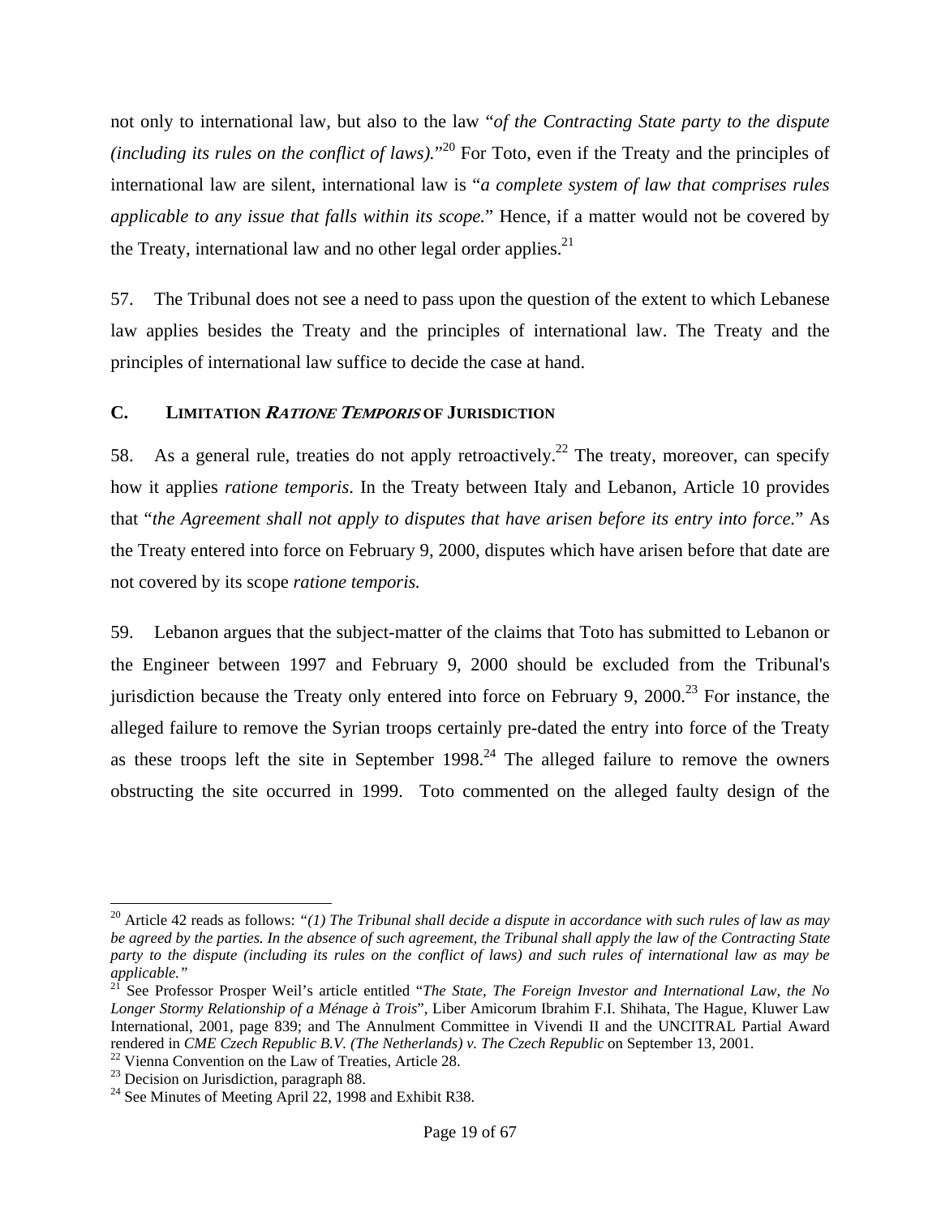not only to international law, but also to the law "*of the Contracting State party to the dispute (including its rules on the conflict of laws).*"[20] For Toto, even if the Treaty and the principles of international law are silent, international law is "*a complete system of law that comprises rules applicable to any issue that falls within its scope.*" Hence, if a matter would not be covered by the Treaty, international law and no other legal order applies.[21]

57. The Tribunal does not see a need to pass upon the question of the extent to which Lebanese law applies besides the Treaty and the principles of international law. The Treaty and the principles of international law suffice to decide the case at hand.

### C. LIMITATION *RATIONE TEMPORIS* OF JURISDICTION

58. As a general rule, treaties do not apply retroactively.[22] The treaty, moreover, can specify how it applies *ratione temporis*. In the Treaty between Italy and Lebanon, Article 10 provides that "*the Agreement shall not apply to disputes that have arisen before its entry into force.*" As the Treaty entered into force on February 9, 2000, disputes which have arisen before that date are not covered by its scope *ratione temporis.*

59. Lebanon argues that the subject-matter of the claims that Toto has submitted to Lebanon or the Engineer between 1997 and February 9, 2000 should be excluded from the Tribunal's jurisdiction because the Treaty only entered into force on February 9, 2000.[23] For instance, the alleged failure to remove the Syrian troops certainly pre-dated the entry into force of the Treaty as these troops left the site in September 1998.[24] The alleged failure to remove the owners obstructing the site occurred in 1999. Toto commented on the alleged faulty design of the

---

[20] Article 42 reads as follows: *"(1) The Tribunal shall decide a dispute in accordance with such rules of law as may be agreed by the parties. In the absence of such agreement, the Tribunal shall apply the law of the Contracting State party to the dispute (including its rules on the conflict of laws) and such rules of international law as may be applicable."*

[21] See Professor Prosper Weil's article entitled "*The State, The Foreign Investor and International Law, the No Longer Stormy Relationship of a Ménage à Trois*", Liber Amicorum Ibrahim F.I. Shihata, The Hague, Kluwer Law International, 2001, page 839; and The Annulment Committee in Vivendi II and the UNCITRAL Partial Award rendered in *CME Czech Republic B.V. (The Netherlands) v. The Czech Republic* on September 13, 2001.

[22] Vienna Convention on the Law of Treaties, Article 28.

[23] Decision on Jurisdiction, paragraph 88.

[24] See Minutes of Meeting April 22, 1998 and Exhibit R38.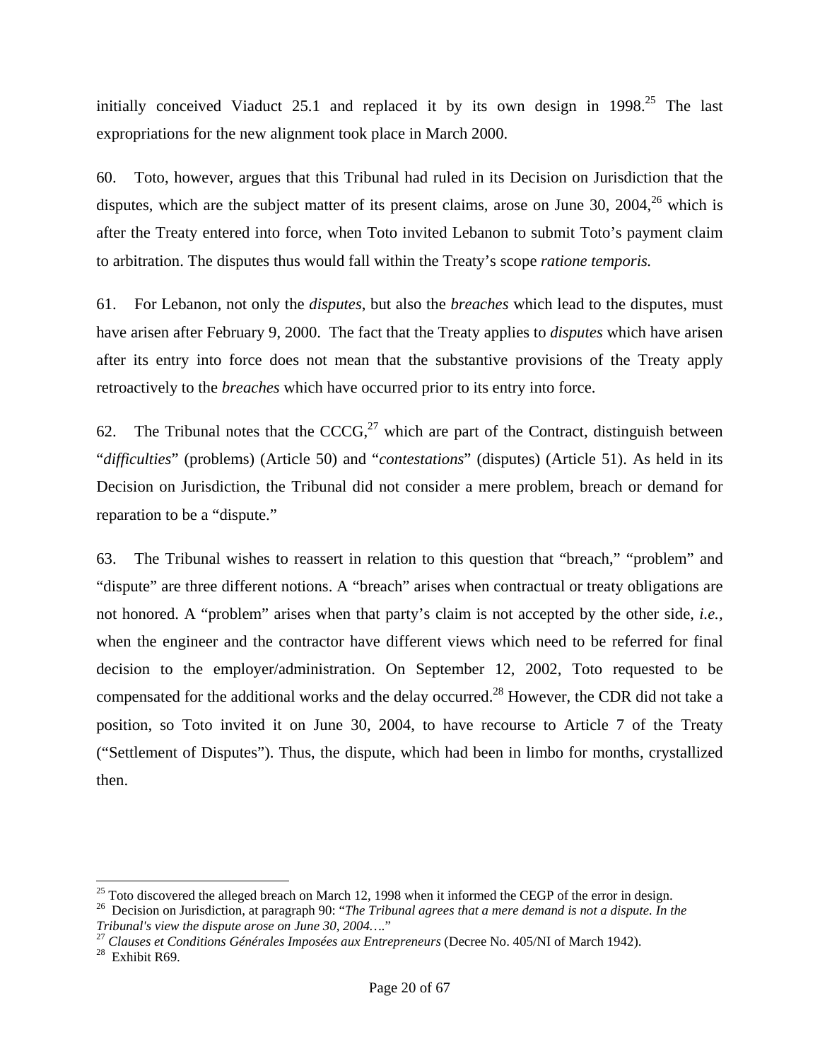initially conceived Viaduct 25.1 and replaced it by its own design in 1998.[25] The last expropriations for the new alignment took place in March 2000.

60. Toto, however, argues that this Tribunal had ruled in its Decision on Jurisdiction that the disputes, which are the subject matter of its present claims, arose on June 30, 2004,[26] which is after the Treaty entered into force, when Toto invited Lebanon to submit Toto's payment claim to arbitration. The disputes thus would fall within the Treaty's scope *ratione temporis.*

61. For Lebanon, not only the *disputes*, but also the *breaches* which lead to the disputes, must have arisen after February 9, 2000. The fact that the Treaty applies to *disputes* which have arisen after its entry into force does not mean that the substantive provisions of the Treaty apply retroactively to the *breaches* which have occurred prior to its entry into force.

62. The Tribunal notes that the CCCG,[27] which are part of the Contract, distinguish between "*difficulties*" (problems) (Article 50) and "*contestations*" (disputes) (Article 51). As held in its Decision on Jurisdiction, the Tribunal did not consider a mere problem, breach or demand for reparation to be a "dispute."

63. The Tribunal wishes to reassert in relation to this question that "breach," "problem" and "dispute" are three different notions. A "breach" arises when contractual or treaty obligations are not honored. A "problem" arises when that party's claim is not accepted by the other side, *i.e.*, when the engineer and the contractor have different views which need to be referred for final decision to the employer/administration. On September 12, 2002, Toto requested to be compensated for the additional works and the delay occurred.[28] However, the CDR did not take a position, so Toto invited it on June 30, 2004, to have recourse to Article 7 of the Treaty ("Settlement of Disputes"). Thus, the dispute, which had been in limbo for months, crystallized then.

---

[25] Toto discovered the alleged breach on March 12, 1998 when it informed the CEGP of the error in design.

[26] Decision on Jurisdiction, at paragraph 90: "*The Tribunal agrees that a mere demand is not a dispute. In the Tribunal's view the dispute arose on June 30, 2004….*"

[27] *Clauses et Conditions Générales Imposées aux Entrepreneurs* (Decree No. 405/NI of March 1942).

[28] Exhibit R69.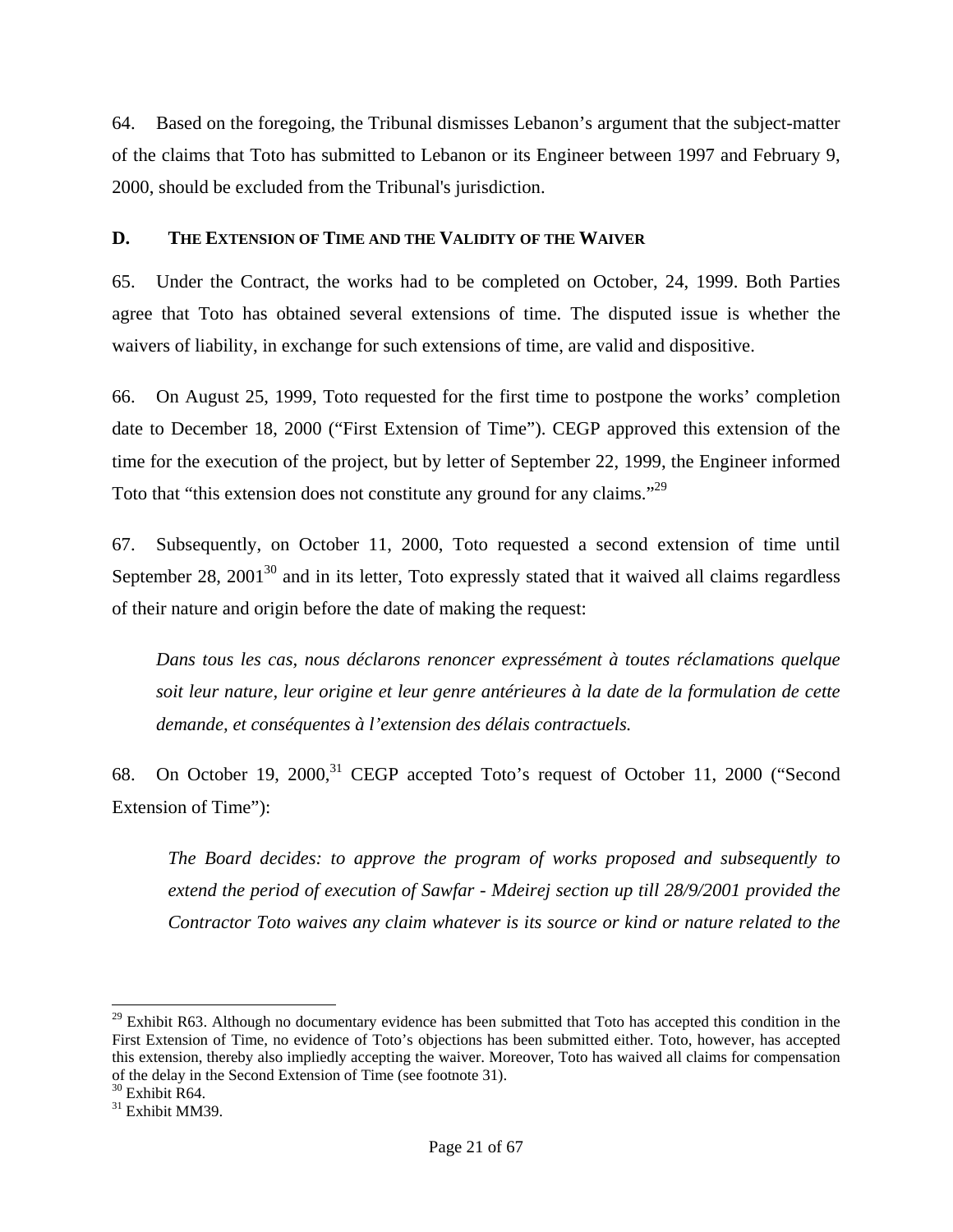64. Based on the foregoing, the Tribunal dismisses Lebanon's argument that the subject-matter of the claims that Toto has submitted to Lebanon or its Engineer between 1997 and February 9, 2000, should be excluded from the Tribunal's jurisdiction.

## D. THE EXTENSION OF TIME AND THE VALIDITY OF THE WAIVER

65. Under the Contract, the works had to be completed on October, 24, 1999. Both Parties agree that Toto has obtained several extensions of time. The disputed issue is whether the waivers of liability, in exchange for such extensions of time, are valid and dispositive.

66. On August 25, 1999, Toto requested for the first time to postpone the works' completion date to December 18, 2000 ("First Extension of Time"). CEGP approved this extension of the time for the execution of the project, but by letter of September 22, 1999, the Engineer informed Toto that "this extension does not constitute any ground for any claims."[29]

67. Subsequently, on October 11, 2000, Toto requested a second extension of time until September 28, 2001[30] and in its letter, Toto expressly stated that it waived all claims regardless of their nature and origin before the date of making the request:

> *Dans tous les cas, nous déclarons renoncer expressément à toutes réclamations quelque soit leur nature, leur origine et leur genre antérieures à la date de la formulation de cette demande, et conséquentes à l'extension des délais contractuels.*

68. On October 19, 2000,[31] CEGP accepted Toto's request of October 11, 2000 ("Second Extension of Time"):

> *The Board decides: to approve the program of works proposed and subsequently to extend the period of execution of Sawfar - Mdeirej section up till 28/9/2001 provided the Contractor Toto waives any claim whatever is its source or kind or nature related to the*

---

[29] Exhibit R63. Although no documentary evidence has been submitted that Toto has accepted this condition in the First Extension of Time, no evidence of Toto's objections has been submitted either. Toto, however, has accepted this extension, thereby also impliedly accepting the waiver. Moreover, Toto has waived all claims for compensation of the delay in the Second Extension of Time (see footnote 31).

[30] Exhibit R64.

[31] Exhibit MM39.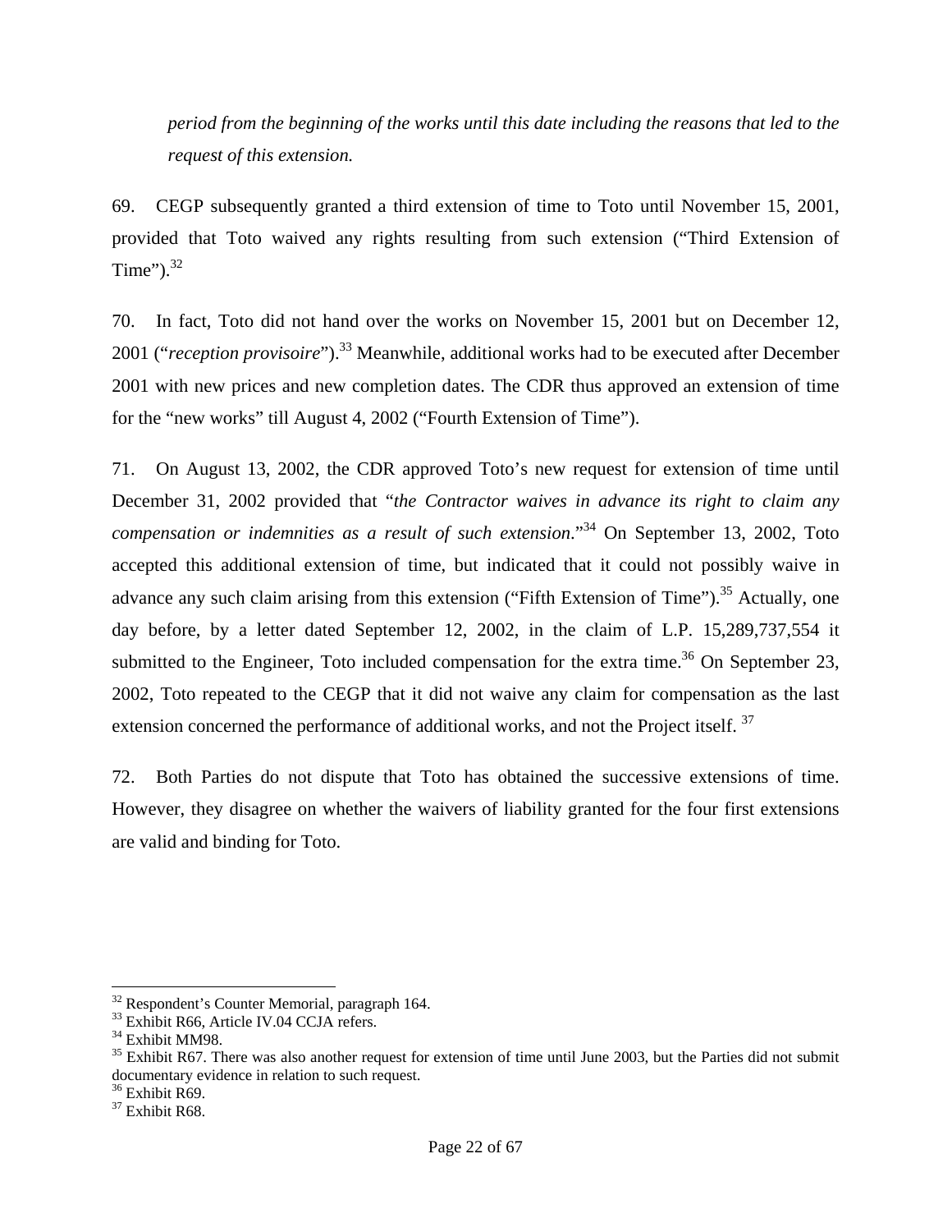*period from the beginning of the works until this date including the reasons that led to the request of this extension.*

69. CEGP subsequently granted a third extension of time to Toto until November 15, 2001, provided that Toto waived any rights resulting from such extension ("Third Extension of Time").[32]

70. In fact, Toto did not hand over the works on November 15, 2001 but on December 12, 2001 ("*reception provisoire*").[33] Meanwhile, additional works had to be executed after December 2001 with new prices and new completion dates. The CDR thus approved an extension of time for the "new works" till August 4, 2002 ("Fourth Extension of Time").

71. On August 13, 2002, the CDR approved Toto's new request for extension of time until December 31, 2002 provided that "*the Contractor waives in advance its right to claim any compensation or indemnities as a result of such extension.*"[34] On September 13, 2002, Toto accepted this additional extension of time, but indicated that it could not possibly waive in advance any such claim arising from this extension ("Fifth Extension of Time").[35] Actually, one day before, by a letter dated September 12, 2002, in the claim of L.P. 15,289,737,554 it submitted to the Engineer, Toto included compensation for the extra time.[36] On September 23, 2002, Toto repeated to the CEGP that it did not waive any claim for compensation as the last extension concerned the performance of additional works, and not the Project itself. [37]

72. Both Parties do not dispute that Toto has obtained the successive extensions of time. However, they disagree on whether the waivers of liability granted for the four first extensions are valid and binding for Toto.

---

[32] Respondent's Counter Memorial, paragraph 164.

[33] Exhibit R66, Article IV.04 CCJA refers.

[34] Exhibit MM98.

[35] Exhibit R67. There was also another request for extension of time until June 2003, but the Parties did not submit documentary evidence in relation to such request.

[36] Exhibit R69.

[37] Exhibit R68.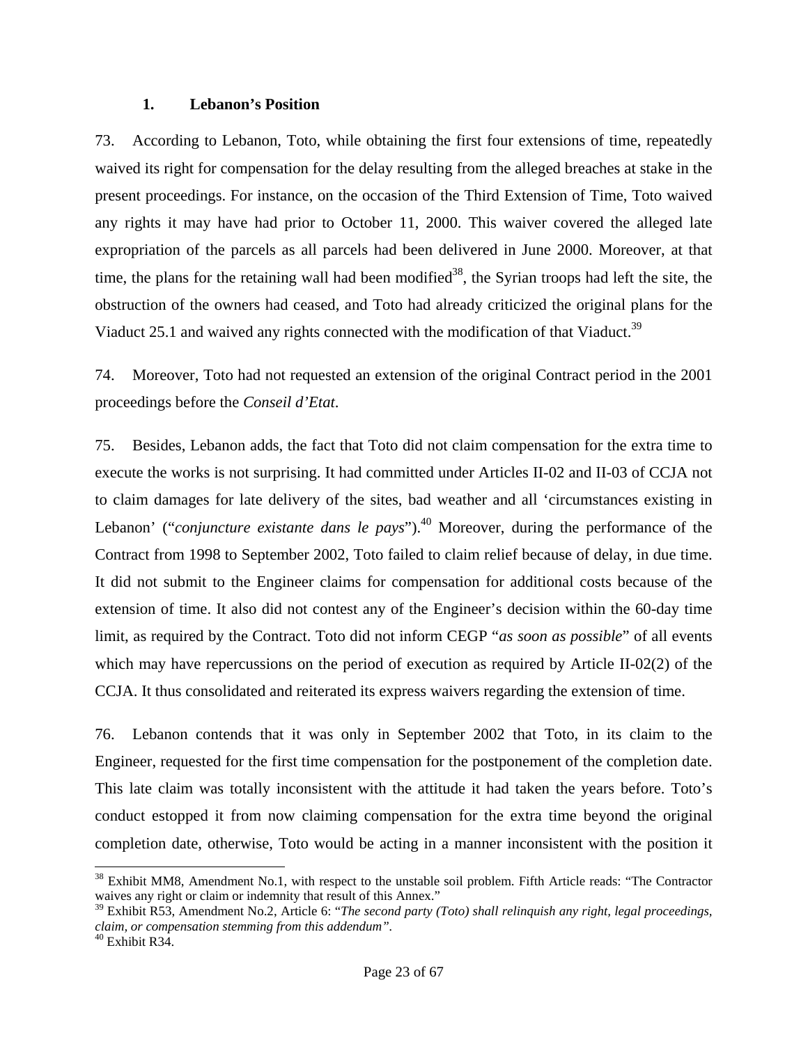### 1. Lebanon's Position

73. According to Lebanon, Toto, while obtaining the first four extensions of time, repeatedly waived its right for compensation for the delay resulting from the alleged breaches at stake in the present proceedings. For instance, on the occasion of the Third Extension of Time, Toto waived any rights it may have had prior to October 11, 2000. This waiver covered the alleged late expropriation of the parcels as all parcels had been delivered in June 2000. Moreover, at that time, the plans for the retaining wall had been modified[38], the Syrian troops had left the site, the obstruction of the owners had ceased, and Toto had already criticized the original plans for the Viaduct 25.1 and waived any rights connected with the modification of that Viaduct.[39]

74. Moreover, Toto had not requested an extension of the original Contract period in the 2001 proceedings before the *Conseil d'Etat*.

75. Besides, Lebanon adds, the fact that Toto did not claim compensation for the extra time to execute the works is not surprising. It had committed under Articles II-02 and II-03 of CCJA not to claim damages for late delivery of the sites, bad weather and all 'circumstances existing in Lebanon' ("*conjuncture existante dans le pays*").[40] Moreover, during the performance of the Contract from 1998 to September 2002, Toto failed to claim relief because of delay, in due time. It did not submit to the Engineer claims for compensation for additional costs because of the extension of time. It also did not contest any of the Engineer's decision within the 60-day time limit, as required by the Contract. Toto did not inform CEGP "*as soon as possible*" of all events which may have repercussions on the period of execution as required by Article II-02(2) of the CCJA. It thus consolidated and reiterated its express waivers regarding the extension of time.

76. Lebanon contends that it was only in September 2002 that Toto, in its claim to the Engineer, requested for the first time compensation for the postponement of the completion date. This late claim was totally inconsistent with the attitude it had taken the years before. Toto's conduct estopped it from now claiming compensation for the extra time beyond the original completion date, otherwise, Toto would be acting in a manner inconsistent with the position it

---

[38] Exhibit MM8, Amendment No.1, with respect to the unstable soil problem. Fifth Article reads: "The Contractor waives any right or claim or indemnity that result of this Annex."

[39] Exhibit R53, Amendment No.2, Article 6: "*The second party (Toto) shall relinquish any right, legal proceedings, claim, or compensation stemming from this addendum*".

[40] Exhibit R34.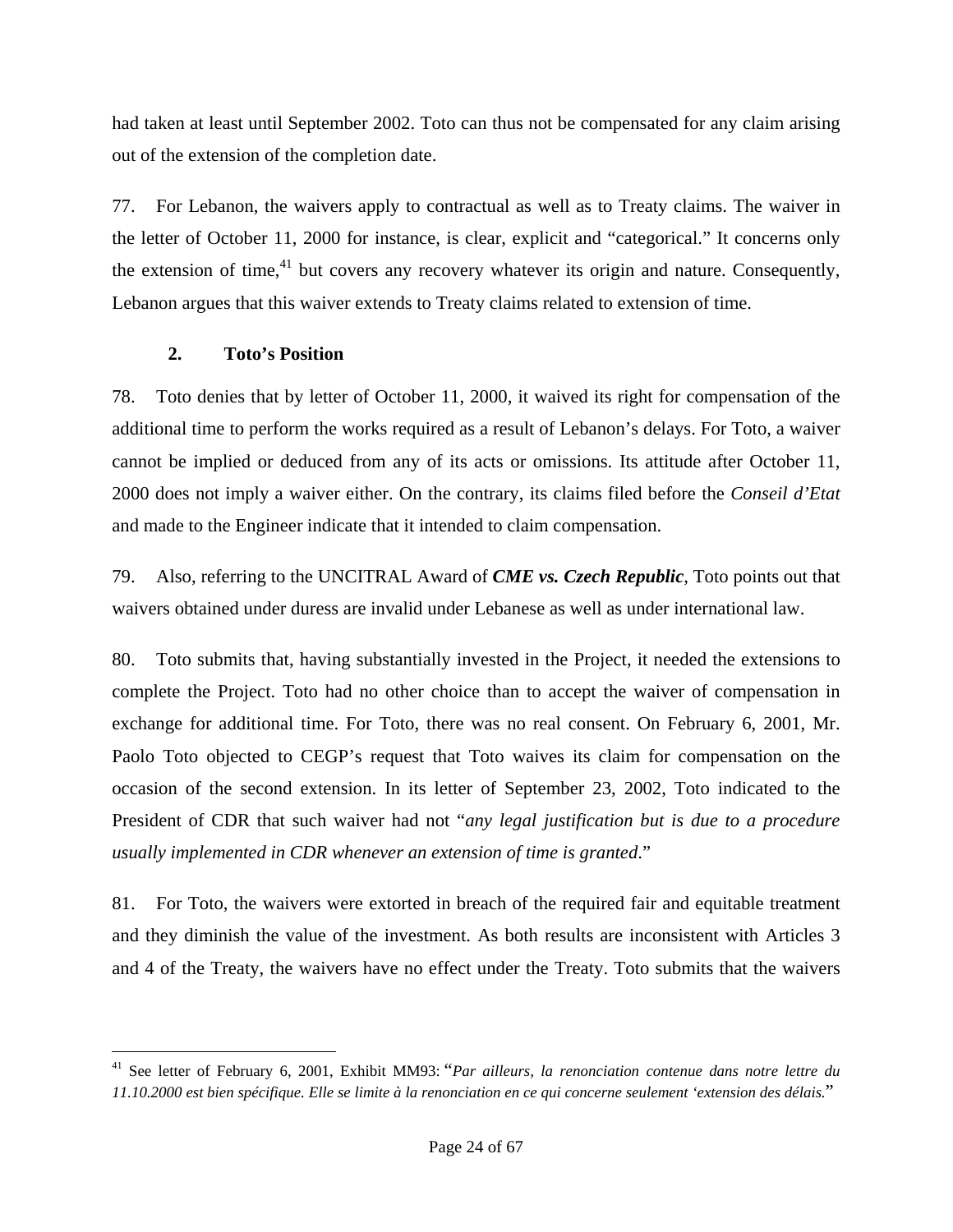had taken at least until September 2002. Toto can thus not be compensated for any claim arising out of the extension of the completion date.

77. For Lebanon, the waivers apply to contractual as well as to Treaty claims. The waiver in the letter of October 11, 2000 for instance, is clear, explicit and "categorical." It concerns only the extension of time,[41] but covers any recovery whatever its origin and nature. Consequently, Lebanon argues that this waiver extends to Treaty claims related to extension of time.

### 2. Toto's Position

78. Toto denies that by letter of October 11, 2000, it waived its right for compensation of the additional time to perform the works required as a result of Lebanon's delays. For Toto, a waiver cannot be implied or deduced from any of its acts or omissions. Its attitude after October 11, 2000 does not imply a waiver either. On the contrary, its claims filed before the *Conseil d'Etat* and made to the Engineer indicate that it intended to claim compensation.

79. Also, referring to the UNCITRAL Award of ***CME vs. Czech Republic***, Toto points out that waivers obtained under duress are invalid under Lebanese as well as under international law.

80. Toto submits that, having substantially invested in the Project, it needed the extensions to complete the Project. Toto had no other choice than to accept the waiver of compensation in exchange for additional time. For Toto, there was no real consent. On February 6, 2001, Mr. Paolo Toto objected to CEGP's request that Toto waives its claim for compensation on the occasion of the second extension. In its letter of September 23, 2002, Toto indicated to the President of CDR that such waiver had not "*any legal justification but is due to a procedure usually implemented in CDR whenever an extension of time is granted*."

81. For Toto, the waivers were extorted in breach of the required fair and equitable treatment and they diminish the value of the investment. As both results are inconsistent with Articles 3 and 4 of the Treaty, the waivers have no effect under the Treaty. Toto submits that the waivers

---

[41] See letter of February 6, 2001, Exhibit MM93: "*Par ailleurs, la renonciation contenue dans notre lettre du 11.10.2000 est bien spécifique. Elle se limite à la renonciation en ce qui concerne seulement 'extension des délais.*"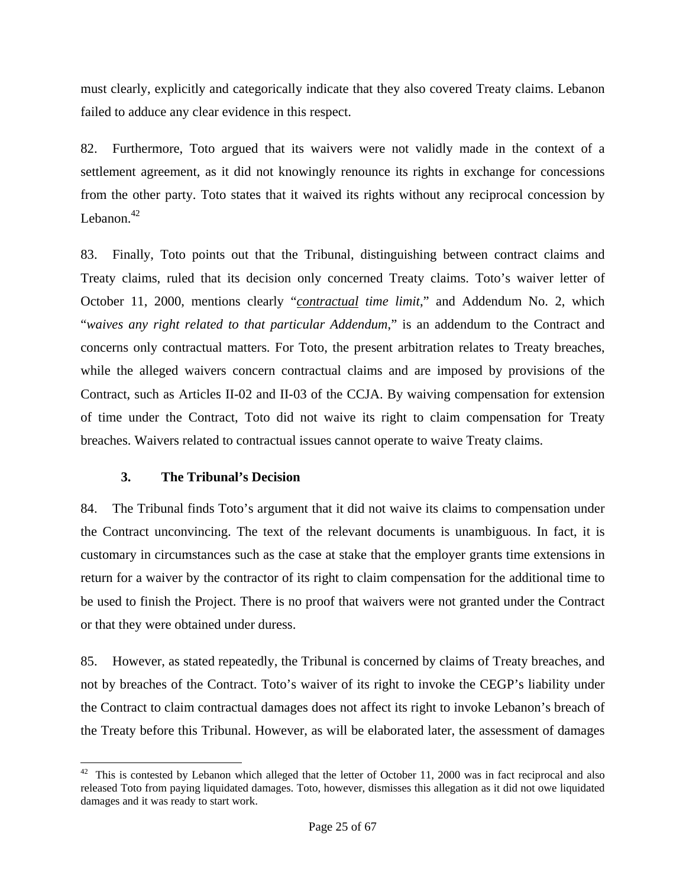must clearly, explicitly and categorically indicate that they also covered Treaty claims. Lebanon failed to adduce any clear evidence in this respect.

82. Furthermore, Toto argued that its waivers were not validly made in the context of a settlement agreement, as it did not knowingly renounce its rights in exchange for concessions from the other party. Toto states that it waived its rights without any reciprocal concession by Lebanon.[42]

83. Finally, Toto points out that the Tribunal, distinguishing between contract claims and Treaty claims, ruled that its decision only concerned Treaty claims. Toto's waiver letter of October 11, 2000, mentions clearly "*contractual time limit*," and Addendum No. 2, which "*waives any right related to that particular Addendum*," is an addendum to the Contract and concerns only contractual matters. For Toto, the present arbitration relates to Treaty breaches, while the alleged waivers concern contractual claims and are imposed by provisions of the Contract, such as Articles II-02 and II-03 of the CCJA. By waiving compensation for extension of time under the Contract, Toto did not waive its right to claim compensation for Treaty breaches. Waivers related to contractual issues cannot operate to waive Treaty claims.

### 3. The Tribunal's Decision

84. The Tribunal finds Toto's argument that it did not waive its claims to compensation under the Contract unconvincing. The text of the relevant documents is unambiguous. In fact, it is customary in circumstances such as the case at stake that the employer grants time extensions in return for a waiver by the contractor of its right to claim compensation for the additional time to be used to finish the Project. There is no proof that waivers were not granted under the Contract or that they were obtained under duress.

85. However, as stated repeatedly, the Tribunal is concerned by claims of Treaty breaches, and not by breaches of the Contract. Toto's waiver of its right to invoke the CEGP's liability under the Contract to claim contractual damages does not affect its right to invoke Lebanon's breach of the Treaty before this Tribunal. However, as will be elaborated later, the assessment of damages

---

[42] This is contested by Lebanon which alleged that the letter of October 11, 2000 was in fact reciprocal and also released Toto from paying liquidated damages. Toto, however, dismisses this allegation as it did not owe liquidated damages and it was ready to start work.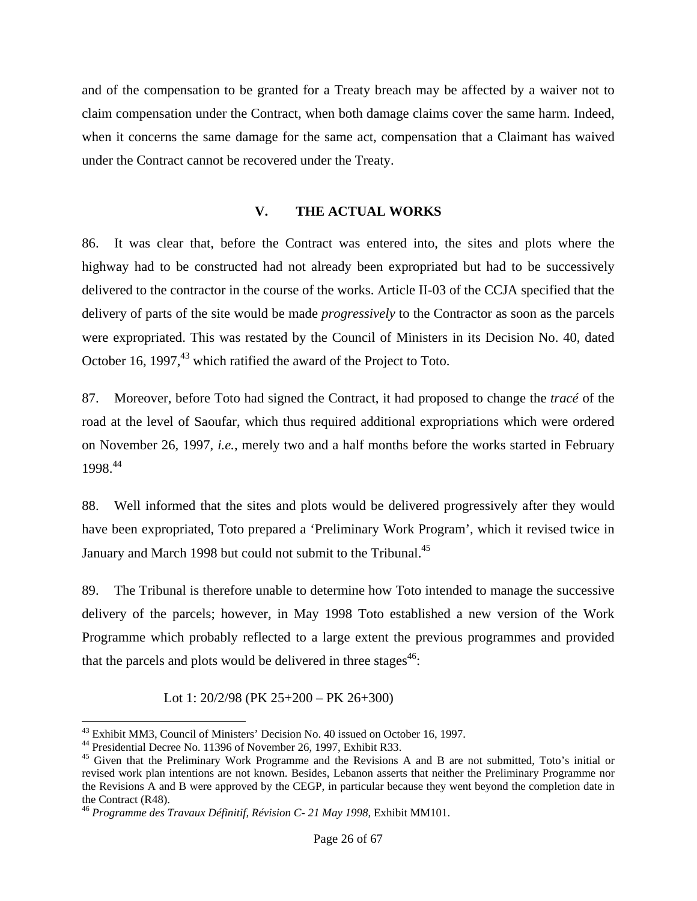and of the compensation to be granted for a Treaty breach may be affected by a waiver not to claim compensation under the Contract, when both damage claims cover the same harm. Indeed, when it concerns the same damage for the same act, compensation that a Claimant has waived under the Contract cannot be recovered under the Treaty.

## V. THE ACTUAL WORKS

86. It was clear that, before the Contract was entered into, the sites and plots where the highway had to be constructed had not already been expropriated but had to be successively delivered to the contractor in the course of the works. Article II-03 of the CCJA specified that the delivery of parts of the site would be made *progressively* to the Contractor as soon as the parcels were expropriated. This was restated by the Council of Ministers in its Decision No. 40, dated October 16, 1997,[43] which ratified the award of the Project to Toto.

87. Moreover, before Toto had signed the Contract, it had proposed to change the *tracé* of the road at the level of Saoufar, which thus required additional expropriations which were ordered on November 26, 1997, *i.e.*, merely two and a half months before the works started in February 1998.[44]

88. Well informed that the sites and plots would be delivered progressively after they would have been expropriated, Toto prepared a 'Preliminary Work Program', which it revised twice in January and March 1998 but could not submit to the Tribunal.[45]

89. The Tribunal is therefore unable to determine how Toto intended to manage the successive delivery of the parcels; however, in May 1998 Toto established a new version of the Work Programme which probably reflected to a large extent the previous programmes and provided that the parcels and plots would be delivered in three stages[46]:

Lot 1: 20/2/98 (PK 25+200 – PK 26+300)

---

[43] Exhibit MM3, Council of Ministers' Decision No. 40 issued on October 16, 1997.

[44] Presidential Decree No. 11396 of November 26, 1997, Exhibit R33.

[45] Given that the Preliminary Work Programme and the Revisions A and B are not submitted, Toto's initial or revised work plan intentions are not known. Besides, Lebanon asserts that neither the Preliminary Programme nor the Revisions A and B were approved by the CEGP, in particular because they went beyond the completion date in the Contract (R48).

[46] *Programme des Travaux Définitif, Révision C- 21 May 1998*, Exhibit MM101.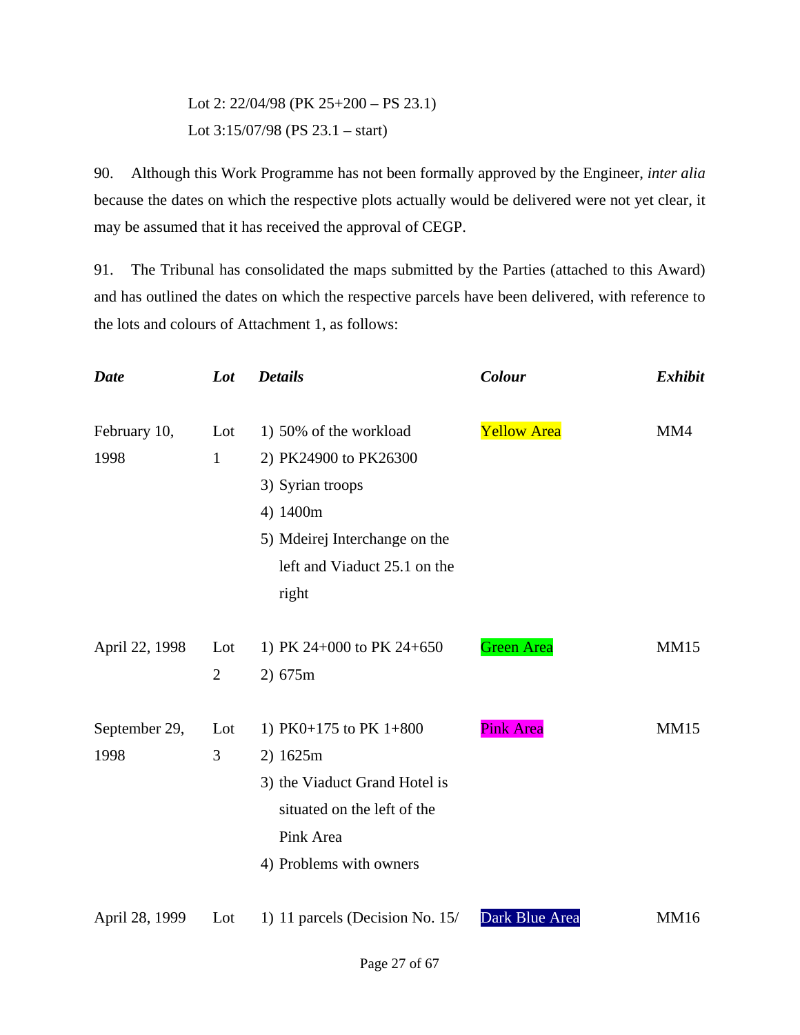Lot 2: 22/04/98 (PK 25+200 – PS 23.1)
Lot 3:15/07/98 (PS 23.1 – start)

90. Although this Work Programme has not been formally approved by the Engineer, *inter alia* because the dates on which the respective plots actually would be delivered were not yet clear, it may be assumed that it has received the approval of CEGP.

91. The Tribunal has consolidated the maps submitted by the Parties (attached to this Award) and has outlined the dates on which the respective parcels have been delivered, with reference to the lots and colours of Attachment 1, as follows:

| ***Date*** | ***Lot*** | ***Details*** | ***Colour*** | ***Exhibit*** |
|---|---|---|---|---|
| February 10, 1998 | Lot 1 | 1) 50% of the workload<br>2) PK24900 to PK26300<br>3) Syrian troops<br>4) 1400m<br>5) Mdeirej Interchange on the left and Viaduct 25.1 on the right | Yellow Area | MM4 |
| April 22, 1998 | Lot 2 | 1) PK 24+000 to PK 24+650<br>2) 675m | Green Area | MM15 |
| September 29, 1998 | Lot 3 | 1) PK0+175 to PK 1+800<br>2) 1625m<br>3) the Viaduct Grand Hotel is situated on the left of the Pink Area<br>4) Problems with owners | Pink Area | MM15 |
| April 28, 1999 | Lot | 1) 11 parcels (Decision No. 15/ | Dark Blue Area | MM16 |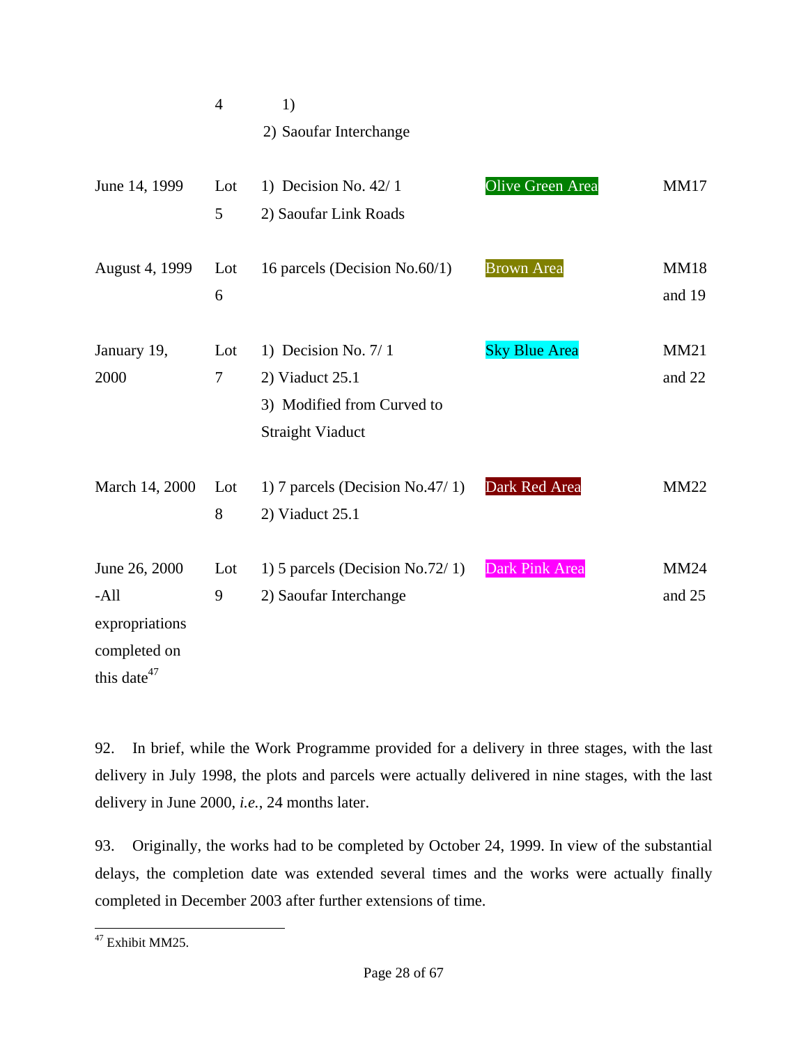| | | | | |
|---|---|---|---|---|
| | 4 | 1)<br>2) Saoufar Interchange | | |
| June 14, 1999 | Lot 5 | 1) Decision No. 42/ 1<br>2) Saoufar Link Roads | Olive Green Area | MM17 |
| August 4, 1999 | Lot 6 | 16 parcels (Decision No.60/1) | Brown Area | MM18 and 19 |
| January 19, 2000 | Lot 7 | 1) Decision No. 7/ 1<br>2) Viaduct 25.1<br>3) Modified from Curved to Straight Viaduct | Sky Blue Area | MM21 and 22 |
| March 14, 2000 | Lot 8 | 1) 7 parcels (Decision No.47/ 1)<br>2) Viaduct 25.1 | Dark Red Area | MM22 |
| June 26, 2000 -All expropriations completed on this date[47] | Lot 9 | 1) 5 parcels (Decision No.72/ 1)<br>2) Saoufar Interchange | Dark Pink Area | MM24 and 25 |

92. In brief, while the Work Programme provided for a delivery in three stages, with the last delivery in July 1998, the plots and parcels were actually delivered in nine stages, with the last delivery in June 2000, *i.e.*, 24 months later.

93. Originally, the works had to be completed by October 24, 1999. In view of the substantial delays, the completion date was extended several times and the works were actually finally completed in December 2003 after further extensions of time.

---

[47] Exhibit MM25.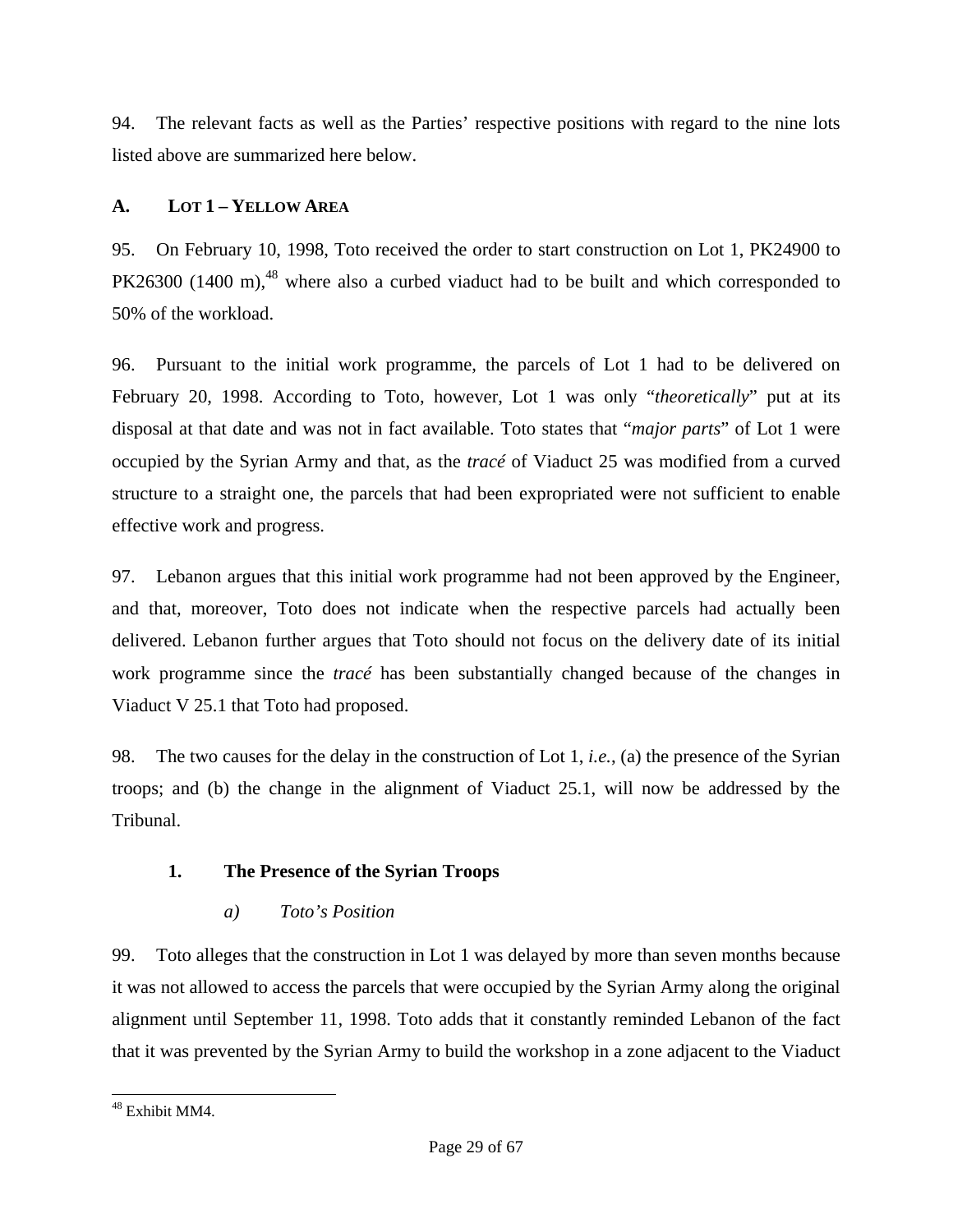94. The relevant facts as well as the Parties' respective positions with regard to the nine lots listed above are summarized here below.

## A. LOT 1 – YELLOW AREA

95. On February 10, 1998, Toto received the order to start construction on Lot 1, PK24900 to PK26300 (1400 m),[48] where also a curbed viaduct had to be built and which corresponded to 50% of the workload.

96. Pursuant to the initial work programme, the parcels of Lot 1 had to be delivered on February 20, 1998. According to Toto, however, Lot 1 was only "*theoretically*" put at its disposal at that date and was not in fact available. Toto states that "*major parts*" of Lot 1 were occupied by the Syrian Army and that, as the *tracé* of Viaduct 25 was modified from a curved structure to a straight one, the parcels that had been expropriated were not sufficient to enable effective work and progress.

97. Lebanon argues that this initial work programme had not been approved by the Engineer, and that, moreover, Toto does not indicate when the respective parcels had actually been delivered. Lebanon further argues that Toto should not focus on the delivery date of its initial work programme since the *tracé* has been substantially changed because of the changes in Viaduct V 25.1 that Toto had proposed.

98. The two causes for the delay in the construction of Lot 1, *i.e.*, (a) the presence of the Syrian troops; and (b) the change in the alignment of Viaduct 25.1, will now be addressed by the Tribunal.

### 1. The Presence of the Syrian Troops

#### *a) Toto's Position*

99. Toto alleges that the construction in Lot 1 was delayed by more than seven months because it was not allowed to access the parcels that were occupied by the Syrian Army along the original alignment until September 11, 1998. Toto adds that it constantly reminded Lebanon of the fact that it was prevented by the Syrian Army to build the workshop in a zone adjacent to the Viaduct

[48] Exhibit MM4.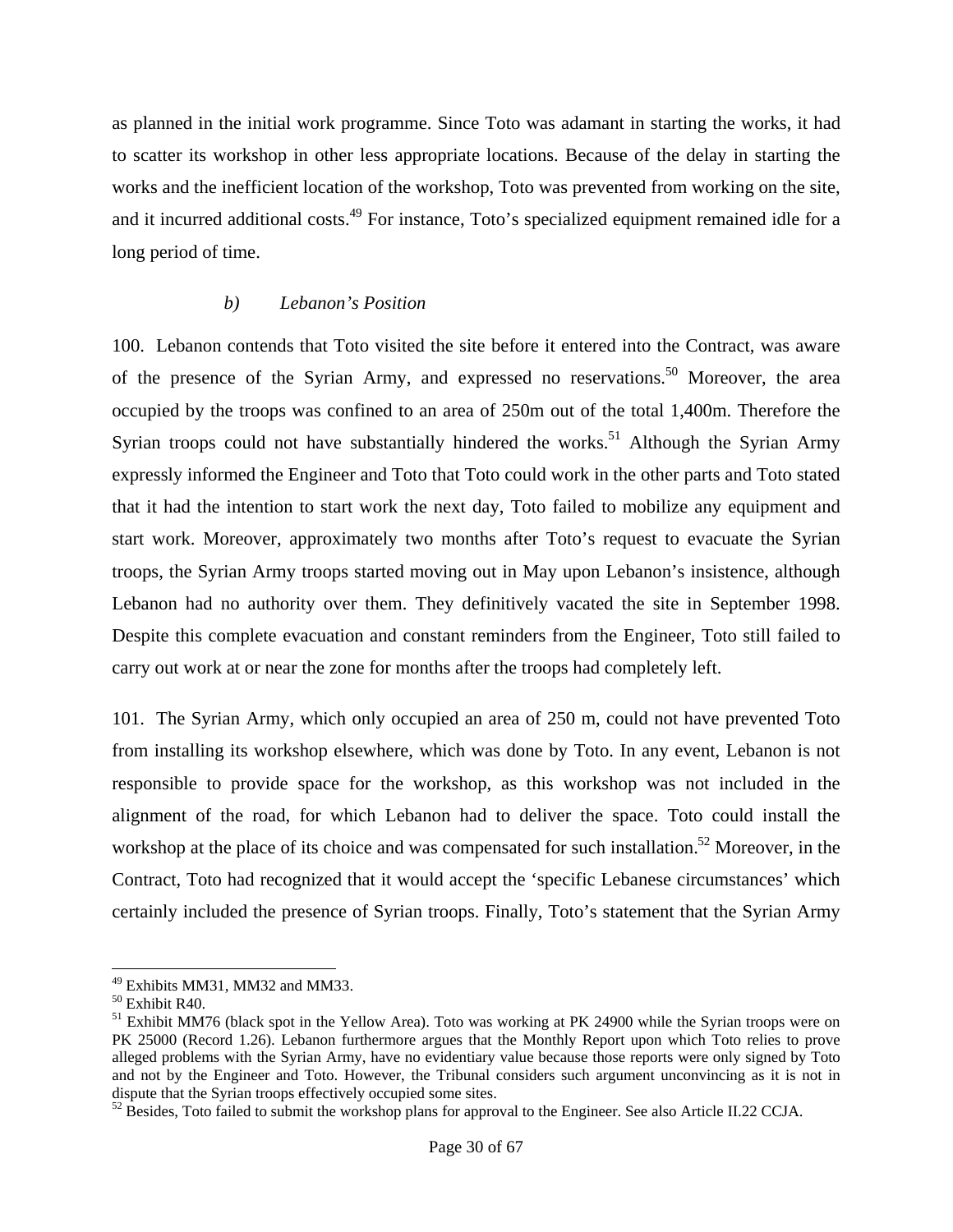as planned in the initial work programme. Since Toto was adamant in starting the works, it had to scatter its workshop in other less appropriate locations. Because of the delay in starting the works and the inefficient location of the workshop, Toto was prevented from working on the site, and it incurred additional costs.[49] For instance, Toto's specialized equipment remained idle for a long period of time.

*b) Lebanon's Position*

100. Lebanon contends that Toto visited the site before it entered into the Contract, was aware of the presence of the Syrian Army, and expressed no reservations.[50] Moreover, the area occupied by the troops was confined to an area of 250m out of the total 1,400m. Therefore the Syrian troops could not have substantially hindered the works.[51] Although the Syrian Army expressly informed the Engineer and Toto that Toto could work in the other parts and Toto stated that it had the intention to start work the next day, Toto failed to mobilize any equipment and start work. Moreover, approximately two months after Toto's request to evacuate the Syrian troops, the Syrian Army troops started moving out in May upon Lebanon's insistence, although Lebanon had no authority over them. They definitively vacated the site in September 1998. Despite this complete evacuation and constant reminders from the Engineer, Toto still failed to carry out work at or near the zone for months after the troops had completely left.

101. The Syrian Army, which only occupied an area of 250 m, could not have prevented Toto from installing its workshop elsewhere, which was done by Toto. In any event, Lebanon is not responsible to provide space for the workshop, as this workshop was not included in the alignment of the road, for which Lebanon had to deliver the space. Toto could install the workshop at the place of its choice and was compensated for such installation.[52] Moreover, in the Contract, Toto had recognized that it would accept the 'specific Lebanese circumstances' which certainly included the presence of Syrian troops. Finally, Toto's statement that the Syrian Army

---

[49] Exhibits MM31, MM32 and MM33.

[50] Exhibit R40.

[51] Exhibit MM76 (black spot in the Yellow Area). Toto was working at PK 24900 while the Syrian troops were on PK 25000 (Record 1.26). Lebanon furthermore argues that the Monthly Report upon which Toto relies to prove alleged problems with the Syrian Army, have no evidentiary value because those reports were only signed by Toto and not by the Engineer and Toto. However, the Tribunal considers such argument unconvincing as it is not in dispute that the Syrian troops effectively occupied some sites.

[52] Besides, Toto failed to submit the workshop plans for approval to the Engineer. See also Article II.22 CCJA.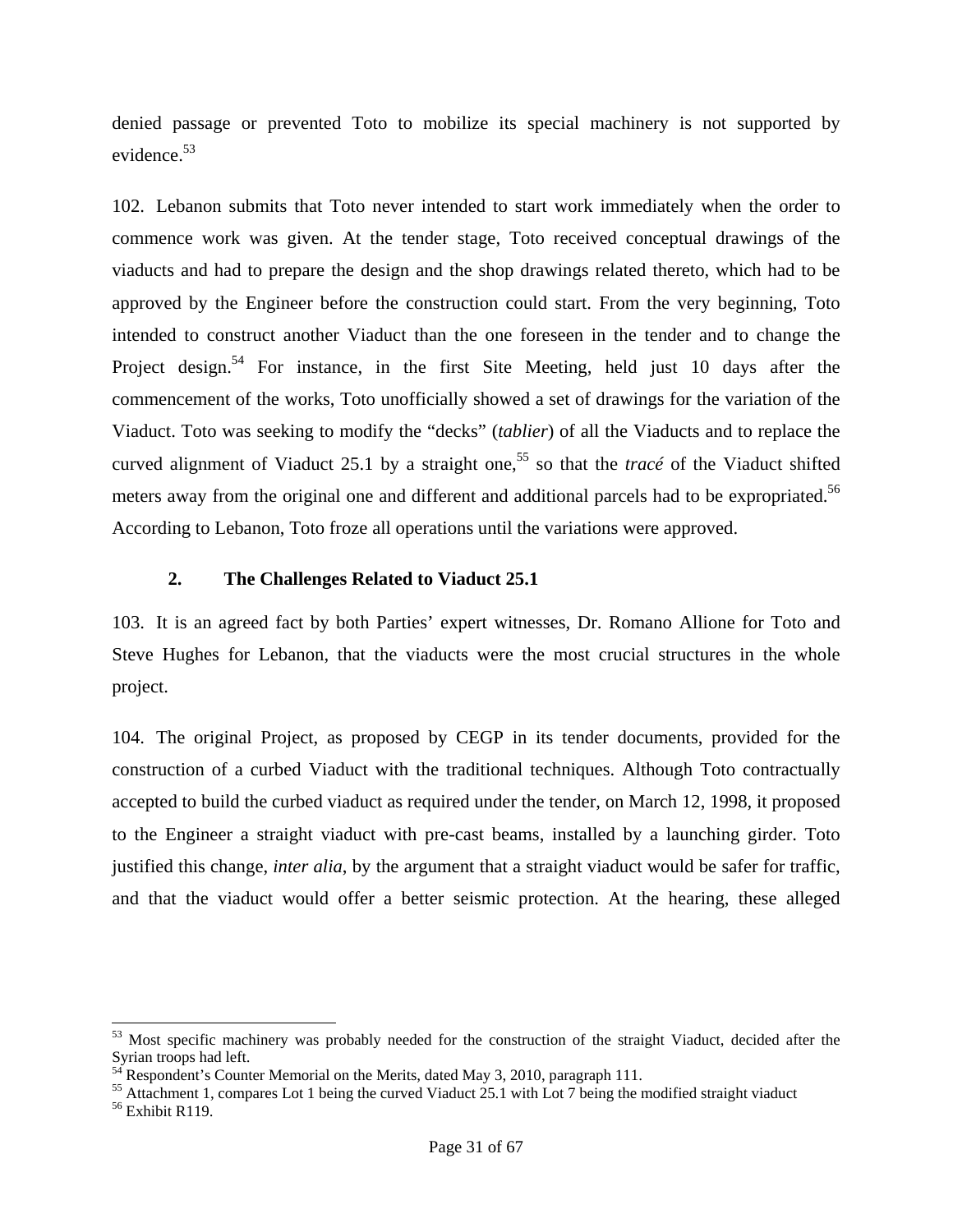denied passage or prevented Toto to mobilize its special machinery is not supported by evidence.[53]

102. Lebanon submits that Toto never intended to start work immediately when the order to commence work was given. At the tender stage, Toto received conceptual drawings of the viaducts and had to prepare the design and the shop drawings related thereto, which had to be approved by the Engineer before the construction could start. From the very beginning, Toto intended to construct another Viaduct than the one foreseen in the tender and to change the Project design.[54] For instance, in the first Site Meeting, held just 10 days after the commencement of the works, Toto unofficially showed a set of drawings for the variation of the Viaduct. Toto was seeking to modify the "decks" (*tablier*) of all the Viaducts and to replace the curved alignment of Viaduct 25.1 by a straight one,[55] so that the *tracé* of the Viaduct shifted meters away from the original one and different and additional parcels had to be expropriated.[56] According to Lebanon, Toto froze all operations until the variations were approved.

### 2. The Challenges Related to Viaduct 25.1

103. It is an agreed fact by both Parties' expert witnesses, Dr. Romano Allione for Toto and Steve Hughes for Lebanon, that the viaducts were the most crucial structures in the whole project.

104. The original Project, as proposed by CEGP in its tender documents, provided for the construction of a curbed Viaduct with the traditional techniques. Although Toto contractually accepted to build the curbed viaduct as required under the tender, on March 12, 1998, it proposed to the Engineer a straight viaduct with pre-cast beams, installed by a launching girder. Toto justified this change, *inter alia*, by the argument that a straight viaduct would be safer for traffic, and that the viaduct would offer a better seismic protection. At the hearing, these alleged

---

[53] Most specific machinery was probably needed for the construction of the straight Viaduct, decided after the Syrian troops had left.

[54] Respondent's Counter Memorial on the Merits, dated May 3, 2010, paragraph 111.

[55] Attachment 1, compares Lot 1 being the curved Viaduct 25.1 with Lot 7 being the modified straight viaduct

[56] Exhibit R119.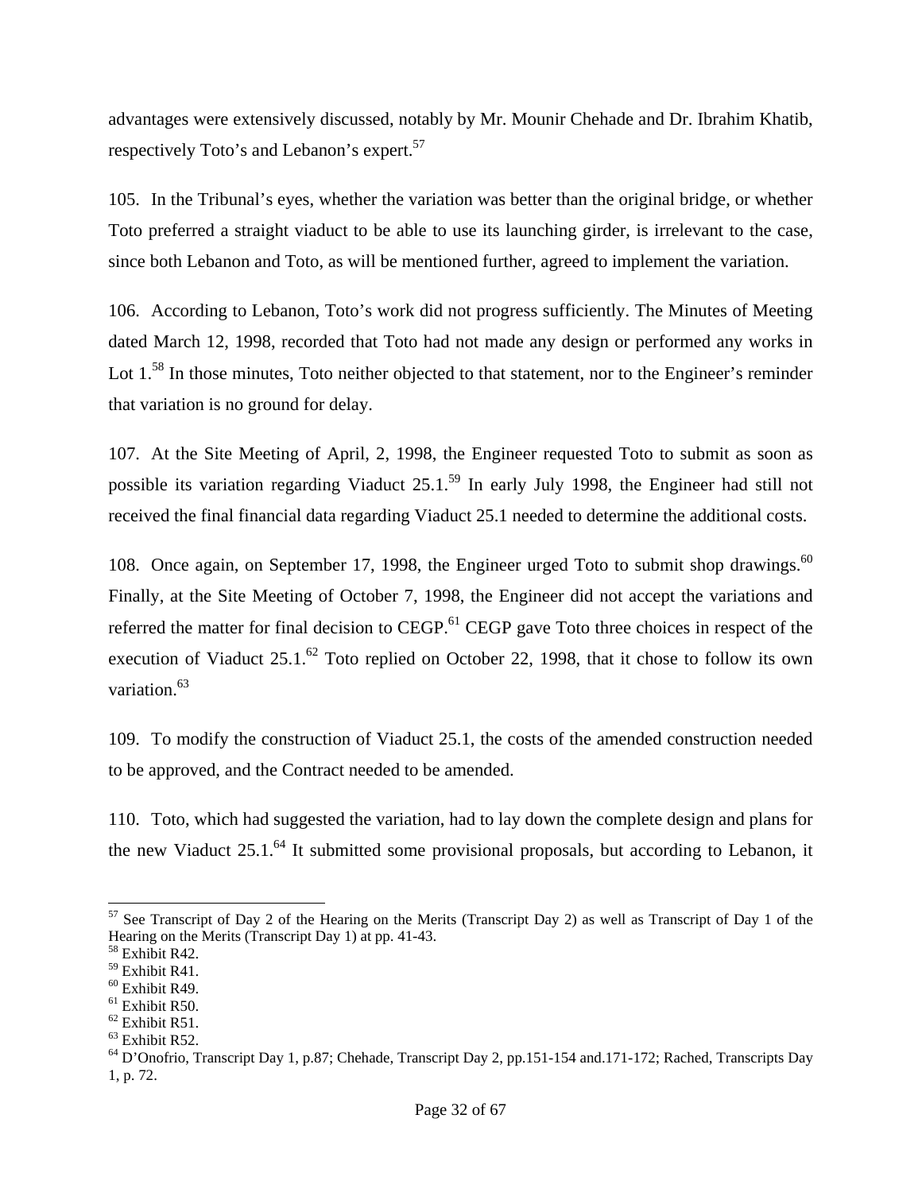advantages were extensively discussed, notably by Mr. Mounir Chehade and Dr. Ibrahim Khatib, respectively Toto's and Lebanon's expert.[57]

105. In the Tribunal's eyes, whether the variation was better than the original bridge, or whether Toto preferred a straight viaduct to be able to use its launching girder, is irrelevant to the case, since both Lebanon and Toto, as will be mentioned further, agreed to implement the variation.

106. According to Lebanon, Toto's work did not progress sufficiently. The Minutes of Meeting dated March 12, 1998, recorded that Toto had not made any design or performed any works in Lot 1.[58] In those minutes, Toto neither objected to that statement, nor to the Engineer's reminder that variation is no ground for delay.

107. At the Site Meeting of April, 2, 1998, the Engineer requested Toto to submit as soon as possible its variation regarding Viaduct 25.1.[59] In early July 1998, the Engineer had still not received the final financial data regarding Viaduct 25.1 needed to determine the additional costs.

108. Once again, on September 17, 1998, the Engineer urged Toto to submit shop drawings.[60] Finally, at the Site Meeting of October 7, 1998, the Engineer did not accept the variations and referred the matter for final decision to CEGP.[61] CEGP gave Toto three choices in respect of the execution of Viaduct 25.1.[62] Toto replied on October 22, 1998, that it chose to follow its own variation.[63]

109. To modify the construction of Viaduct 25.1, the costs of the amended construction needed to be approved, and the Contract needed to be amended.

110. Toto, which had suggested the variation, had to lay down the complete design and plans for the new Viaduct 25.1.[64] It submitted some provisional proposals, but according to Lebanon, it

---

[57] See Transcript of Day 2 of the Hearing on the Merits (Transcript Day 2) as well as Transcript of Day 1 of the Hearing on the Merits (Transcript Day 1) at pp. 41-43.

[58] Exhibit R42.

[59] Exhibit R41.

[60] Exhibit R49.

[61] Exhibit R50.

[62] Exhibit R51.

[63] Exhibit R52.

[64] D'Onofrio, Transcript Day 1, p.87; Chehade, Transcript Day 2, pp.151-154 and.171-172; Rached, Transcripts Day 1, p. 72.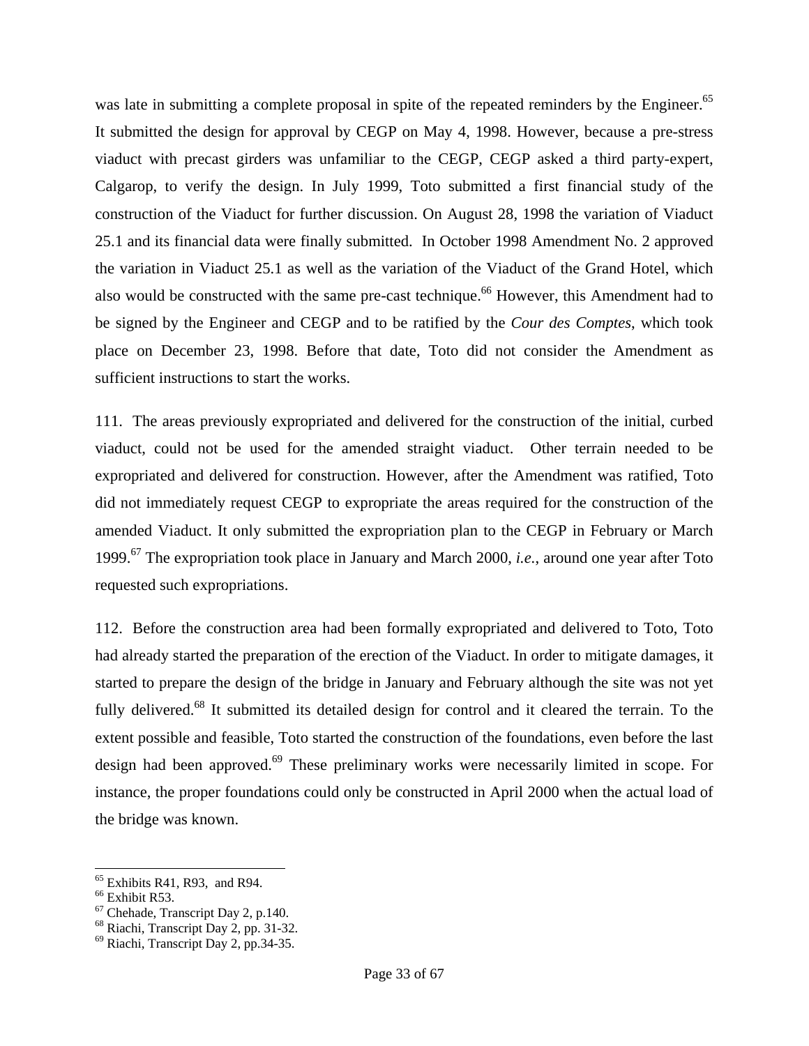was late in submitting a complete proposal in spite of the repeated reminders by the Engineer.[65] It submitted the design for approval by CEGP on May 4, 1998. However, because a pre-stress viaduct with precast girders was unfamiliar to the CEGP, CEGP asked a third party-expert, Calgarop, to verify the design. In July 1999, Toto submitted a first financial study of the construction of the Viaduct for further discussion. On August 28, 1998 the variation of Viaduct 25.1 and its financial data were finally submitted. In October 1998 Amendment No. 2 approved the variation in Viaduct 25.1 as well as the variation of the Viaduct of the Grand Hotel, which also would be constructed with the same pre-cast technique.[66] However, this Amendment had to be signed by the Engineer and CEGP and to be ratified by the *Cour des Comptes*, which took place on December 23, 1998. Before that date, Toto did not consider the Amendment as sufficient instructions to start the works.

111. The areas previously expropriated and delivered for the construction of the initial, curbed viaduct, could not be used for the amended straight viaduct. Other terrain needed to be expropriated and delivered for construction. However, after the Amendment was ratified, Toto did not immediately request CEGP to expropriate the areas required for the construction of the amended Viaduct. It only submitted the expropriation plan to the CEGP in February or March 1999.[67] The expropriation took place in January and March 2000, *i.e.*, around one year after Toto requested such expropriations.

112. Before the construction area had been formally expropriated and delivered to Toto, Toto had already started the preparation of the erection of the Viaduct. In order to mitigate damages, it started to prepare the design of the bridge in January and February although the site was not yet fully delivered.[68] It submitted its detailed design for control and it cleared the terrain. To the extent possible and feasible, Toto started the construction of the foundations, even before the last design had been approved.[69] These preliminary works were necessarily limited in scope. For instance, the proper foundations could only be constructed in April 2000 when the actual load of the bridge was known.

---

[65] Exhibits R41, R93, and R94.

[66] Exhibit R53.

[67] Chehade, Transcript Day 2, p.140.

[68] Riachi, Transcript Day 2, pp. 31-32.

[69] Riachi, Transcript Day 2, pp.34-35.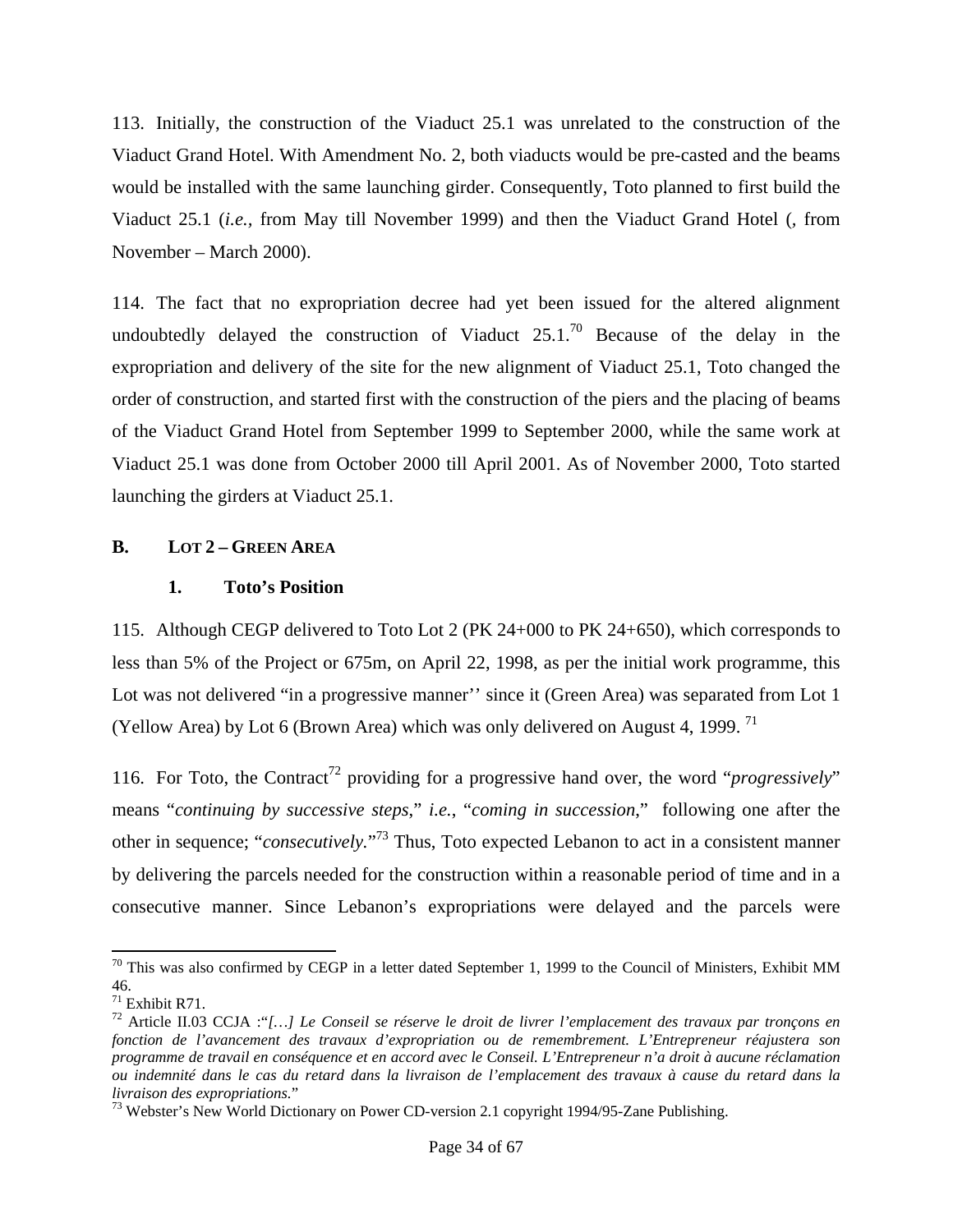113. Initially, the construction of the Viaduct 25.1 was unrelated to the construction of the Viaduct Grand Hotel. With Amendment No. 2, both viaducts would be pre-casted and the beams would be installed with the same launching girder. Consequently, Toto planned to first build the Viaduct 25.1 (*i.e.*, from May till November 1999) and then the Viaduct Grand Hotel (, from November – March 2000).

114. The fact that no expropriation decree had yet been issued for the altered alignment undoubtedly delayed the construction of Viaduct 25.1.[70] Because of the delay in the expropriation and delivery of the site for the new alignment of Viaduct 25.1, Toto changed the order of construction, and started first with the construction of the piers and the placing of beams of the Viaduct Grand Hotel from September 1999 to September 2000, while the same work at Viaduct 25.1 was done from October 2000 till April 2001. As of November 2000, Toto started launching the girders at Viaduct 25.1.

## B. LOT 2 – GREEN AREA

### 1. Toto's Position

115. Although CEGP delivered to Toto Lot 2 (PK 24+000 to PK 24+650), which corresponds to less than 5% of the Project or 675m, on April 22, 1998, as per the initial work programme, this Lot was not delivered "in a progressive manner'' since it (Green Area) was separated from Lot 1 (Yellow Area) by Lot 6 (Brown Area) which was only delivered on August 4, 1999. [71]

116. For Toto, the Contract[72] providing for a progressive hand over, the word "*progressively*" means "*continuing by successive steps*," *i.e.*, "*coming in succession*," following one after the other in sequence; "*consecutively.*"[73] Thus, Toto expected Lebanon to act in a consistent manner by delivering the parcels needed for the construction within a reasonable period of time and in a consecutive manner. Since Lebanon's expropriations were delayed and the parcels were

---

[70] This was also confirmed by CEGP in a letter dated September 1, 1999 to the Council of Ministers, Exhibit MM 46.

[71] Exhibit R71.

[72] Article II.03 CCJA :"*[…] Le Conseil se réserve le droit de livrer l'emplacement des travaux par tronçons en fonction de l'avancement des travaux d'expropriation ou de remembrement. L'Entrepreneur réajustera son programme de travail en conséquence et en accord avec le Conseil. L'Entrepreneur n'a droit à aucune réclamation ou indemnité dans le cas du retard dans la livraison de l'emplacement des travaux à cause du retard dans la livraison des expropriations.*"

[73] Webster's New World Dictionary on Power CD-version 2.1 copyright 1994/95-Zane Publishing.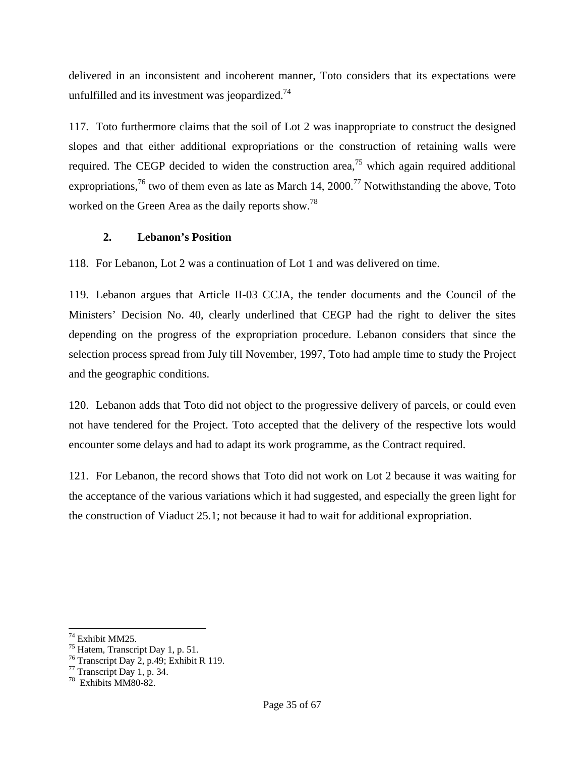delivered in an inconsistent and incoherent manner, Toto considers that its expectations were unfulfilled and its investment was jeopardized.[74]

117. Toto furthermore claims that the soil of Lot 2 was inappropriate to construct the designed slopes and that either additional expropriations or the construction of retaining walls were required. The CEGP decided to widen the construction area,[75] which again required additional expropriations,[76] two of them even as late as March 14, 2000.[77] Notwithstanding the above, Toto worked on the Green Area as the daily reports show.[78]

### 2. Lebanon's Position

118. For Lebanon, Lot 2 was a continuation of Lot 1 and was delivered on time.

119. Lebanon argues that Article II-03 CCJA, the tender documents and the Council of the Ministers' Decision No. 40, clearly underlined that CEGP had the right to deliver the sites depending on the progress of the expropriation procedure. Lebanon considers that since the selection process spread from July till November, 1997, Toto had ample time to study the Project and the geographic conditions.

120. Lebanon adds that Toto did not object to the progressive delivery of parcels, or could even not have tendered for the Project. Toto accepted that the delivery of the respective lots would encounter some delays and had to adapt its work programme, as the Contract required.

121. For Lebanon, the record shows that Toto did not work on Lot 2 because it was waiting for the acceptance of the various variations which it had suggested, and especially the green light for the construction of Viaduct 25.1; not because it had to wait for additional expropriation.

---

[74] Exhibit MM25.

[75] Hatem, Transcript Day 1, p. 51.

[76] Transcript Day 2, p.49; Exhibit R 119.

[77] Transcript Day 1, p. 34.

[78] Exhibits MM80-82.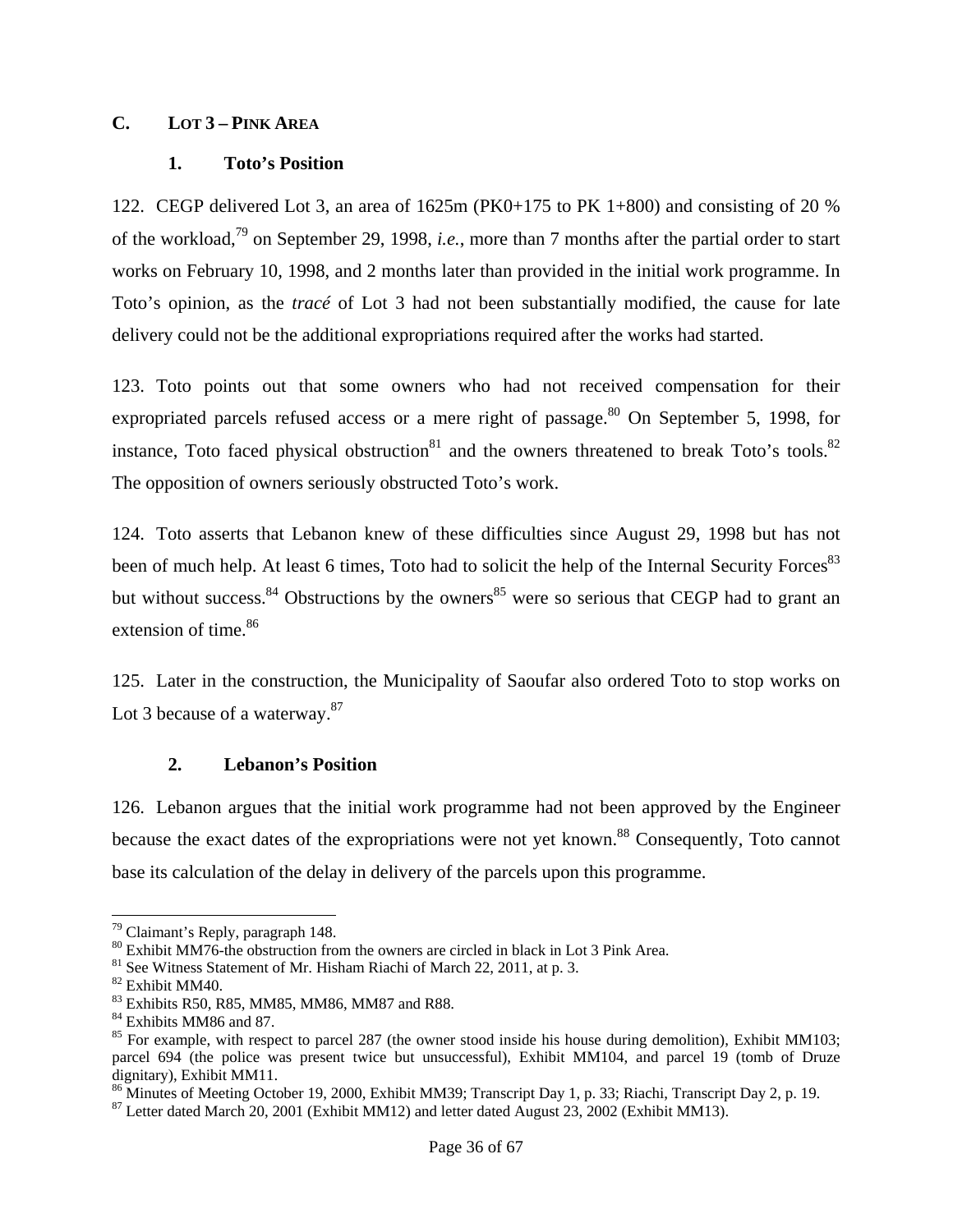## C. LOT 3 – PINK AREA

### 1. Toto's Position

122. CEGP delivered Lot 3, an area of 1625m (PK0+175 to PK 1+800) and consisting of 20 % of the workload,[79] on September 29, 1998, *i.e.*, more than 7 months after the partial order to start works on February 10, 1998, and 2 months later than provided in the initial work programme. In Toto's opinion, as the *tracé* of Lot 3 had not been substantially modified, the cause for late delivery could not be the additional expropriations required after the works had started.

123. Toto points out that some owners who had not received compensation for their expropriated parcels refused access or a mere right of passage.[80] On September 5, 1998, for instance, Toto faced physical obstruction[81] and the owners threatened to break Toto's tools.[82] The opposition of owners seriously obstructed Toto's work.

124. Toto asserts that Lebanon knew of these difficulties since August 29, 1998 but has not been of much help. At least 6 times, Toto had to solicit the help of the Internal Security Forces[83] but without success.[84] Obstructions by the owners[85] were so serious that CEGP had to grant an extension of time.[86]

125. Later in the construction, the Municipality of Saoufar also ordered Toto to stop works on Lot 3 because of a waterway.[87]

### 2. Lebanon's Position

126. Lebanon argues that the initial work programme had not been approved by the Engineer because the exact dates of the expropriations were not yet known.[88] Consequently, Toto cannot base its calculation of the delay in delivery of the parcels upon this programme.

---

[79] Claimant's Reply, paragraph 148.

[80] Exhibit MM76-the obstruction from the owners are circled in black in Lot 3 Pink Area.

[81] See Witness Statement of Mr. Hisham Riachi of March 22, 2011, at p. 3.

[82] Exhibit MM40.

[83] Exhibits R50, R85, MM85, MM86, MM87 and R88.

[84] Exhibits MM86 and 87.

[85] For example, with respect to parcel 287 (the owner stood inside his house during demolition), Exhibit MM103; parcel 694 (the police was present twice but unsuccessful), Exhibit MM104, and parcel 19 (tomb of Druze dignitary), Exhibit MM11.

[86] Minutes of Meeting October 19, 2000, Exhibit MM39; Transcript Day 1, p. 33; Riachi, Transcript Day 2, p. 19.

[87] Letter dated March 20, 2001 (Exhibit MM12) and letter dated August 23, 2002 (Exhibit MM13).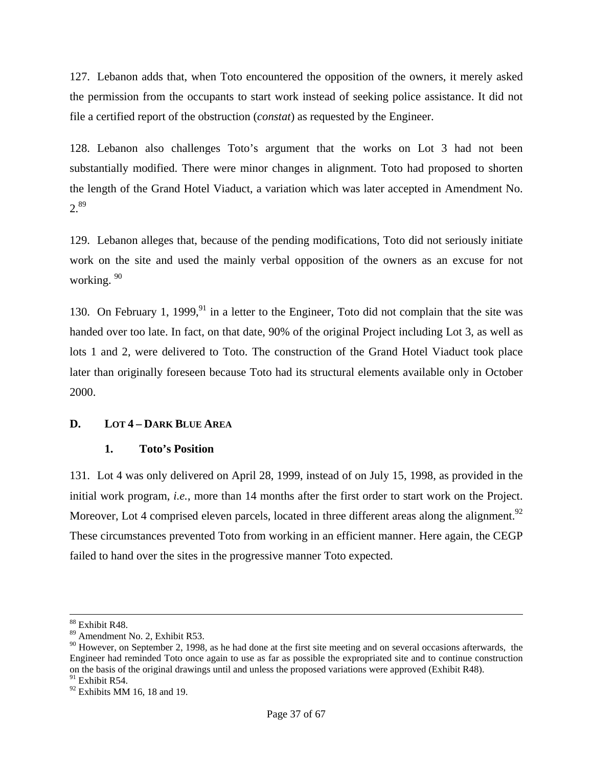127. Lebanon adds that, when Toto encountered the opposition of the owners, it merely asked the permission from the occupants to start work instead of seeking police assistance. It did not file a certified report of the obstruction (*constat*) as requested by the Engineer.

128. Lebanon also challenges Toto's argument that the works on Lot 3 had not been substantially modified. There were minor changes in alignment. Toto had proposed to shorten the length of the Grand Hotel Viaduct, a variation which was later accepted in Amendment No. 2.[89]

129. Lebanon alleges that, because of the pending modifications, Toto did not seriously initiate work on the site and used the mainly verbal opposition of the owners as an excuse for not working. [90]

130. On February 1, 1999,[91] in a letter to the Engineer, Toto did not complain that the site was handed over too late. In fact, on that date, 90% of the original Project including Lot 3, as well as lots 1 and 2, were delivered to Toto. The construction of the Grand Hotel Viaduct took place later than originally foreseen because Toto had its structural elements available only in October 2000.

## D. LOT 4 – DARK BLUE AREA

### 1. Toto's Position

131. Lot 4 was only delivered on April 28, 1999, instead of on July 15, 1998, as provided in the initial work program, *i.e.*, more than 14 months after the first order to start work on the Project. Moreover, Lot 4 comprised eleven parcels, located in three different areas along the alignment.[92] These circumstances prevented Toto from working in an efficient manner. Here again, the CEGP failed to hand over the sites in the progressive manner Toto expected.

---

[88] Exhibit R48.
[89] Amendment No. 2, Exhibit R53.
[90] However, on September 2, 1998, as he had done at the first site meeting and on several occasions afterwards, the Engineer had reminded Toto once again to use as far as possible the expropriated site and to continue construction on the basis of the original drawings until and unless the proposed variations were approved (Exhibit R48).
[91] Exhibit R54.
[92] Exhibits MM 16, 18 and 19.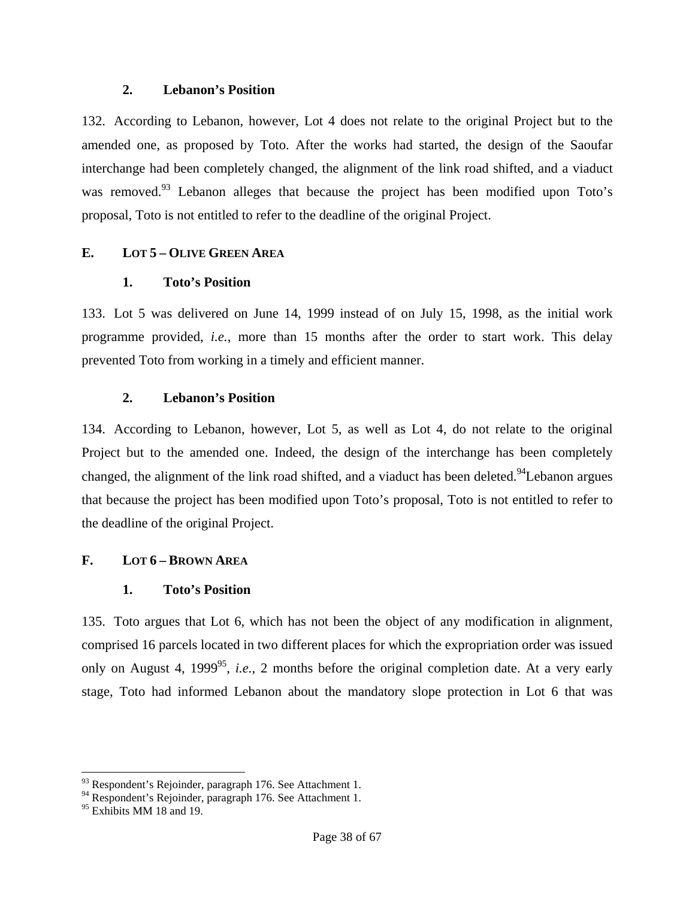### 2. Lebanon's Position

132. According to Lebanon, however, Lot 4 does not relate to the original Project but to the amended one, as proposed by Toto. After the works had started, the design of the Saoufar interchange had been completely changed, the alignment of the link road shifted, and a viaduct was removed.[93] Lebanon alleges that because the project has been modified upon Toto's proposal, Toto is not entitled to refer to the deadline of the original Project.

## E. LOT 5 – OLIVE GREEN AREA

### 1. Toto's Position

133. Lot 5 was delivered on June 14, 1999 instead of on July 15, 1998, as the initial work programme provided, *i.e.*, more than 15 months after the order to start work. This delay prevented Toto from working in a timely and efficient manner.

### 2. Lebanon's Position

134. According to Lebanon, however, Lot 5, as well as Lot 4, do not relate to the original Project but to the amended one. Indeed, the design of the interchange has been completely changed, the alignment of the link road shifted, and a viaduct has been deleted.[94]Lebanon argues that because the project has been modified upon Toto's proposal, Toto is not entitled to refer to the deadline of the original Project.

## F. LOT 6 – BROWN AREA

### 1. Toto's Position

135. Toto argues that Lot 6, which has not been the object of any modification in alignment, comprised 16 parcels located in two different places for which the expropriation order was issued only on August 4, 1999[95], *i.e.*, 2 months before the original completion date. At a very early stage, Toto had informed Lebanon about the mandatory slope protection in Lot 6 that was

---

[93] Respondent's Rejoinder, paragraph 176. See Attachment 1.

[94] Respondent's Rejoinder, paragraph 176. See Attachment 1.

[95] Exhibits MM 18 and 19.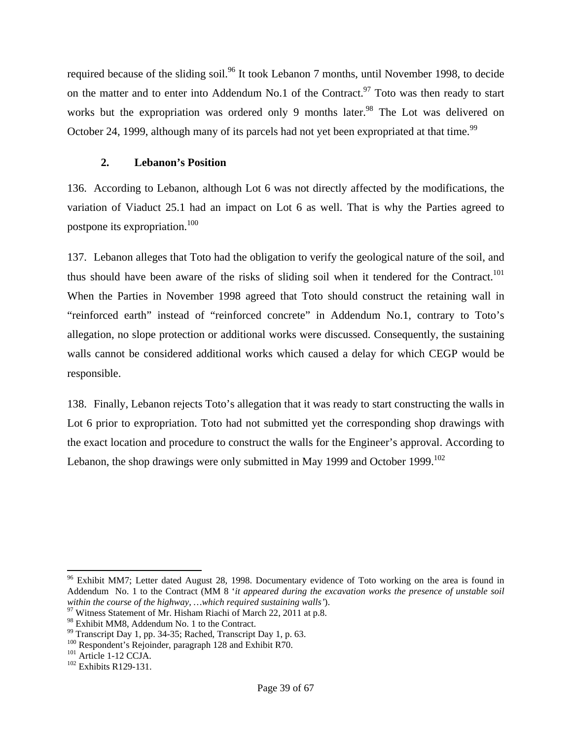required because of the sliding soil.[96] It took Lebanon 7 months, until November 1998, to decide on the matter and to enter into Addendum No.1 of the Contract.[97] Toto was then ready to start works but the expropriation was ordered only 9 months later.[98] The Lot was delivered on October 24, 1999, although many of its parcels had not yet been expropriated at that time.[99]

### 2. Lebanon's Position

136. According to Lebanon, although Lot 6 was not directly affected by the modifications, the variation of Viaduct 25.1 had an impact on Lot 6 as well. That is why the Parties agreed to postpone its expropriation.[100]

137. Lebanon alleges that Toto had the obligation to verify the geological nature of the soil, and thus should have been aware of the risks of sliding soil when it tendered for the Contract.[101] When the Parties in November 1998 agreed that Toto should construct the retaining wall in "reinforced earth" instead of "reinforced concrete" in Addendum No.1, contrary to Toto's allegation, no slope protection or additional works were discussed. Consequently, the sustaining walls cannot be considered additional works which caused a delay for which CEGP would be responsible.

138. Finally, Lebanon rejects Toto's allegation that it was ready to start constructing the walls in Lot 6 prior to expropriation. Toto had not submitted yet the corresponding shop drawings with the exact location and procedure to construct the walls for the Engineer's approval. According to Lebanon, the shop drawings were only submitted in May 1999 and October 1999.[102]

---

[96] Exhibit MM7; Letter dated August 28, 1998. Documentary evidence of Toto working on the area is found in Addendum No. 1 to the Contract (MM 8 '*it appeared during the excavation works the presence of unstable soil within the course of the highway, …which required sustaining walls'*).

[97] Witness Statement of Mr. Hisham Riachi of March 22, 2011 at p.8.

[98] Exhibit MM8, Addendum No. 1 to the Contract.

[99] Transcript Day 1, pp. 34-35; Rached, Transcript Day 1, p. 63.

[100] Respondent's Rejoinder, paragraph 128 and Exhibit R70.

[101] Article 1-12 CCJA.

[102] Exhibits R129-131.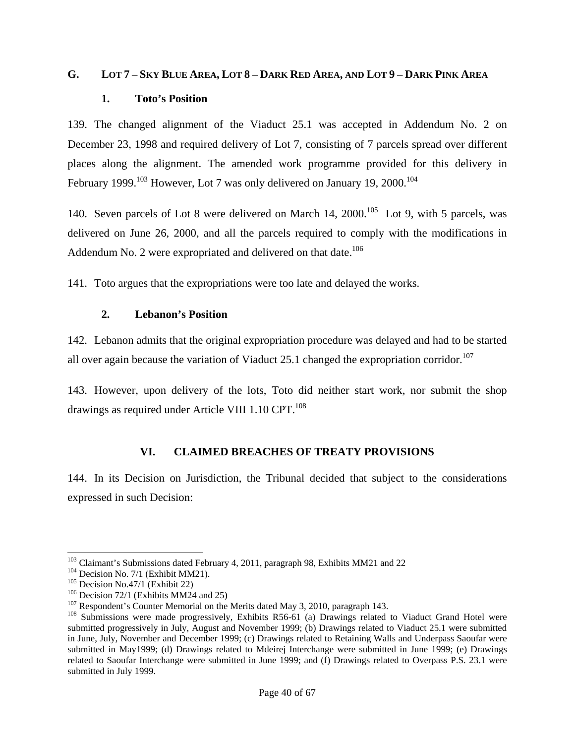## G. LOT 7 – SKY BLUE AREA, LOT 8 – DARK RED AREA, AND LOT 9 – DARK PINK AREA

### 1. Toto's Position

139. The changed alignment of the Viaduct 25.1 was accepted in Addendum No. 2 on December 23, 1998 and required delivery of Lot 7, consisting of 7 parcels spread over different places along the alignment. The amended work programme provided for this delivery in February 1999.[103] However, Lot 7 was only delivered on January 19, 2000.[104]

140. Seven parcels of Lot 8 were delivered on March 14, 2000.[105] Lot 9, with 5 parcels, was delivered on June 26, 2000, and all the parcels required to comply with the modifications in Addendum No. 2 were expropriated and delivered on that date.[106]

141. Toto argues that the expropriations were too late and delayed the works.

### 2. Lebanon's Position

142. Lebanon admits that the original expropriation procedure was delayed and had to be started all over again because the variation of Viaduct 25.1 changed the expropriation corridor.[107]

143. However, upon delivery of the lots, Toto did neither start work, nor submit the shop drawings as required under Article VIII 1.10 CPT.[108]

# VI. CLAIMED BREACHES OF TREATY PROVISIONS

144. In its Decision on Jurisdiction, the Tribunal decided that subject to the considerations expressed in such Decision:

---

[103] Claimant's Submissions dated February 4, 2011, paragraph 98, Exhibits MM21 and 22

[104] Decision No. 7/1 (Exhibit MM21).

[105] Decision No.47/1 (Exhibit 22)

[106] Decision 72/1 (Exhibits MM24 and 25)

[107] Respondent's Counter Memorial on the Merits dated May 3, 2010, paragraph 143.

[108] Submissions were made progressively, Exhibits R56-61 (a) Drawings related to Viaduct Grand Hotel were submitted progressively in July, August and November 1999; (b) Drawings related to Viaduct 25.1 were submitted in June, July, November and December 1999; (c) Drawings related to Retaining Walls and Underpass Saoufar were submitted in May1999; (d) Drawings related to Mdeirej Interchange were submitted in June 1999; (e) Drawings related to Saoufar Interchange were submitted in June 1999; and (f) Drawings related to Overpass P.S. 23.1 were submitted in July 1999.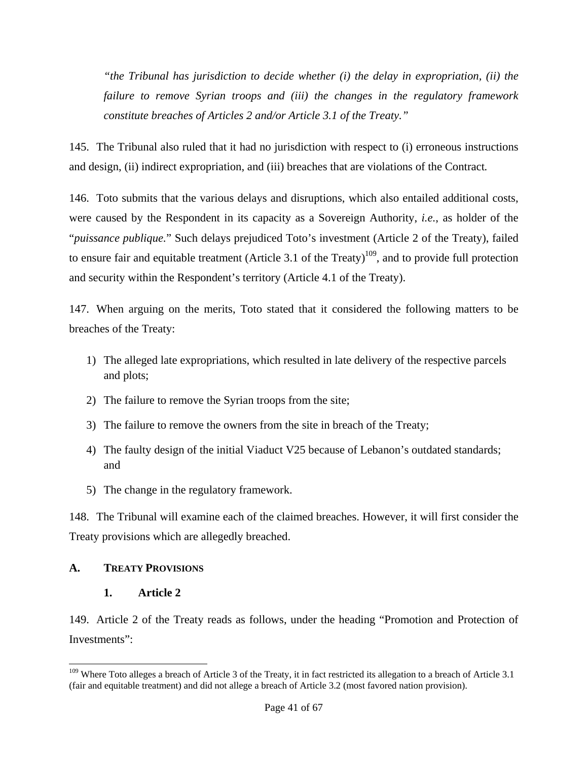> *"the Tribunal has jurisdiction to decide whether (i) the delay in expropriation, (ii) the failure to remove Syrian troops and (iii) the changes in the regulatory framework constitute breaches of Articles 2 and/or Article 3.1 of the Treaty."*

145. The Tribunal also ruled that it had no jurisdiction with respect to (i) erroneous instructions and design, (ii) indirect expropriation, and (iii) breaches that are violations of the Contract.

146. Toto submits that the various delays and disruptions, which also entailed additional costs, were caused by the Respondent in its capacity as a Sovereign Authority, *i.e.*, as holder of the "*puissance publique.*" Such delays prejudiced Toto's investment (Article 2 of the Treaty), failed to ensure fair and equitable treatment (Article 3.1 of the Treaty)[109], and to provide full protection and security within the Respondent's territory (Article 4.1 of the Treaty).

147. When arguing on the merits, Toto stated that it considered the following matters to be breaches of the Treaty:

1) The alleged late expropriations, which resulted in late delivery of the respective parcels and plots;
2) The failure to remove the Syrian troops from the site;
3) The failure to remove the owners from the site in breach of the Treaty;
4) The faulty design of the initial Viaduct V25 because of Lebanon's outdated standards; and
5) The change in the regulatory framework.

148. The Tribunal will examine each of the claimed breaches. However, it will first consider the Treaty provisions which are allegedly breached.

## A. TREATY PROVISIONS

### 1. Article 2

149. Article 2 of the Treaty reads as follows, under the heading "Promotion and Protection of Investments":

---

[109] Where Toto alleges a breach of Article 3 of the Treaty, it in fact restricted its allegation to a breach of Article 3.1 (fair and equitable treatment) and did not allege a breach of Article 3.2 (most favored nation provision).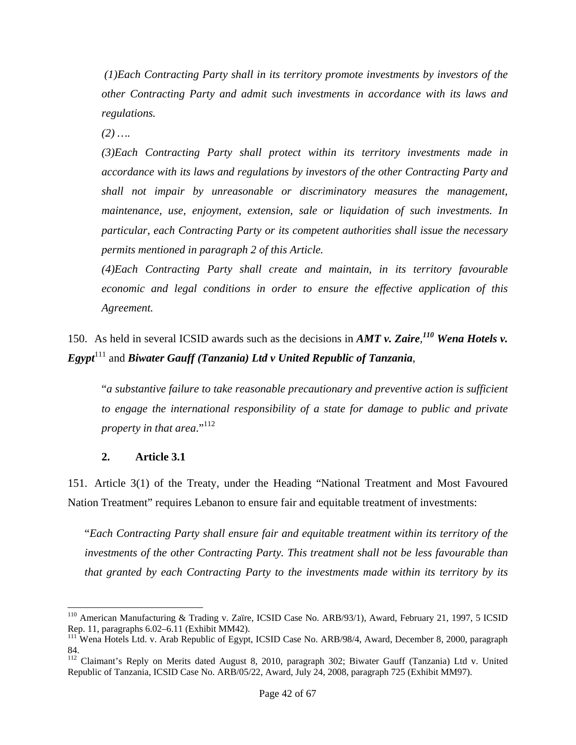*(1)Each Contracting Party shall in its territory promote investments by investors of the other Contracting Party and admit such investments in accordance with its laws and regulations.*

*(2) ….*

*(3)Each Contracting Party shall protect within its territory investments made in accordance with its laws and regulations by investors of the other Contracting Party and shall not impair by unreasonable or discriminatory measures the management, maintenance, use, enjoyment, extension, sale or liquidation of such investments. In particular, each Contracting Party or its competent authorities shall issue the necessary permits mentioned in paragraph 2 of this Article.*

*(4)Each Contracting Party shall create and maintain, in its territory favourable economic and legal conditions in order to ensure the effective application of this Agreement.*

150. As held in several ICSID awards such as the decisions in ***AMT v. Zaire***,[110] ***Wena Hotels v. Egypt***[111] and ***Biwater Gauff (Tanzania) Ltd v United Republic of Tanzania***,

"*a substantive failure to take reasonable precautionary and preventive action is sufficient to engage the international responsibility of a state for damage to public and private property in that area*."[112]

**2. Article 3.1**

151. Article 3(1) of the Treaty, under the Heading "National Treatment and Most Favoured Nation Treatment" requires Lebanon to ensure fair and equitable treatment of investments:

"*Each Contracting Party shall ensure fair and equitable treatment within its territory of the investments of the other Contracting Party. This treatment shall not be less favourable than that granted by each Contracting Party to the investments made within its territory by its*

---

[110] American Manufacturing & Trading v. Zaïre, ICSID Case No. ARB/93/1), Award, February 21, 1997, 5 ICSID Rep. 11, paragraphs 6.02–6.11 (Exhibit MM42).

[111] Wena Hotels Ltd. v. Arab Republic of Egypt, ICSID Case No. ARB/98/4, Award, December 8, 2000, paragraph 84.

[112] Claimant's Reply on Merits dated August 8, 2010, paragraph 302; Biwater Gauff (Tanzania) Ltd v. United Republic of Tanzania, ICSID Case No. ARB/05/22, Award, July 24, 2008, paragraph 725 (Exhibit MM97).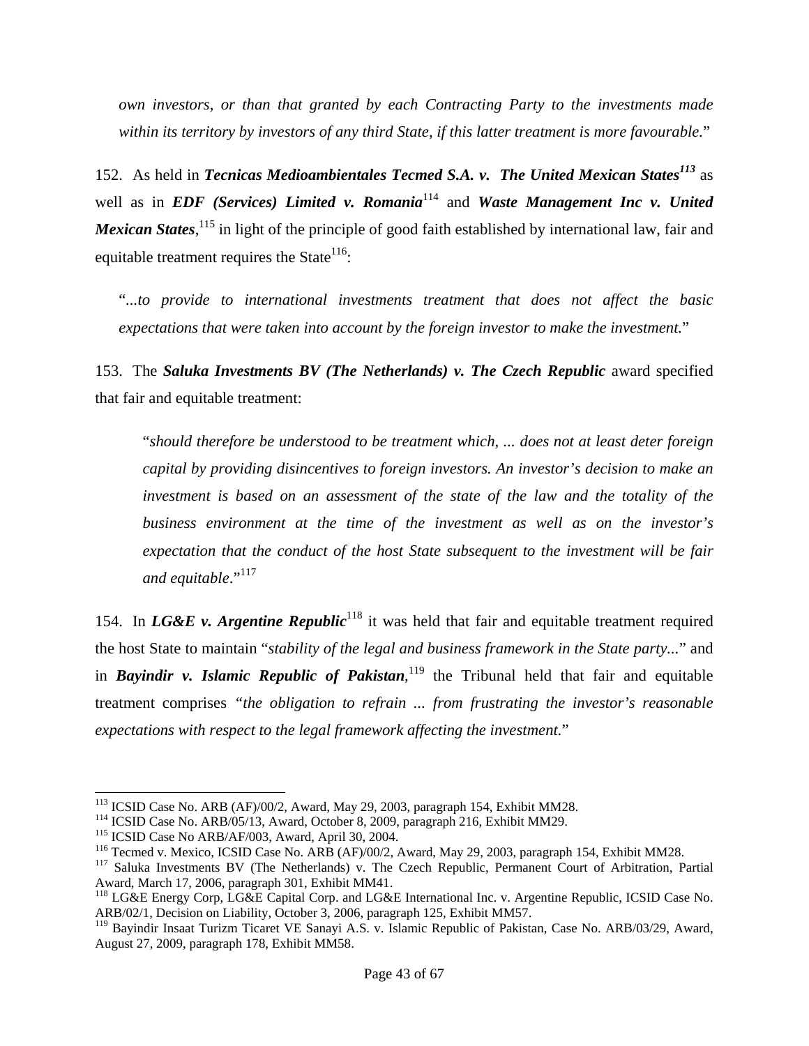*own investors, or than that granted by each Contracting Party to the investments made within its territory by investors of any third State, if this latter treatment is more favourable.*"

152. As held in ***Tecnicas Medioambientales Tecmed S.A. v. The United Mexican States***[113] as well as in ***EDF (Services) Limited v. Romania***[114] and ***Waste Management Inc v. United Mexican States***,[115] in light of the principle of good faith established by international law, fair and equitable treatment requires the State[116]:

> "*...to provide to international investments treatment that does not affect the basic expectations that were taken into account by the foreign investor to make the investment.*"

153. The ***Saluka Investments BV (The Netherlands) v. The Czech Republic*** award specified that fair and equitable treatment:

> "*should therefore be understood to be treatment which, ... does not at least deter foreign capital by providing disincentives to foreign investors. An investor's decision to make an investment is based on an assessment of the state of the law and the totality of the business environment at the time of the investment as well as on the investor's expectation that the conduct of the host State subsequent to the investment will be fair and equitable.*"[117]

154. In ***LG&E v. Argentine Republic***[118] it was held that fair and equitable treatment required the host State to maintain "*stability of the legal and business framework in the State party...*" and in ***Bayindir v. Islamic Republic of Pakistan***,[119] the Tribunal held that fair and equitable treatment comprises "*the obligation to refrain ... from frustrating the investor's reasonable expectations with respect to the legal framework affecting the investment.*"

---

[113] ICSID Case No. ARB (AF)/00/2, Award, May 29, 2003, paragraph 154, Exhibit MM28.

[114] ICSID Case No. ARB/05/13, Award, October 8, 2009, paragraph 216, Exhibit MM29.

[115] ICSID Case No ARB/AF/003, Award, April 30, 2004.

[116] Tecmed v. Mexico, ICSID Case No. ARB (AF)/00/2, Award, May 29, 2003, paragraph 154, Exhibit MM28.

[117] Saluka Investments BV (The Netherlands) v. The Czech Republic, Permanent Court of Arbitration, Partial Award, March 17, 2006, paragraph 301, Exhibit MM41.

[118] LG&E Energy Corp, LG&E Capital Corp. and LG&E International Inc. v. Argentine Republic, ICSID Case No. ARB/02/1, Decision on Liability, October 3, 2006, paragraph 125, Exhibit MM57.

[119] Bayindir Insaat Turizm Ticaret VE Sanayi A.S. v. Islamic Republic of Pakistan, Case No. ARB/03/29, Award, August 27, 2009, paragraph 178, Exhibit MM58.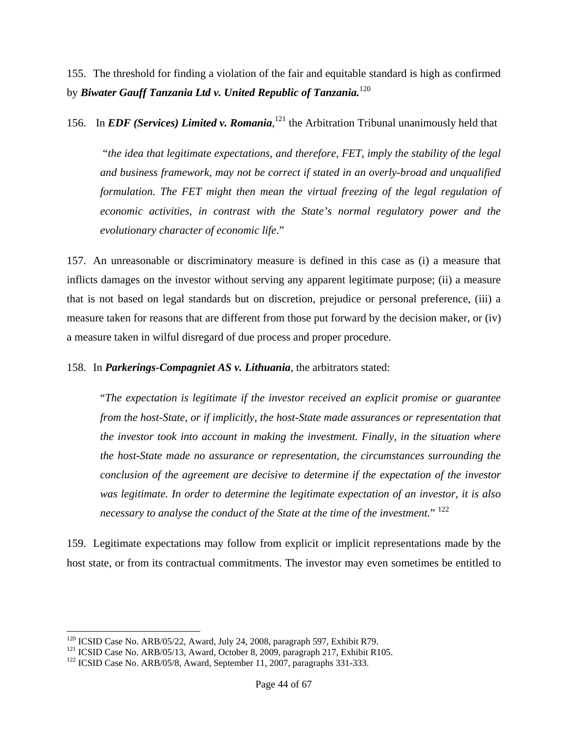155. The threshold for finding a violation of the fair and equitable standard is high as confirmed by ***Biwater Gauff Tanzania Ltd v. United Republic of Tanzania.***[120]

156. In ***EDF (Services) Limited v. Romania***,[121] the Arbitration Tribunal unanimously held that

> "*the idea that legitimate expectations, and therefore, FET, imply the stability of the legal and business framework, may not be correct if stated in an overly-broad and unqualified formulation. The FET might then mean the virtual freezing of the legal regulation of economic activities, in contrast with the State's normal regulatory power and the evolutionary character of economic life*."

157. An unreasonable or discriminatory measure is defined in this case as (i) a measure that inflicts damages on the investor without serving any apparent legitimate purpose; (ii) a measure that is not based on legal standards but on discretion, prejudice or personal preference, (iii) a measure taken for reasons that are different from those put forward by the decision maker, or (iv) a measure taken in wilful disregard of due process and proper procedure.

158. In ***Parkerings-Compagniet AS v. Lithuania***, the arbitrators stated:

> "*The expectation is legitimate if the investor received an explicit promise or guarantee from the host-State, or if implicitly, the host-State made assurances or representation that the investor took into account in making the investment. Finally, in the situation where the host-State made no assurance or representation, the circumstances surrounding the conclusion of the agreement are decisive to determine if the expectation of the investor was legitimate. In order to determine the legitimate expectation of an investor, it is also necessary to analyse the conduct of the State at the time of the investment.*" [122]

159. Legitimate expectations may follow from explicit or implicit representations made by the host state, or from its contractual commitments. The investor may even sometimes be entitled to

---

[120] ICSID Case No. ARB/05/22, Award, July 24, 2008, paragraph 597, Exhibit R79.

[121] ICSID Case No. ARB/05/13, Award, October 8, 2009, paragraph 217, Exhibit R105.

[122] ICSID Case No. ARB/05/8, Award, September 11, 2007, paragraphs 331-333.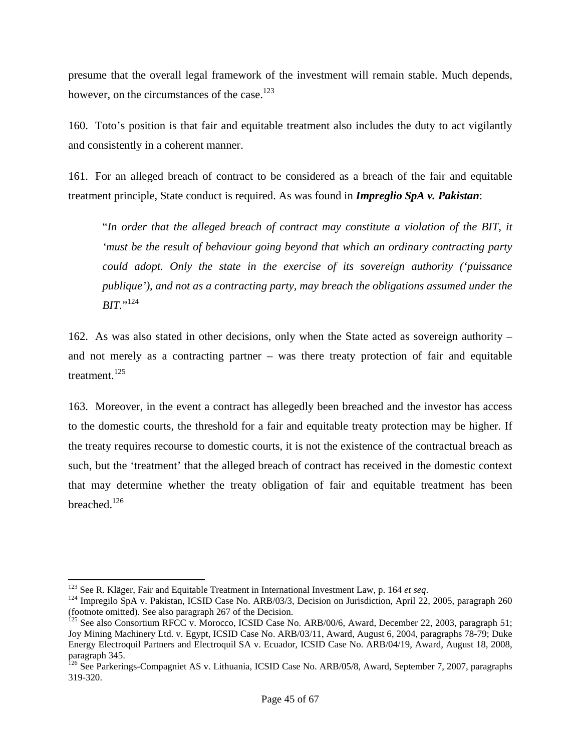presume that the overall legal framework of the investment will remain stable. Much depends, however, on the circumstances of the case.[123]

160. Toto's position is that fair and equitable treatment also includes the duty to act vigilantly and consistently in a coherent manner.

161. For an alleged breach of contract to be considered as a breach of the fair and equitable treatment principle, State conduct is required. As was found in ***Impreglio SpA v. Pakistan***:

> "*In order that the alleged breach of contract may constitute a violation of the BIT, it 'must be the result of behaviour going beyond that which an ordinary contracting party could adopt. Only the state in the exercise of its sovereign authority ('puissance publique'), and not as a contracting party, may breach the obligations assumed under the BIT.*"[124]

162. As was also stated in other decisions, only when the State acted as sovereign authority – and not merely as a contracting partner – was there treaty protection of fair and equitable treatment.[125]

163. Moreover, in the event a contract has allegedly been breached and the investor has access to the domestic courts, the threshold for a fair and equitable treaty protection may be higher. If the treaty requires recourse to domestic courts, it is not the existence of the contractual breach as such, but the 'treatment' that the alleged breach of contract has received in the domestic context that may determine whether the treaty obligation of fair and equitable treatment has been breached.[126]

---

[123] See R. Kläger, Fair and Equitable Treatment in International Investment Law, p. 164 *et seq*.

[124] Impregilo SpA v. Pakistan, ICSID Case No. ARB/03/3, Decision on Jurisdiction, April 22, 2005, paragraph 260 (footnote omitted). See also paragraph 267 of the Decision.

[125] See also Consortium RFCC v. Morocco, ICSID Case No. ARB/00/6, Award, December 22, 2003, paragraph 51; Joy Mining Machinery Ltd. v. Egypt, ICSID Case No. ARB/03/11, Award, August 6, 2004, paragraphs 78-79; Duke Energy Electroquil Partners and Electroquil SA v. Ecuador, ICSID Case No. ARB/04/19, Award, August 18, 2008, paragraph 345.

[126] See Parkerings-Compagniet AS v. Lithuania, ICSID Case No. ARB/05/8, Award, September 7, 2007, paragraphs 319-320.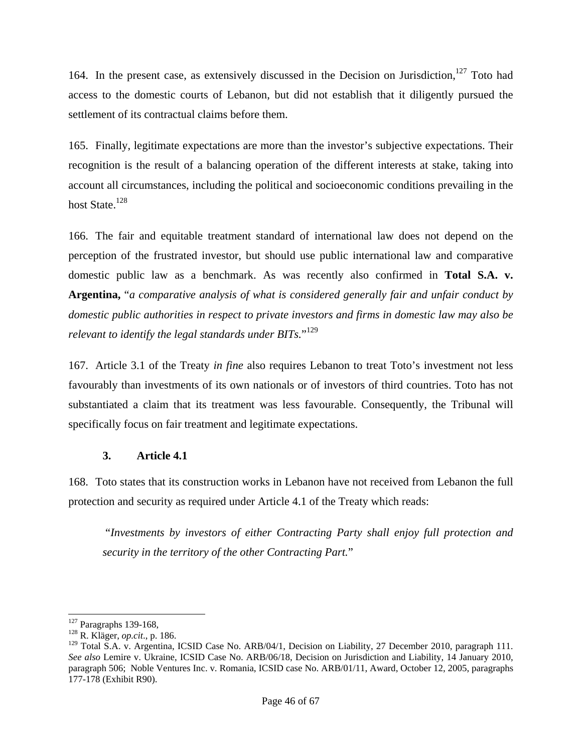164. In the present case, as extensively discussed in the Decision on Jurisdiction,[127] Toto had access to the domestic courts of Lebanon, but did not establish that it diligently pursued the settlement of its contractual claims before them.

165. Finally, legitimate expectations are more than the investor's subjective expectations. Their recognition is the result of a balancing operation of the different interests at stake, taking into account all circumstances, including the political and socioeconomic conditions prevailing in the host State.[128]

166. The fair and equitable treatment standard of international law does not depend on the perception of the frustrated investor, but should use public international law and comparative domestic public law as a benchmark. As was recently also confirmed in **Total S.A. v. Argentina,** "*a comparative analysis of what is considered generally fair and unfair conduct by domestic public authorities in respect to private investors and firms in domestic law may also be relevant to identify the legal standards under BITs*."[129]

167. Article 3.1 of the Treaty *in fine* also requires Lebanon to treat Toto's investment not less favourably than investments of its own nationals or of investors of third countries. Toto has not substantiated a claim that its treatment was less favourable. Consequently, the Tribunal will specifically focus on fair treatment and legitimate expectations.

### 3. Article 4.1

168. Toto states that its construction works in Lebanon have not received from Lebanon the full protection and security as required under Article 4.1 of the Treaty which reads:

> "*Investments by investors of either Contracting Party shall enjoy full protection and security in the territory of the other Contracting Part.*"

---

[127] Paragraphs 139-168,

[128] R. Kläger, *op.cit*., p. 186.

[129] Total S.A. v. Argentina, ICSID Case No. ARB/04/1, Decision on Liability, 27 December 2010, paragraph 111. *See also* Lemire v. Ukraine, ICSID Case No. ARB/06/18, Decision on Jurisdiction and Liability, 14 January 2010, paragraph 506; Noble Ventures Inc. v. Romania, ICSID case No. ARB/01/11, Award, October 12, 2005, paragraphs 177-178 (Exhibit R90).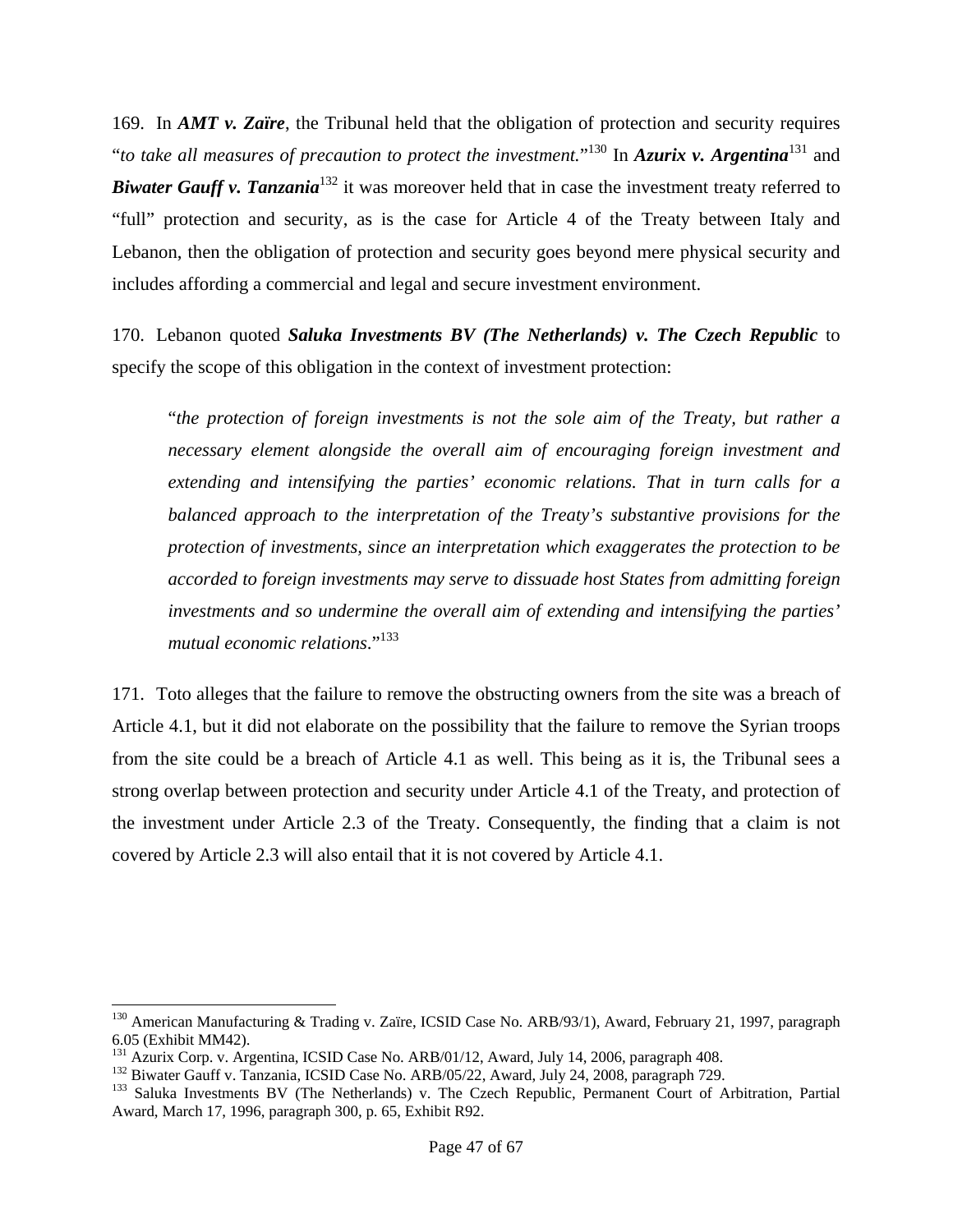169. In ***AMT v. Zaïre***, the Tribunal held that the obligation of protection and security requires "*to take all measures of precaution to protect the investment.*"[130] In ***Azurix v. Argentina***[131] and ***Biwater Gauff v. Tanzania***[132] it was moreover held that in case the investment treaty referred to "full" protection and security, as is the case for Article 4 of the Treaty between Italy and Lebanon, then the obligation of protection and security goes beyond mere physical security and includes affording a commercial and legal and secure investment environment.

170. Lebanon quoted ***Saluka Investments BV (The Netherlands) v. The Czech Republic*** to specify the scope of this obligation in the context of investment protection:

> "*the protection of foreign investments is not the sole aim of the Treaty, but rather a necessary element alongside the overall aim of encouraging foreign investment and extending and intensifying the parties' economic relations. That in turn calls for a balanced approach to the interpretation of the Treaty's substantive provisions for the protection of investments, since an interpretation which exaggerates the protection to be accorded to foreign investments may serve to dissuade host States from admitting foreign investments and so undermine the overall aim of extending and intensifying the parties' mutual economic relations.*"[133]

171. Toto alleges that the failure to remove the obstructing owners from the site was a breach of Article 4.1, but it did not elaborate on the possibility that the failure to remove the Syrian troops from the site could be a breach of Article 4.1 as well. This being as it is, the Tribunal sees a strong overlap between protection and security under Article 4.1 of the Treaty, and protection of the investment under Article 2.3 of the Treaty. Consequently, the finding that a claim is not covered by Article 2.3 will also entail that it is not covered by Article 4.1.

---

[130] American Manufacturing & Trading v. Zaïre, ICSID Case No. ARB/93/1), Award, February 21, 1997, paragraph 6.05 (Exhibit MM42).

[131] Azurix Corp. v. Argentina, ICSID Case No. ARB/01/12, Award, July 14, 2006, paragraph 408.

[132] Biwater Gauff v. Tanzania, ICSID Case No. ARB/05/22, Award, July 24, 2008, paragraph 729.

[133] Saluka Investments BV (The Netherlands) v. The Czech Republic, Permanent Court of Arbitration, Partial Award, March 17, 1996, paragraph 300, p. 65, Exhibit R92.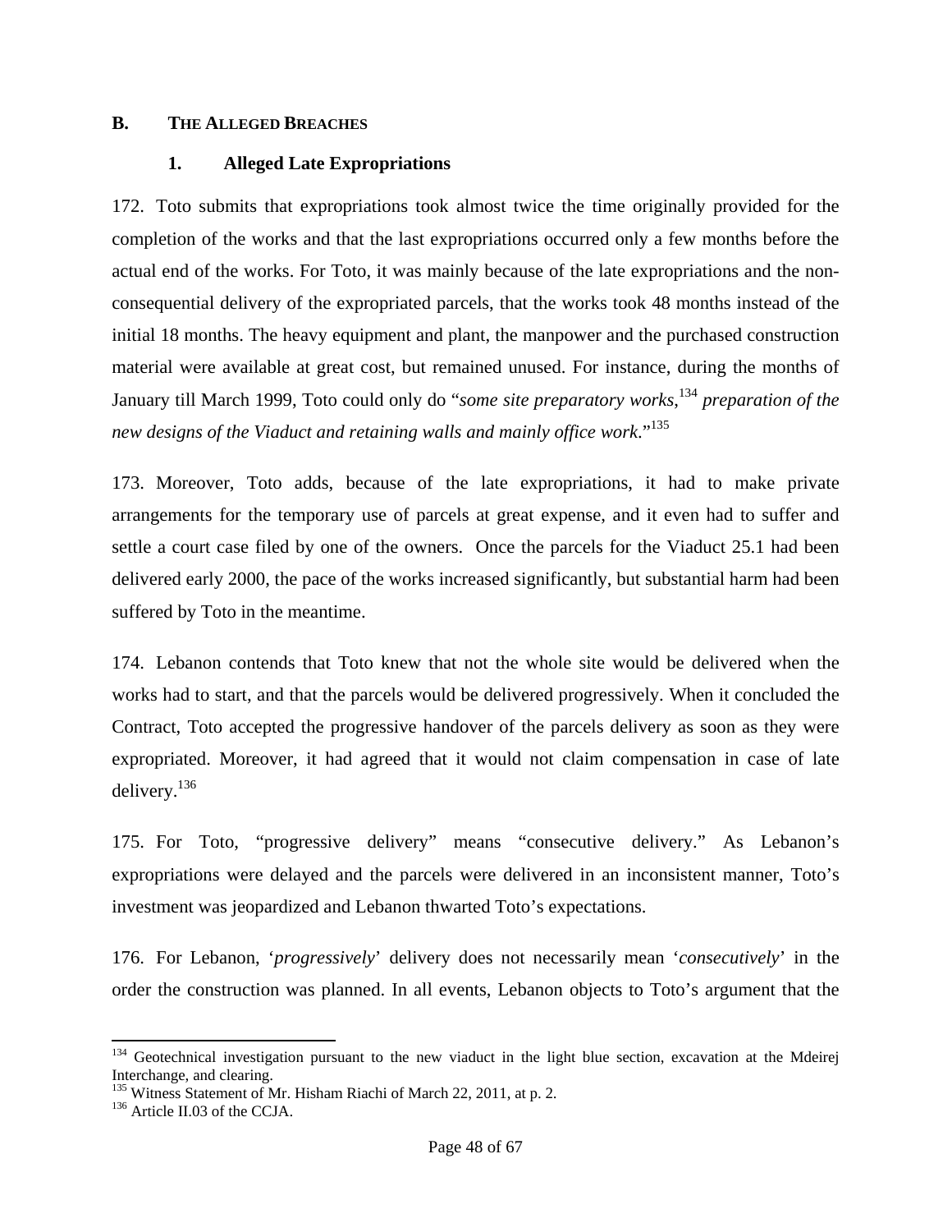## B. THE ALLEGED BREACHES

### 1. Alleged Late Expropriations

172. Toto submits that expropriations took almost twice the time originally provided for the completion of the works and that the last expropriations occurred only a few months before the actual end of the works. For Toto, it was mainly because of the late expropriations and the non-consequential delivery of the expropriated parcels, that the works took 48 months instead of the initial 18 months. The heavy equipment and plant, the manpower and the purchased construction material were available at great cost, but remained unused. For instance, during the months of January till March 1999, Toto could only do "*some site preparatory works*,[134] *preparation of the new designs of the Viaduct and retaining walls and mainly office work*."[135]

173. Moreover, Toto adds, because of the late expropriations, it had to make private arrangements for the temporary use of parcels at great expense, and it even had to suffer and settle a court case filed by one of the owners. Once the parcels for the Viaduct 25.1 had been delivered early 2000, the pace of the works increased significantly, but substantial harm had been suffered by Toto in the meantime.

174. Lebanon contends that Toto knew that not the whole site would be delivered when the works had to start, and that the parcels would be delivered progressively. When it concluded the Contract, Toto accepted the progressive handover of the parcels delivery as soon as they were expropriated. Moreover, it had agreed that it would not claim compensation in case of late delivery.[136]

175. For Toto, "progressive delivery" means "consecutive delivery." As Lebanon's expropriations were delayed and the parcels were delivered in an inconsistent manner, Toto's investment was jeopardized and Lebanon thwarted Toto's expectations.

176. For Lebanon, '*progressively*' delivery does not necessarily mean '*consecutively*' in the order the construction was planned. In all events, Lebanon objects to Toto's argument that the

---

[134] Geotechnical investigation pursuant to the new viaduct in the light blue section, excavation at the Mdeirej Interchange, and clearing.

[135] Witness Statement of Mr. Hisham Riachi of March 22, 2011, at p. 2.

[136] Article II.03 of the CCJA.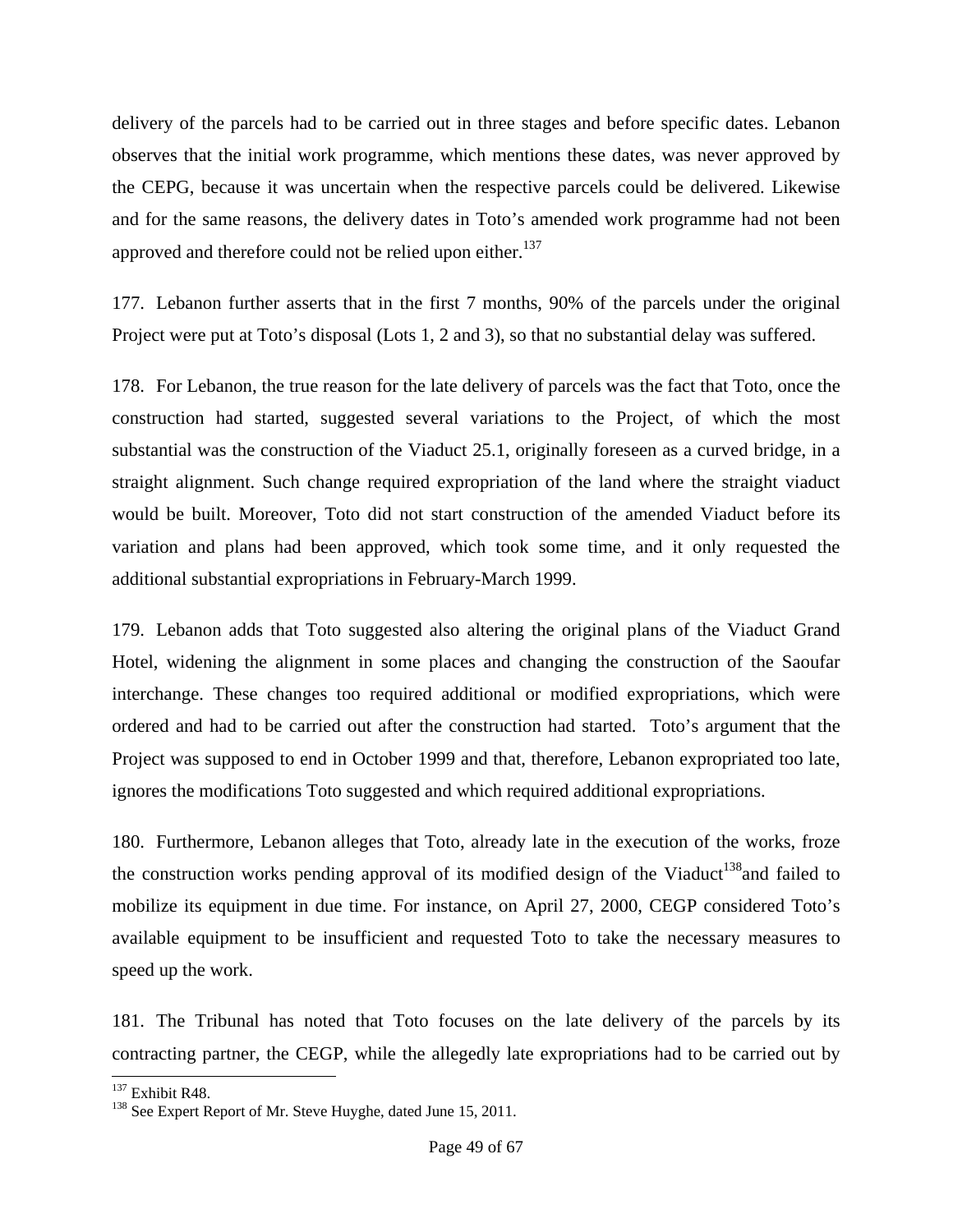delivery of the parcels had to be carried out in three stages and before specific dates. Lebanon observes that the initial work programme, which mentions these dates, was never approved by the CEPG, because it was uncertain when the respective parcels could be delivered. Likewise and for the same reasons, the delivery dates in Toto's amended work programme had not been approved and therefore could not be relied upon either.[137]

177. Lebanon further asserts that in the first 7 months, 90% of the parcels under the original Project were put at Toto's disposal (Lots 1, 2 and 3), so that no substantial delay was suffered.

178. For Lebanon, the true reason for the late delivery of parcels was the fact that Toto, once the construction had started, suggested several variations to the Project, of which the most substantial was the construction of the Viaduct 25.1, originally foreseen as a curved bridge, in a straight alignment. Such change required expropriation of the land where the straight viaduct would be built. Moreover, Toto did not start construction of the amended Viaduct before its variation and plans had been approved, which took some time, and it only requested the additional substantial expropriations in February-March 1999.

179. Lebanon adds that Toto suggested also altering the original plans of the Viaduct Grand Hotel, widening the alignment in some places and changing the construction of the Saoufar interchange. These changes too required additional or modified expropriations, which were ordered and had to be carried out after the construction had started. Toto's argument that the Project was supposed to end in October 1999 and that, therefore, Lebanon expropriated too late, ignores the modifications Toto suggested and which required additional expropriations.

180. Furthermore, Lebanon alleges that Toto, already late in the execution of the works, froze the construction works pending approval of its modified design of the Viaduct[138] and failed to mobilize its equipment in due time. For instance, on April 27, 2000, CEGP considered Toto's available equipment to be insufficient and requested Toto to take the necessary measures to speed up the work.

181. The Tribunal has noted that Toto focuses on the late delivery of the parcels by its contracting partner, the CEGP, while the allegedly late expropriations had to be carried out by

---

[137] Exhibit R48.

[138] See Expert Report of Mr. Steve Huyghe, dated June 15, 2011.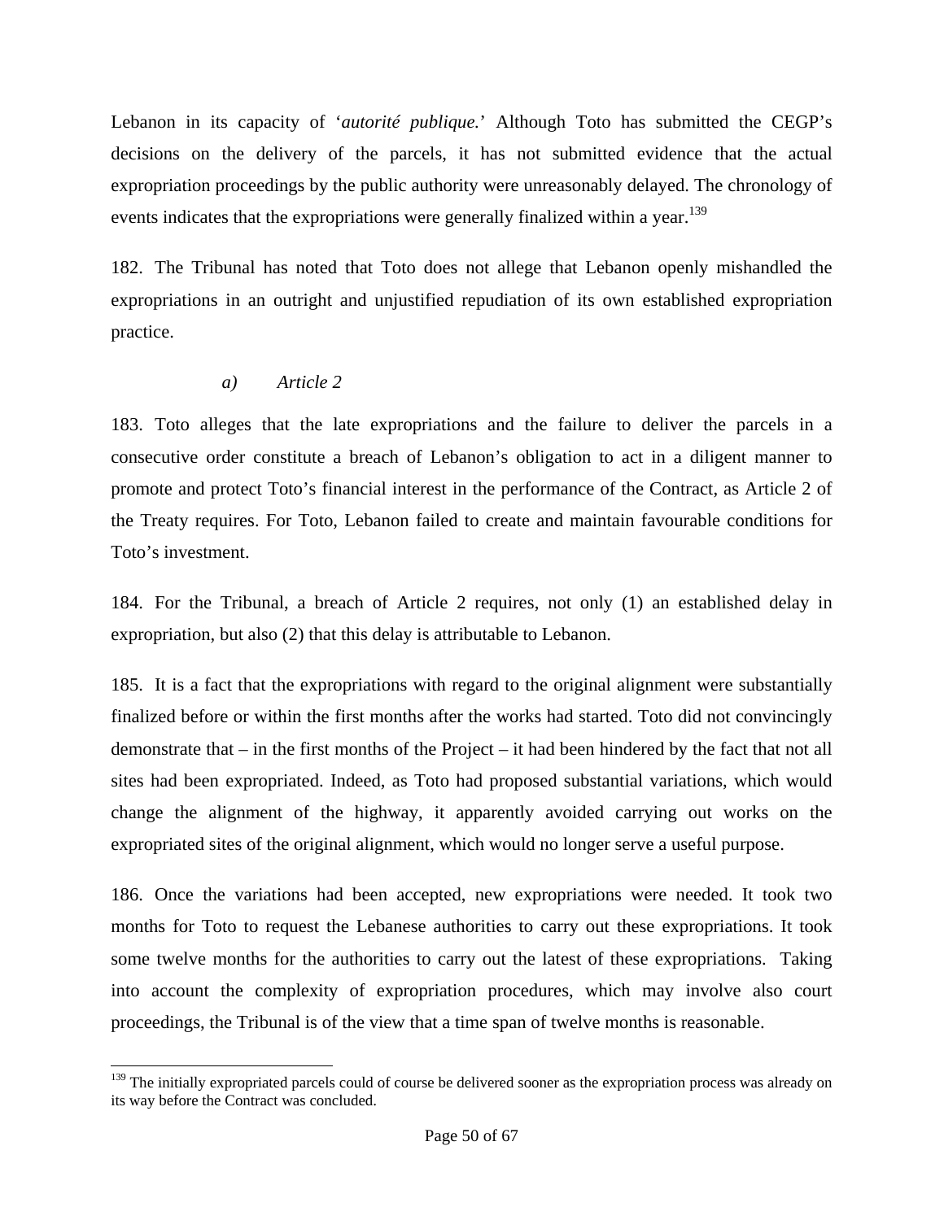Lebanon in its capacity of '*autorité publique.*' Although Toto has submitted the CEGP's decisions on the delivery of the parcels, it has not submitted evidence that the actual expropriation proceedings by the public authority were unreasonably delayed. The chronology of events indicates that the expropriations were generally finalized within a year.[139]

182. The Tribunal has noted that Toto does not allege that Lebanon openly mishandled the expropriations in an outright and unjustified repudiation of its own established expropriation practice.

*a) Article 2*

183. Toto alleges that the late expropriations and the failure to deliver the parcels in a consecutive order constitute a breach of Lebanon's obligation to act in a diligent manner to promote and protect Toto's financial interest in the performance of the Contract, as Article 2 of the Treaty requires. For Toto, Lebanon failed to create and maintain favourable conditions for Toto's investment.

184. For the Tribunal, a breach of Article 2 requires, not only (1) an established delay in expropriation, but also (2) that this delay is attributable to Lebanon.

185. It is a fact that the expropriations with regard to the original alignment were substantially finalized before or within the first months after the works had started. Toto did not convincingly demonstrate that – in the first months of the Project – it had been hindered by the fact that not all sites had been expropriated. Indeed, as Toto had proposed substantial variations, which would change the alignment of the highway, it apparently avoided carrying out works on the expropriated sites of the original alignment, which would no longer serve a useful purpose.

186. Once the variations had been accepted, new expropriations were needed. It took two months for Toto to request the Lebanese authorities to carry out these expropriations. It took some twelve months for the authorities to carry out the latest of these expropriations. Taking into account the complexity of expropriation procedures, which may involve also court proceedings, the Tribunal is of the view that a time span of twelve months is reasonable.

[139] The initially expropriated parcels could of course be delivered sooner as the expropriation process was already on its way before the Contract was concluded.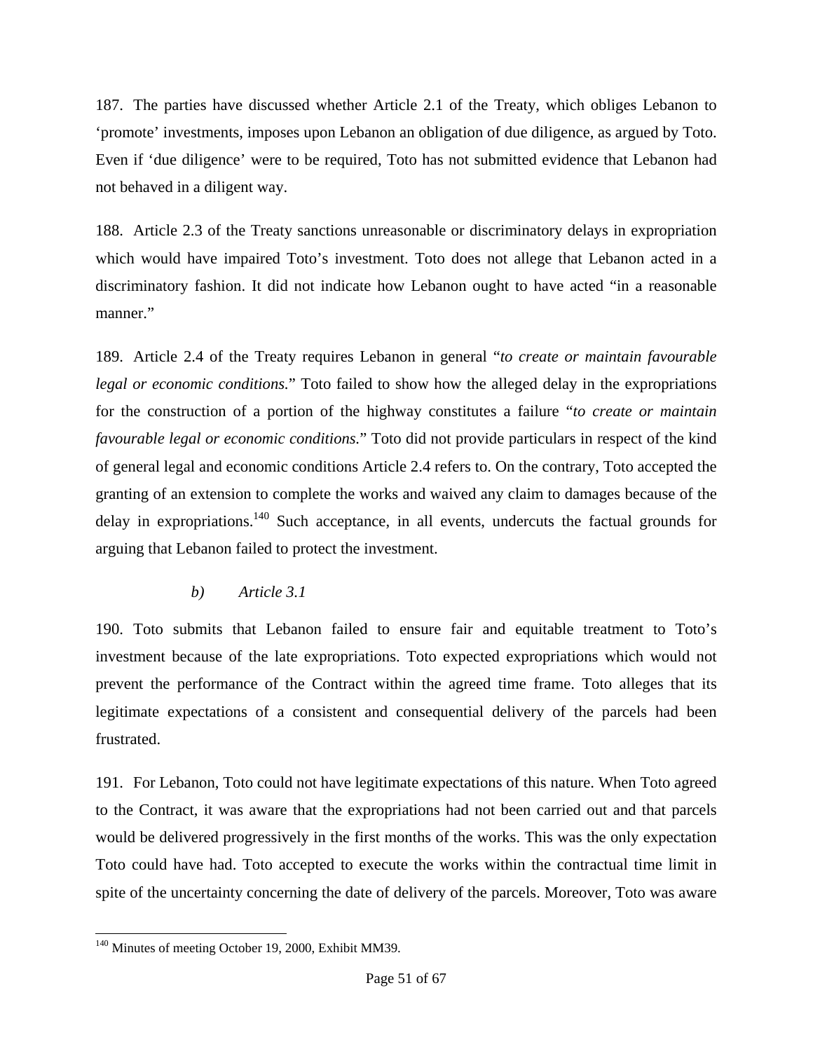187. The parties have discussed whether Article 2.1 of the Treaty, which obliges Lebanon to 'promote' investments, imposes upon Lebanon an obligation of due diligence, as argued by Toto. Even if 'due diligence' were to be required, Toto has not submitted evidence that Lebanon had not behaved in a diligent way.

188. Article 2.3 of the Treaty sanctions unreasonable or discriminatory delays in expropriation which would have impaired Toto's investment. Toto does not allege that Lebanon acted in a discriminatory fashion. It did not indicate how Lebanon ought to have acted "in a reasonable manner."

189. Article 2.4 of the Treaty requires Lebanon in general "*to create or maintain favourable legal or economic conditions.*" Toto failed to show how the alleged delay in the expropriations for the construction of a portion of the highway constitutes a failure "*to create or maintain favourable legal or economic conditions.*" Toto did not provide particulars in respect of the kind of general legal and economic conditions Article 2.4 refers to. On the contrary, Toto accepted the granting of an extension to complete the works and waived any claim to damages because of the delay in expropriations.[140] Such acceptance, in all events, undercuts the factual grounds for arguing that Lebanon failed to protect the investment.

*b) Article 3.1*

190. Toto submits that Lebanon failed to ensure fair and equitable treatment to Toto's investment because of the late expropriations. Toto expected expropriations which would not prevent the performance of the Contract within the agreed time frame. Toto alleges that its legitimate expectations of a consistent and consequential delivery of the parcels had been frustrated.

191. For Lebanon, Toto could not have legitimate expectations of this nature. When Toto agreed to the Contract, it was aware that the expropriations had not been carried out and that parcels would be delivered progressively in the first months of the works. This was the only expectation Toto could have had. Toto accepted to execute the works within the contractual time limit in spite of the uncertainty concerning the date of delivery of the parcels. Moreover, Toto was aware

[140] Minutes of meeting October 19, 2000, Exhibit MM39.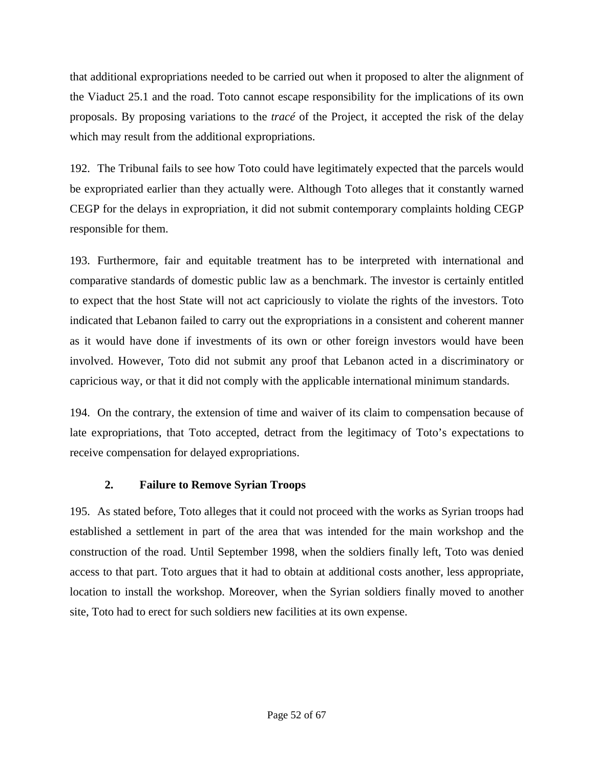that additional expropriations needed to be carried out when it proposed to alter the alignment of the Viaduct 25.1 and the road. Toto cannot escape responsibility for the implications of its own proposals. By proposing variations to the *tracé* of the Project, it accepted the risk of the delay which may result from the additional expropriations.

192. The Tribunal fails to see how Toto could have legitimately expected that the parcels would be expropriated earlier than they actually were. Although Toto alleges that it constantly warned CEGP for the delays in expropriation, it did not submit contemporary complaints holding CEGP responsible for them.

193. Furthermore, fair and equitable treatment has to be interpreted with international and comparative standards of domestic public law as a benchmark. The investor is certainly entitled to expect that the host State will not act capriciously to violate the rights of the investors. Toto indicated that Lebanon failed to carry out the expropriations in a consistent and coherent manner as it would have done if investments of its own or other foreign investors would have been involved. However, Toto did not submit any proof that Lebanon acted in a discriminatory or capricious way, or that it did not comply with the applicable international minimum standards.

194. On the contrary, the extension of time and waiver of its claim to compensation because of late expropriations, that Toto accepted, detract from the legitimacy of Toto's expectations to receive compensation for delayed expropriations.

### 2. Failure to Remove Syrian Troops

195. As stated before, Toto alleges that it could not proceed with the works as Syrian troops had established a settlement in part of the area that was intended for the main workshop and the construction of the road. Until September 1998, when the soldiers finally left, Toto was denied access to that part. Toto argues that it had to obtain at additional costs another, less appropriate, location to install the workshop. Moreover, when the Syrian soldiers finally moved to another site, Toto had to erect for such soldiers new facilities at its own expense.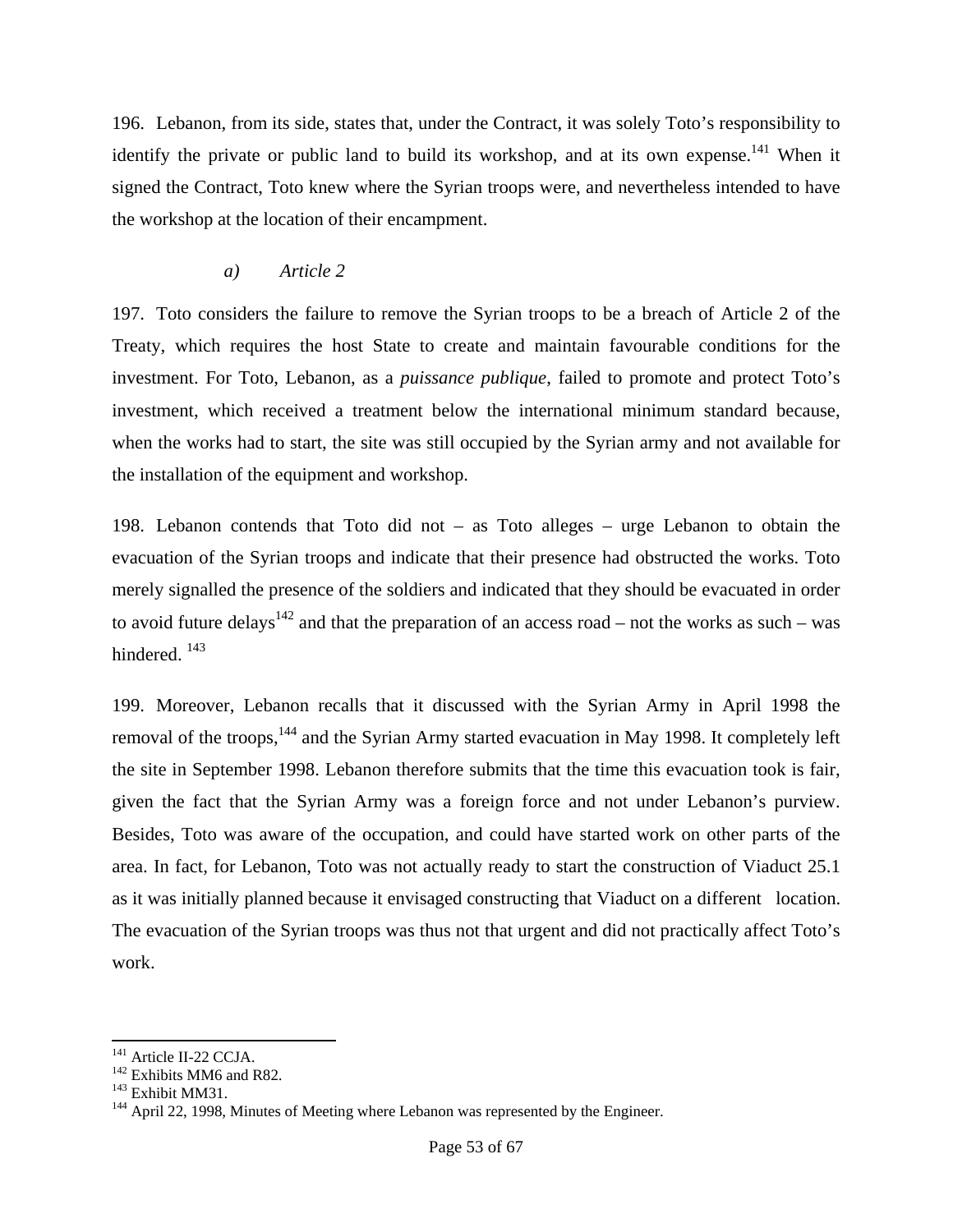196. Lebanon, from its side, states that, under the Contract, it was solely Toto's responsibility to identify the private or public land to build its workshop, and at its own expense.[141] When it signed the Contract, Toto knew where the Syrian troops were, and nevertheless intended to have the workshop at the location of their encampment.

*a) Article 2*

197. Toto considers the failure to remove the Syrian troops to be a breach of Article 2 of the Treaty, which requires the host State to create and maintain favourable conditions for the investment. For Toto, Lebanon, as a *puissance publique*, failed to promote and protect Toto's investment, which received a treatment below the international minimum standard because, when the works had to start, the site was still occupied by the Syrian army and not available for the installation of the equipment and workshop.

198. Lebanon contends that Toto did not – as Toto alleges – urge Lebanon to obtain the evacuation of the Syrian troops and indicate that their presence had obstructed the works. Toto merely signalled the presence of the soldiers and indicated that they should be evacuated in order to avoid future delays[142] and that the preparation of an access road – not the works as such – was hindered.[143]

199. Moreover, Lebanon recalls that it discussed with the Syrian Army in April 1998 the removal of the troops,[144] and the Syrian Army started evacuation in May 1998. It completely left the site in September 1998. Lebanon therefore submits that the time this evacuation took is fair, given the fact that the Syrian Army was a foreign force and not under Lebanon's purview. Besides, Toto was aware of the occupation, and could have started work on other parts of the area. In fact, for Lebanon, Toto was not actually ready to start the construction of Viaduct 25.1 as it was initially planned because it envisaged constructing that Viaduct on a different location. The evacuation of the Syrian troops was thus not that urgent and did not practically affect Toto's work.

[141] Article II-22 CCJA.
[142] Exhibits MM6 and R82.
[143] Exhibit MM31.
[144] April 22, 1998, Minutes of Meeting where Lebanon was represented by the Engineer.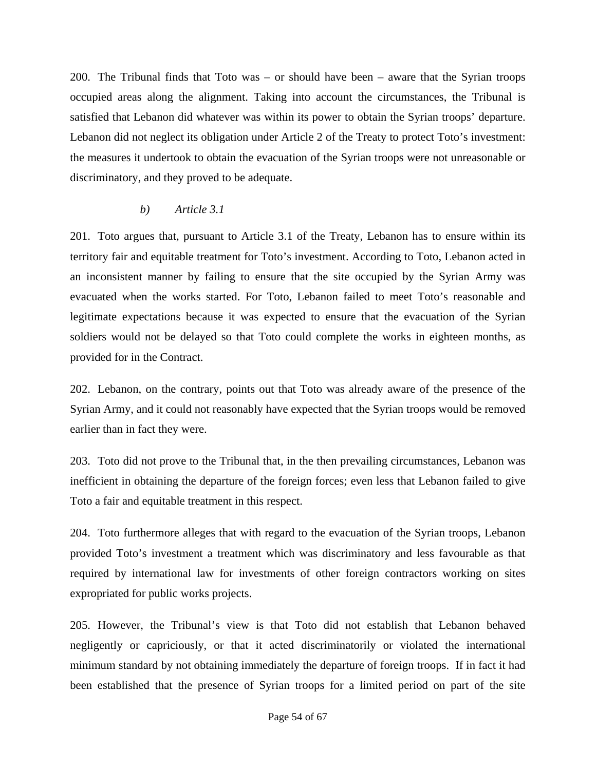200. The Tribunal finds that Toto was – or should have been – aware that the Syrian troops occupied areas along the alignment. Taking into account the circumstances, the Tribunal is satisfied that Lebanon did whatever was within its power to obtain the Syrian troops' departure. Lebanon did not neglect its obligation under Article 2 of the Treaty to protect Toto's investment: the measures it undertook to obtain the evacuation of the Syrian troops were not unreasonable or discriminatory, and they proved to be adequate.

*b) Article 3.1*

201. Toto argues that, pursuant to Article 3.1 of the Treaty, Lebanon has to ensure within its territory fair and equitable treatment for Toto's investment. According to Toto, Lebanon acted in an inconsistent manner by failing to ensure that the site occupied by the Syrian Army was evacuated when the works started. For Toto, Lebanon failed to meet Toto's reasonable and legitimate expectations because it was expected to ensure that the evacuation of the Syrian soldiers would not be delayed so that Toto could complete the works in eighteen months, as provided for in the Contract.

202. Lebanon, on the contrary, points out that Toto was already aware of the presence of the Syrian Army, and it could not reasonably have expected that the Syrian troops would be removed earlier than in fact they were.

203. Toto did not prove to the Tribunal that, in the then prevailing circumstances, Lebanon was inefficient in obtaining the departure of the foreign forces; even less that Lebanon failed to give Toto a fair and equitable treatment in this respect.

204. Toto furthermore alleges that with regard to the evacuation of the Syrian troops, Lebanon provided Toto's investment a treatment which was discriminatory and less favourable as that required by international law for investments of other foreign contractors working on sites expropriated for public works projects.

205. However, the Tribunal's view is that Toto did not establish that Lebanon behaved negligently or capriciously, or that it acted discriminatorily or violated the international minimum standard by not obtaining immediately the departure of foreign troops. If in fact it had been established that the presence of Syrian troops for a limited period on part of the site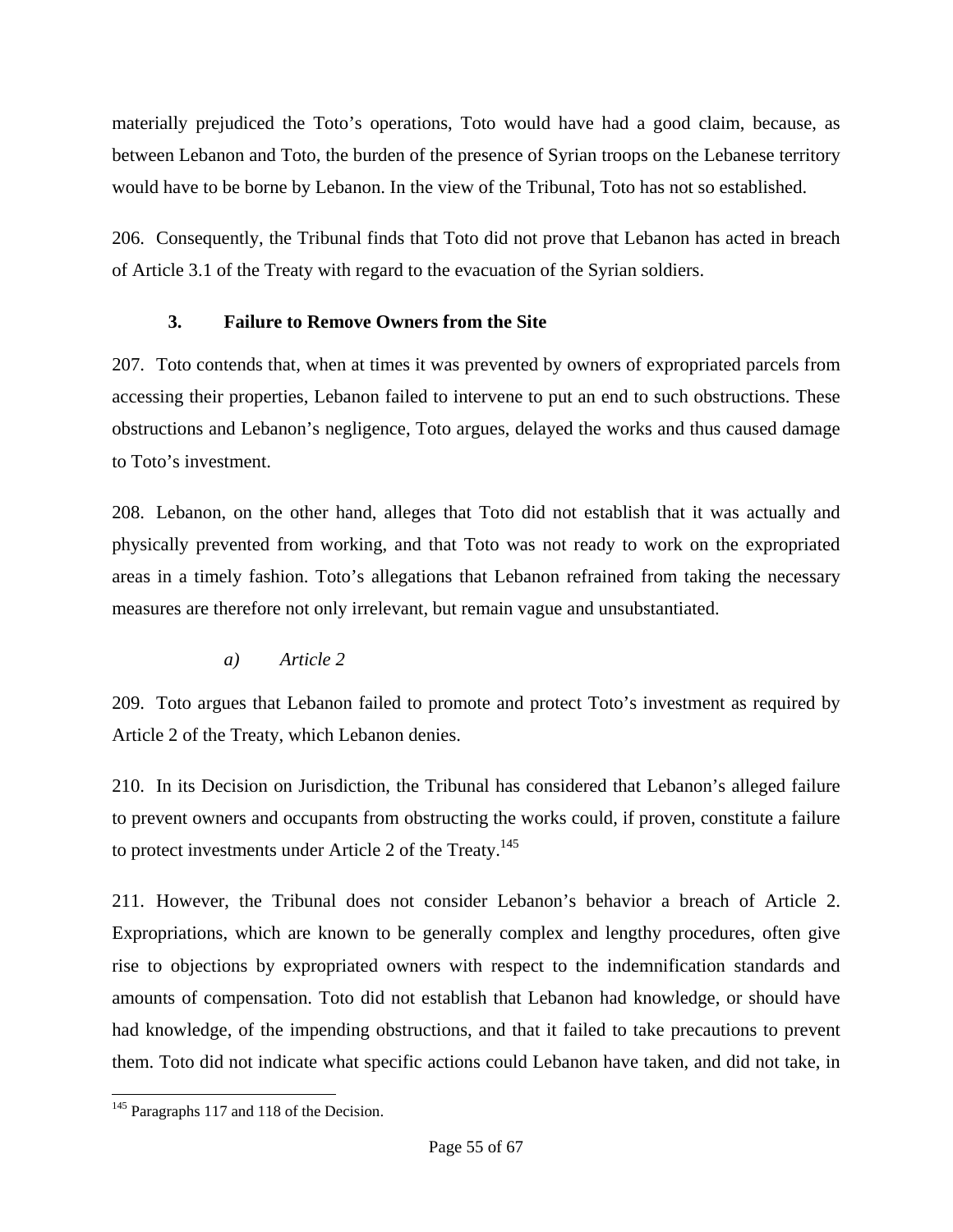materially prejudiced the Toto's operations, Toto would have had a good claim, because, as between Lebanon and Toto, the burden of the presence of Syrian troops on the Lebanese territory would have to be borne by Lebanon. In the view of the Tribunal, Toto has not so established.

206. Consequently, the Tribunal finds that Toto did not prove that Lebanon has acted in breach of Article 3.1 of the Treaty with regard to the evacuation of the Syrian soldiers.

### 3. Failure to Remove Owners from the Site

207. Toto contends that, when at times it was prevented by owners of expropriated parcels from accessing their properties, Lebanon failed to intervene to put an end to such obstructions. These obstructions and Lebanon's negligence, Toto argues, delayed the works and thus caused damage to Toto's investment.

208. Lebanon, on the other hand, alleges that Toto did not establish that it was actually and physically prevented from working, and that Toto was not ready to work on the expropriated areas in a timely fashion. Toto's allegations that Lebanon refrained from taking the necessary measures are therefore not only irrelevant, but remain vague and unsubstantiated.

#### *a) Article 2*

209. Toto argues that Lebanon failed to promote and protect Toto's investment as required by Article 2 of the Treaty, which Lebanon denies.

210. In its Decision on Jurisdiction, the Tribunal has considered that Lebanon's alleged failure to prevent owners and occupants from obstructing the works could, if proven, constitute a failure to protect investments under Article 2 of the Treaty.[145]

211. However, the Tribunal does not consider Lebanon's behavior a breach of Article 2. Expropriations, which are known to be generally complex and lengthy procedures, often give rise to objections by expropriated owners with respect to the indemnification standards and amounts of compensation. Toto did not establish that Lebanon had knowledge, or should have had knowledge, of the impending obstructions, and that it failed to take precautions to prevent them. Toto did not indicate what specific actions could Lebanon have taken, and did not take, in

[145] Paragraphs 117 and 118 of the Decision.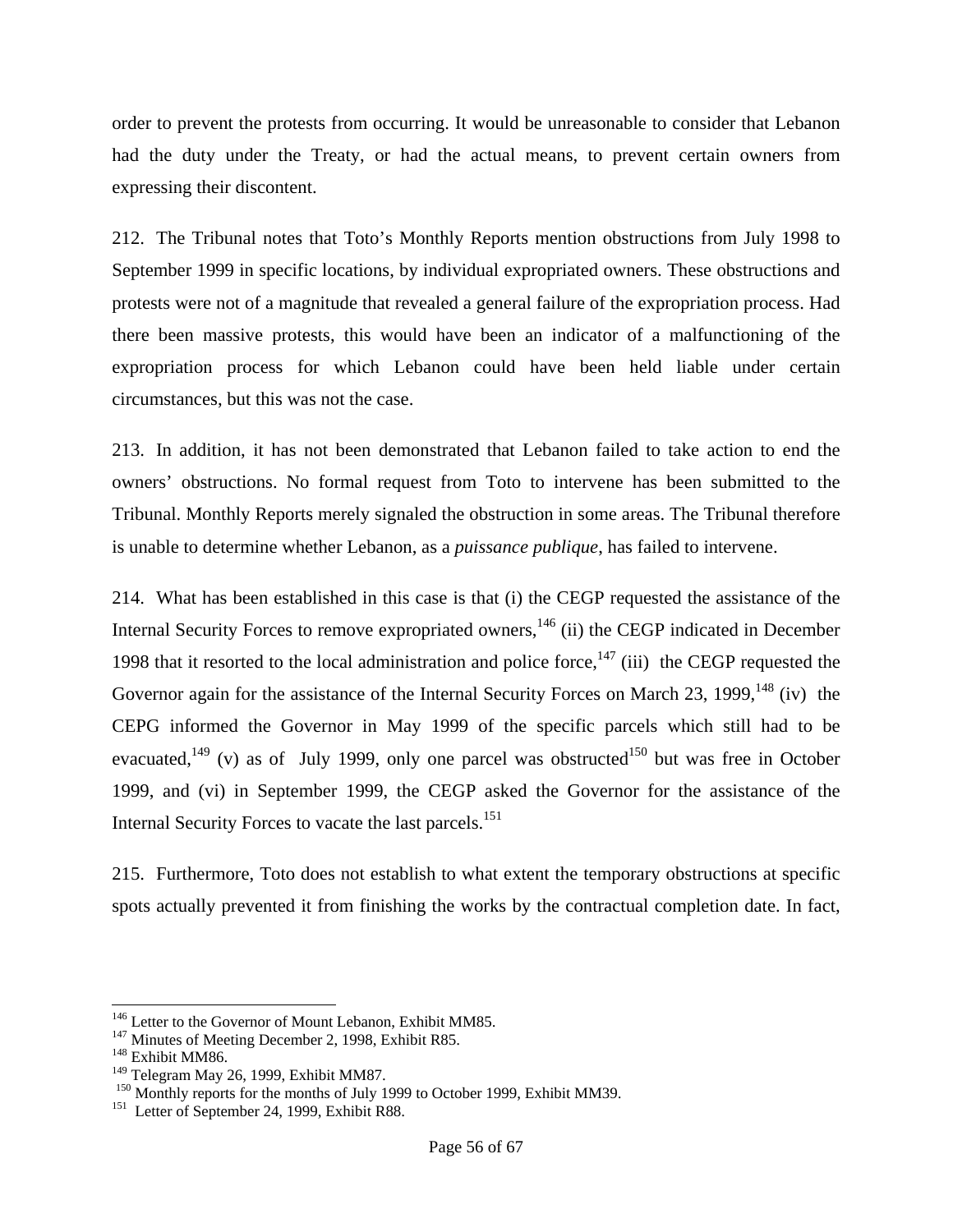order to prevent the protests from occurring. It would be unreasonable to consider that Lebanon had the duty under the Treaty, or had the actual means, to prevent certain owners from expressing their discontent.

212. The Tribunal notes that Toto's Monthly Reports mention obstructions from July 1998 to September 1999 in specific locations, by individual expropriated owners. These obstructions and protests were not of a magnitude that revealed a general failure of the expropriation process. Had there been massive protests, this would have been an indicator of a malfunctioning of the expropriation process for which Lebanon could have been held liable under certain circumstances, but this was not the case.

213. In addition, it has not been demonstrated that Lebanon failed to take action to end the owners' obstructions. No formal request from Toto to intervene has been submitted to the Tribunal. Monthly Reports merely signaled the obstruction in some areas. The Tribunal therefore is unable to determine whether Lebanon, as a *puissance publique*, has failed to intervene.

214. What has been established in this case is that (i) the CEGP requested the assistance of the Internal Security Forces to remove expropriated owners,[146] (ii) the CEGP indicated in December 1998 that it resorted to the local administration and police force,[147] (iii) the CEGP requested the Governor again for the assistance of the Internal Security Forces on March 23, 1999,[148] (iv) the CEPG informed the Governor in May 1999 of the specific parcels which still had to be evacuated,[149] (v) as of July 1999, only one parcel was obstructed[150] but was free in October 1999, and (vi) in September 1999, the CEGP asked the Governor for the assistance of the Internal Security Forces to vacate the last parcels.[151]

215. Furthermore, Toto does not establish to what extent the temporary obstructions at specific spots actually prevented it from finishing the works by the contractual completion date. In fact,

---

[146] Letter to the Governor of Mount Lebanon, Exhibit MM85.
[147] Minutes of Meeting December 2, 1998, Exhibit R85.
[148] Exhibit MM86.
[149] Telegram May 26, 1999, Exhibit MM87.
[150] Monthly reports for the months of July 1999 to October 1999, Exhibit MM39.
[151] Letter of September 24, 1999, Exhibit R88.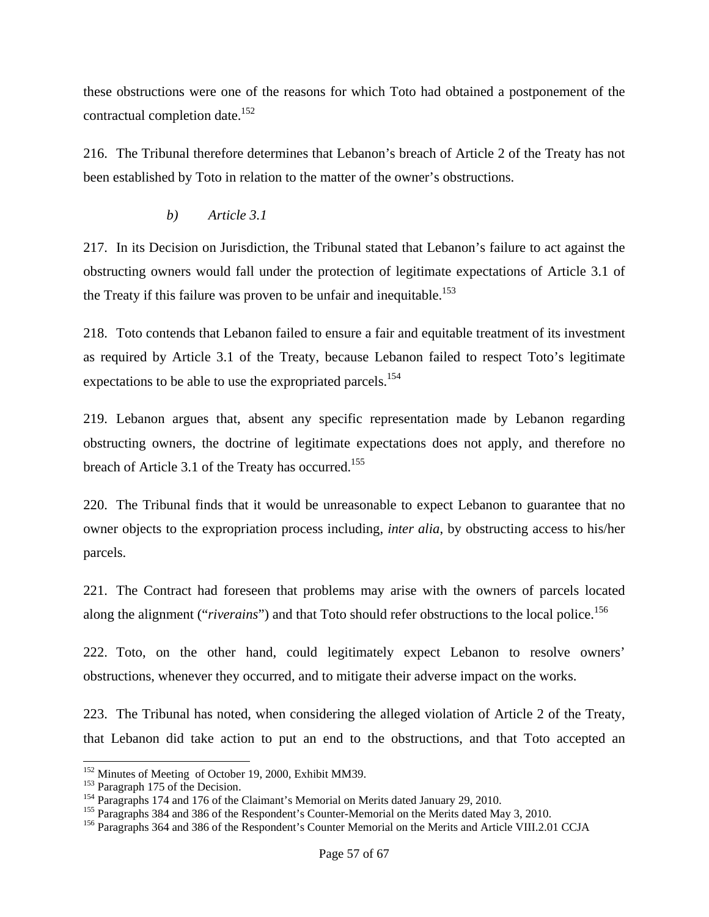these obstructions were one of the reasons for which Toto had obtained a postponement of the contractual completion date.[152]

216. The Tribunal therefore determines that Lebanon's breach of Article 2 of the Treaty has not been established by Toto in relation to the matter of the owner's obstructions.

#### *b) Article 3.1*

217. In its Decision on Jurisdiction, the Tribunal stated that Lebanon's failure to act against the obstructing owners would fall under the protection of legitimate expectations of Article 3.1 of the Treaty if this failure was proven to be unfair and inequitable.[153]

218. Toto contends that Lebanon failed to ensure a fair and equitable treatment of its investment as required by Article 3.1 of the Treaty, because Lebanon failed to respect Toto's legitimate expectations to be able to use the expropriated parcels.[154]

219. Lebanon argues that, absent any specific representation made by Lebanon regarding obstructing owners, the doctrine of legitimate expectations does not apply, and therefore no breach of Article 3.1 of the Treaty has occurred.[155]

220. The Tribunal finds that it would be unreasonable to expect Lebanon to guarantee that no owner objects to the expropriation process including, *inter alia*, by obstructing access to his/her parcels.

221. The Contract had foreseen that problems may arise with the owners of parcels located along the alignment ("*riverains*") and that Toto should refer obstructions to the local police.[156]

222. Toto, on the other hand, could legitimately expect Lebanon to resolve owners' obstructions, whenever they occurred, and to mitigate their adverse impact on the works.

223. The Tribunal has noted, when considering the alleged violation of Article 2 of the Treaty, that Lebanon did take action to put an end to the obstructions, and that Toto accepted an

---

[152] Minutes of Meeting of October 19, 2000, Exhibit MM39.
[153] Paragraph 175 of the Decision.
[154] Paragraphs 174 and 176 of the Claimant's Memorial on Merits dated January 29, 2010.
[155] Paragraphs 384 and 386 of the Respondent's Counter-Memorial on the Merits dated May 3, 2010.
[156] Paragraphs 364 and 386 of the Respondent's Counter Memorial on the Merits and Article VIII.2.01 CCJA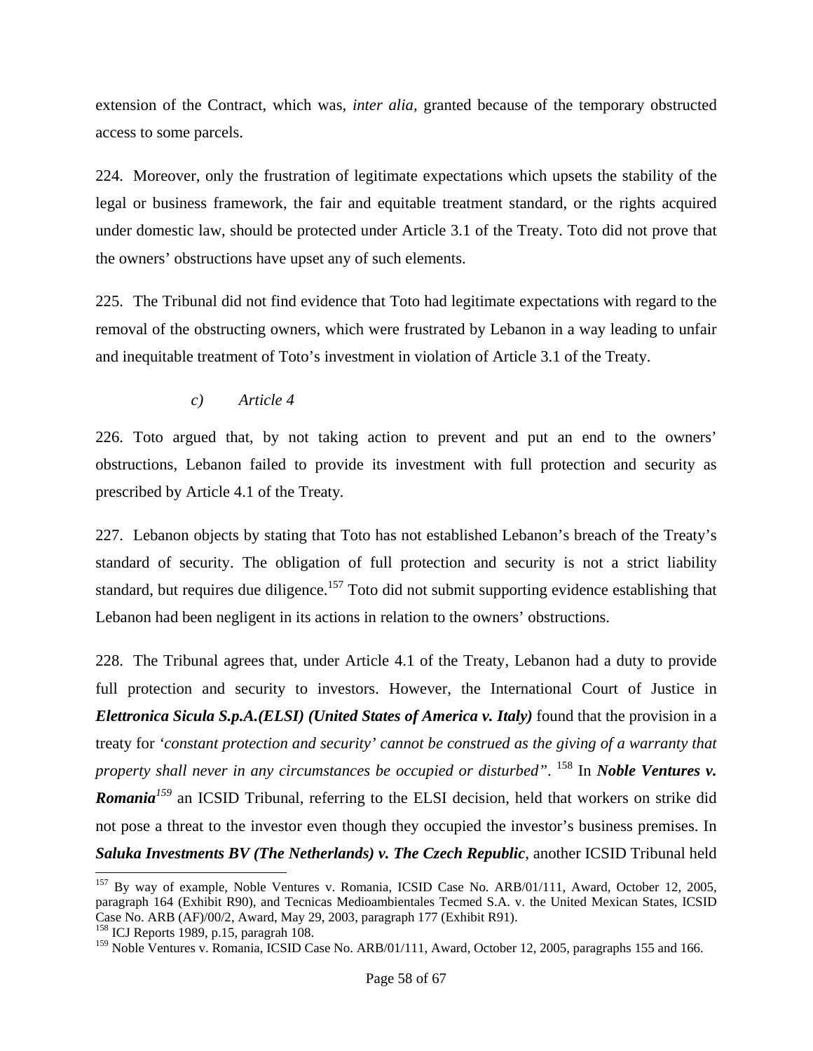extension of the Contract, which was, *inter alia*, granted because of the temporary obstructed access to some parcels.

224. Moreover, only the frustration of legitimate expectations which upsets the stability of the legal or business framework, the fair and equitable treatment standard, or the rights acquired under domestic law, should be protected under Article 3.1 of the Treaty. Toto did not prove that the owners' obstructions have upset any of such elements.

225. The Tribunal did not find evidence that Toto had legitimate expectations with regard to the removal of the obstructing owners, which were frustrated by Lebanon in a way leading to unfair and inequitable treatment of Toto's investment in violation of Article 3.1 of the Treaty.

*c) Article 4*

226. Toto argued that, by not taking action to prevent and put an end to the owners' obstructions, Lebanon failed to provide its investment with full protection and security as prescribed by Article 4.1 of the Treaty.

227. Lebanon objects by stating that Toto has not established Lebanon's breach of the Treaty's standard of security. The obligation of full protection and security is not a strict liability standard, but requires due diligence.[157] Toto did not submit supporting evidence establishing that Lebanon had been negligent in its actions in relation to the owners' obstructions.

228. The Tribunal agrees that, under Article 4.1 of the Treaty, Lebanon had a duty to provide full protection and security to investors. However, the International Court of Justice in ***Elettronica Sicula S.p.A.(ELSI) (United States of America v. Italy)*** found that the provision in a treaty for *'constant protection and security' cannot be construed as the giving of a warranty that property shall never in any circumstances be occupied or disturbed"*. [158] In ***Noble Ventures v. Romania***[159] an ICSID Tribunal, referring to the ELSI decision, held that workers on strike did not pose a threat to the investor even though they occupied the investor's business premises. In ***Saluka Investments BV (The Netherlands) v. The Czech Republic***, another ICSID Tribunal held

---

[157] By way of example, Noble Ventures v. Romania, ICSID Case No. ARB/01/111, Award, October 12, 2005, paragraph 164 (Exhibit R90), and Tecnicas Medioambientales Tecmed S.A. v. the United Mexican States, ICSID Case No. ARB (AF)/00/2, Award, May 29, 2003, paragraph 177 (Exhibit R91).

[158] ICJ Reports 1989, p.15, paragrah 108.

[159] Noble Ventures v. Romania, ICSID Case No. ARB/01/111, Award, October 12, 2005, paragraphs 155 and 166.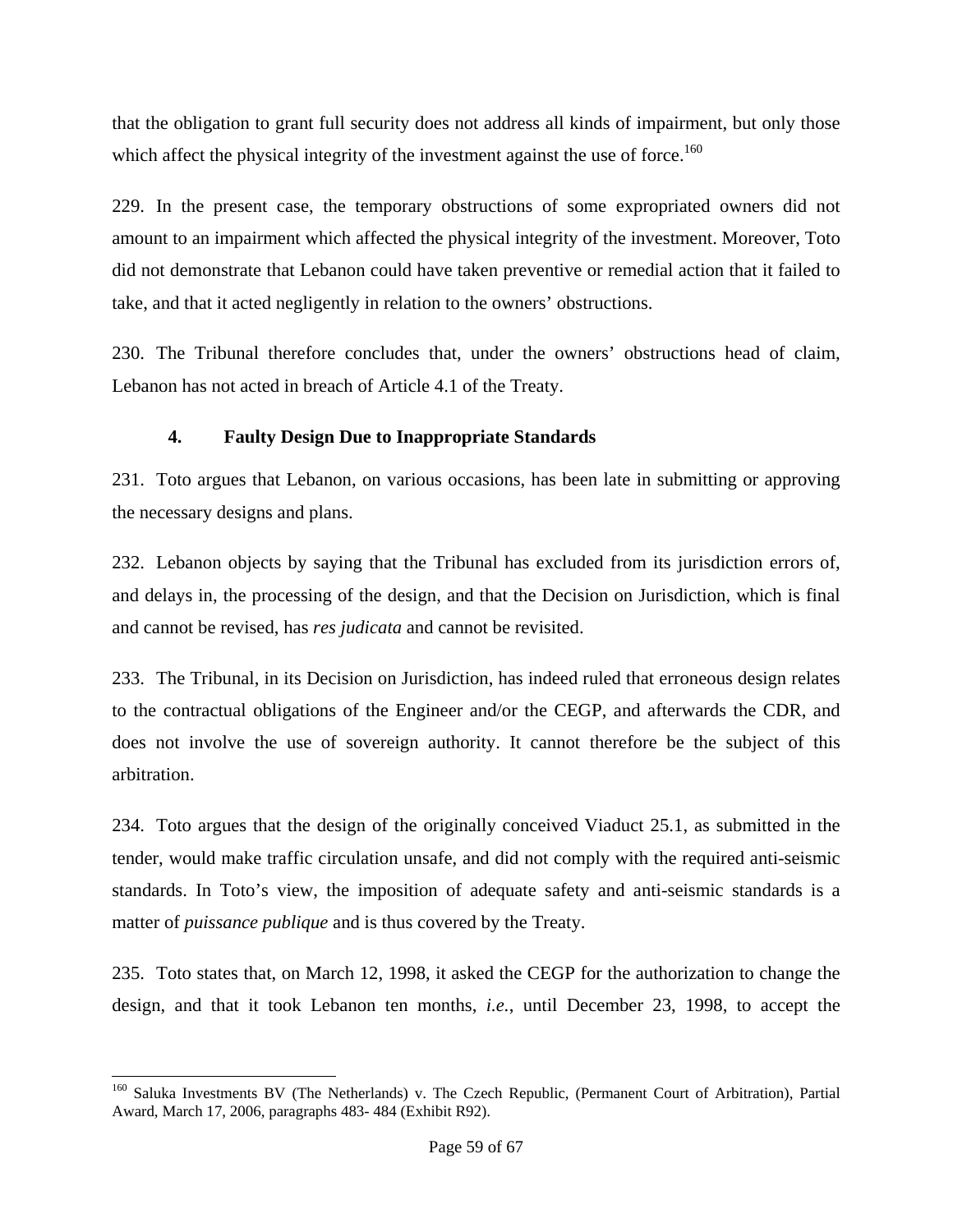that the obligation to grant full security does not address all kinds of impairment, but only those which affect the physical integrity of the investment against the use of force.[160]

229. In the present case, the temporary obstructions of some expropriated owners did not amount to an impairment which affected the physical integrity of the investment. Moreover, Toto did not demonstrate that Lebanon could have taken preventive or remedial action that it failed to take, and that it acted negligently in relation to the owners' obstructions.

230. The Tribunal therefore concludes that, under the owners' obstructions head of claim, Lebanon has not acted in breach of Article 4.1 of the Treaty.

### 4. Faulty Design Due to Inappropriate Standards

231. Toto argues that Lebanon, on various occasions, has been late in submitting or approving the necessary designs and plans.

232. Lebanon objects by saying that the Tribunal has excluded from its jurisdiction errors of, and delays in, the processing of the design, and that the Decision on Jurisdiction, which is final and cannot be revised, has *res judicata* and cannot be revisited.

233. The Tribunal, in its Decision on Jurisdiction, has indeed ruled that erroneous design relates to the contractual obligations of the Engineer and/or the CEGP, and afterwards the CDR, and does not involve the use of sovereign authority. It cannot therefore be the subject of this arbitration.

234. Toto argues that the design of the originally conceived Viaduct 25.1, as submitted in the tender, would make traffic circulation unsafe, and did not comply with the required anti-seismic standards. In Toto's view, the imposition of adequate safety and anti-seismic standards is a matter of *puissance publique* and is thus covered by the Treaty.

235. Toto states that, on March 12, 1998, it asked the CEGP for the authorization to change the design, and that it took Lebanon ten months, *i.e.*, until December 23, 1998, to accept the

---

[160] Saluka Investments BV (The Netherlands) v. The Czech Republic, (Permanent Court of Arbitration), Partial Award, March 17, 2006, paragraphs 483- 484 (Exhibit R92).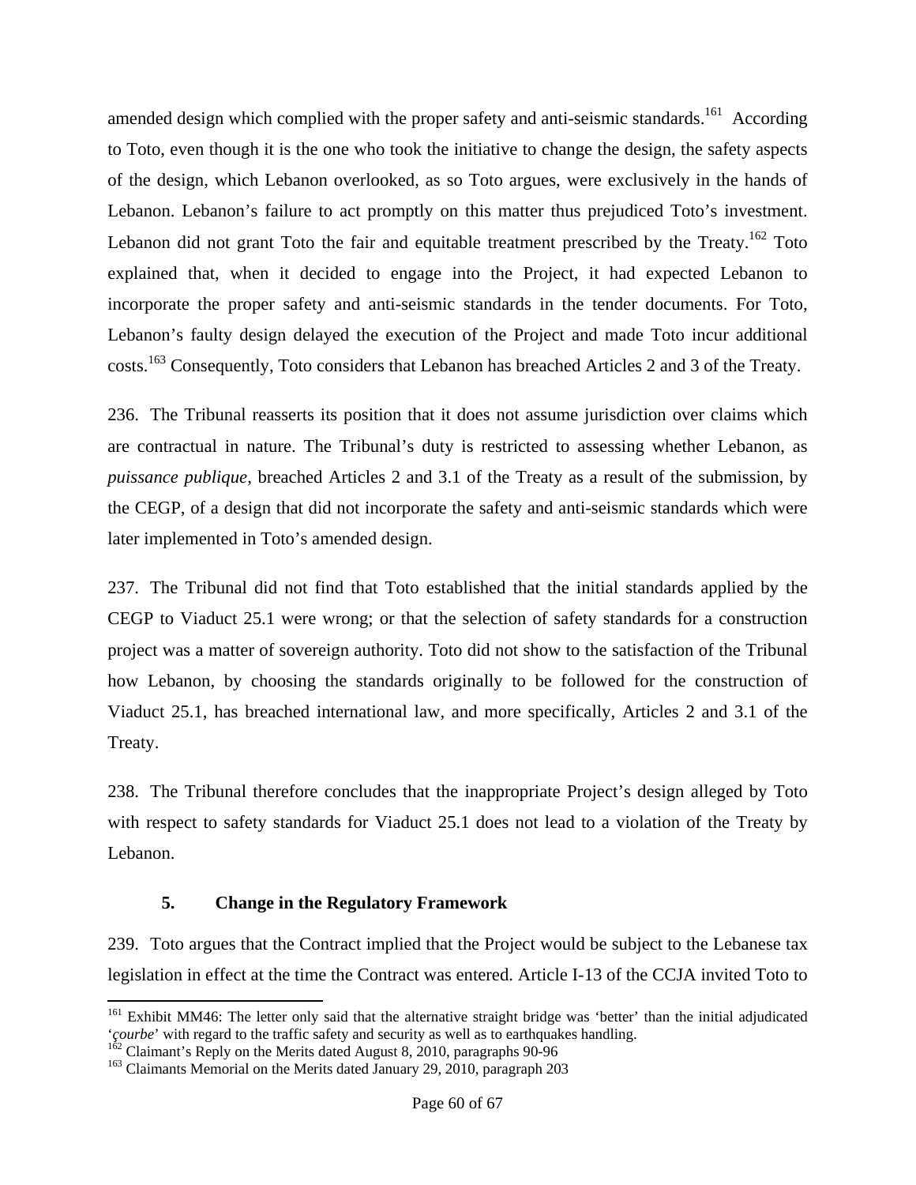amended design which complied with the proper safety and anti-seismic standards.[161] According to Toto, even though it is the one who took the initiative to change the design, the safety aspects of the design, which Lebanon overlooked, as so Toto argues, were exclusively in the hands of Lebanon. Lebanon's failure to act promptly on this matter thus prejudiced Toto's investment. Lebanon did not grant Toto the fair and equitable treatment prescribed by the Treaty.[162] Toto explained that, when it decided to engage into the Project, it had expected Lebanon to incorporate the proper safety and anti-seismic standards in the tender documents. For Toto, Lebanon's faulty design delayed the execution of the Project and made Toto incur additional costs.[163] Consequently, Toto considers that Lebanon has breached Articles 2 and 3 of the Treaty.

236. The Tribunal reasserts its position that it does not assume jurisdiction over claims which are contractual in nature. The Tribunal's duty is restricted to assessing whether Lebanon, as *puissance publique*, breached Articles 2 and 3.1 of the Treaty as a result of the submission, by the CEGP, of a design that did not incorporate the safety and anti-seismic standards which were later implemented in Toto's amended design.

237. The Tribunal did not find that Toto established that the initial standards applied by the CEGP to Viaduct 25.1 were wrong; or that the selection of safety standards for a construction project was a matter of sovereign authority. Toto did not show to the satisfaction of the Tribunal how Lebanon, by choosing the standards originally to be followed for the construction of Viaduct 25.1, has breached international law, and more specifically, Articles 2 and 3.1 of the Treaty.

238. The Tribunal therefore concludes that the inappropriate Project's design alleged by Toto with respect to safety standards for Viaduct 25.1 does not lead to a violation of the Treaty by Lebanon.

### 5. Change in the Regulatory Framework

239. Toto argues that the Contract implied that the Project would be subject to the Lebanese tax legislation in effect at the time the Contract was entered. Article I-13 of the CCJA invited Toto to

---

[161] Exhibit MM46: The letter only said that the alternative straight bridge was 'better' than the initial adjudicated '*çourbe*' with regard to the traffic safety and security as well as to earthquakes handling.

[162] Claimant's Reply on the Merits dated August 8, 2010, paragraphs 90-96

[163] Claimants Memorial on the Merits dated January 29, 2010, paragraph 203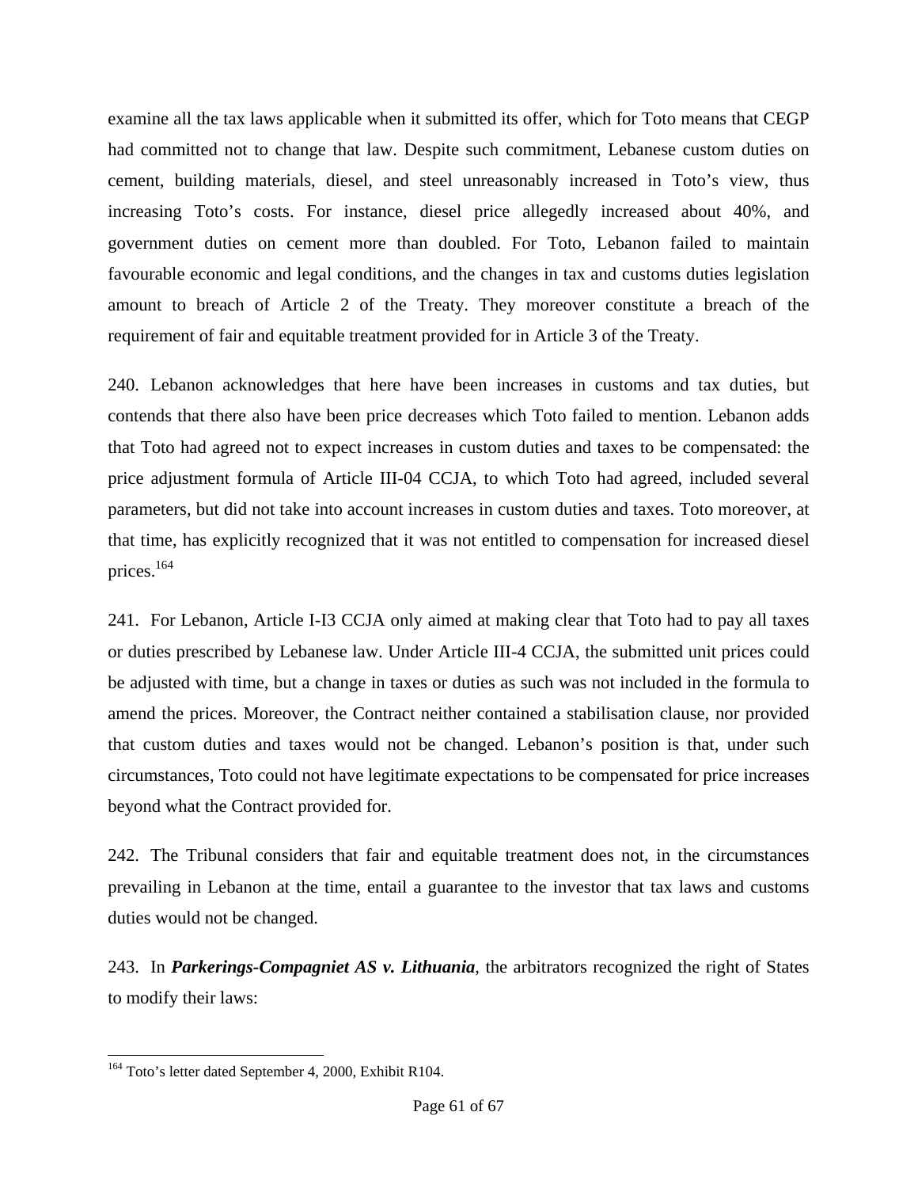examine all the tax laws applicable when it submitted its offer, which for Toto means that CEGP had committed not to change that law. Despite such commitment, Lebanese custom duties on cement, building materials, diesel, and steel unreasonably increased in Toto's view, thus increasing Toto's costs. For instance, diesel price allegedly increased about 40%, and government duties on cement more than doubled. For Toto, Lebanon failed to maintain favourable economic and legal conditions, and the changes in tax and customs duties legislation amount to breach of Article 2 of the Treaty. They moreover constitute a breach of the requirement of fair and equitable treatment provided for in Article 3 of the Treaty.

240. Lebanon acknowledges that here have been increases in customs and tax duties, but contends that there also have been price decreases which Toto failed to mention. Lebanon adds that Toto had agreed not to expect increases in custom duties and taxes to be compensated: the price adjustment formula of Article III-04 CCJA, to which Toto had agreed, included several parameters, but did not take into account increases in custom duties and taxes. Toto moreover, at that time, has explicitly recognized that it was not entitled to compensation for increased diesel prices.[164]

241. For Lebanon, Article I-I3 CCJA only aimed at making clear that Toto had to pay all taxes or duties prescribed by Lebanese law. Under Article III-4 CCJA, the submitted unit prices could be adjusted with time, but a change in taxes or duties as such was not included in the formula to amend the prices. Moreover, the Contract neither contained a stabilisation clause, nor provided that custom duties and taxes would not be changed. Lebanon's position is that, under such circumstances, Toto could not have legitimate expectations to be compensated for price increases beyond what the Contract provided for.

242. The Tribunal considers that fair and equitable treatment does not, in the circumstances prevailing in Lebanon at the time, entail a guarantee to the investor that tax laws and customs duties would not be changed.

243. In ***Parkerings-Compagniet AS v. Lithuania***, the arbitrators recognized the right of States to modify their laws:

---

[164] Toto's letter dated September 4, 2000, Exhibit R104.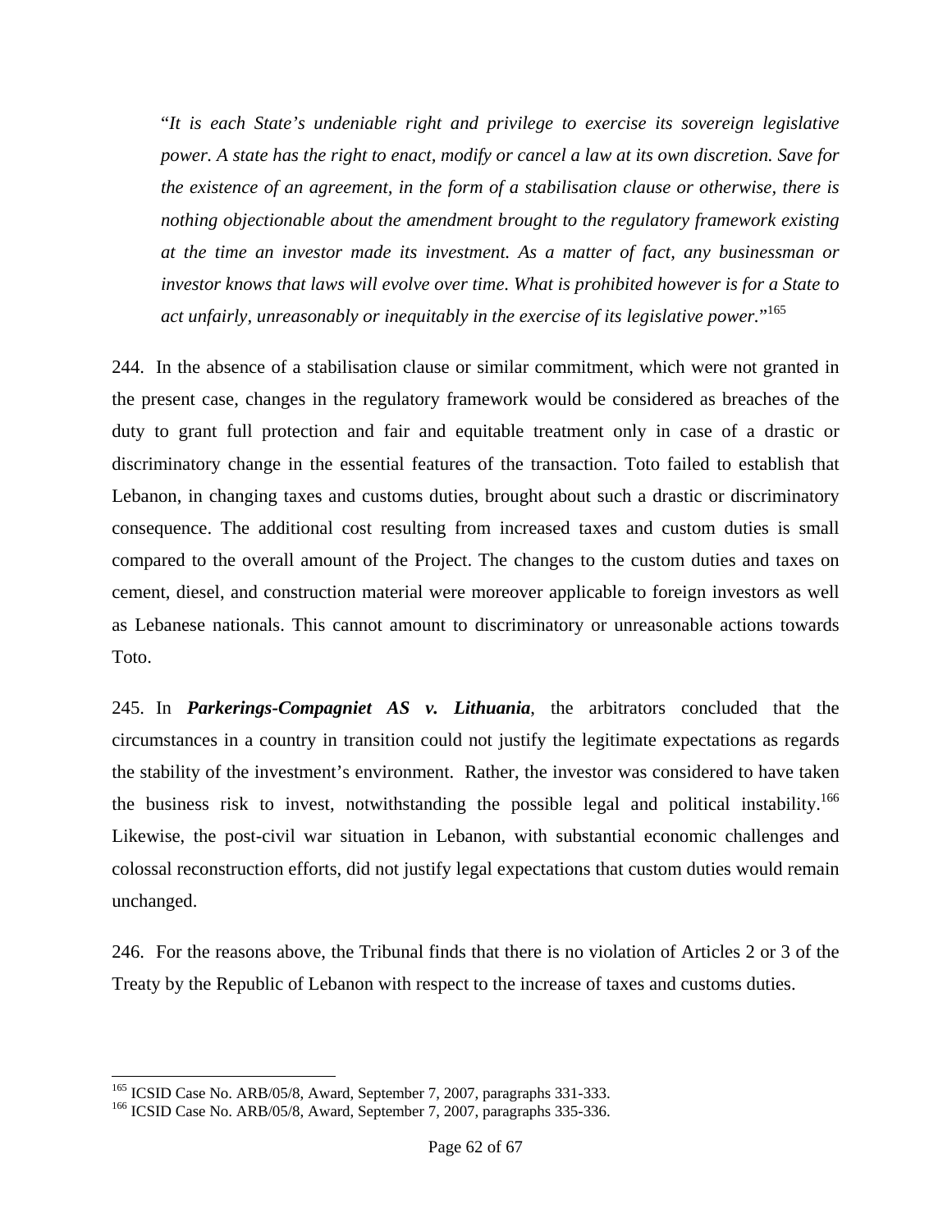> "*It is each State's undeniable right and privilege to exercise its sovereign legislative power. A state has the right to enact, modify or cancel a law at its own discretion. Save for the existence of an agreement, in the form of a stabilisation clause or otherwise, there is nothing objectionable about the amendment brought to the regulatory framework existing at the time an investor made its investment. As a matter of fact, any businessman or investor knows that laws will evolve over time. What is prohibited however is for a State to act unfairly, unreasonably or inequitably in the exercise of its legislative power.*"[165]

244. In the absence of a stabilisation clause or similar commitment, which were not granted in the present case, changes in the regulatory framework would be considered as breaches of the duty to grant full protection and fair and equitable treatment only in case of a drastic or discriminatory change in the essential features of the transaction. Toto failed to establish that Lebanon, in changing taxes and customs duties, brought about such a drastic or discriminatory consequence. The additional cost resulting from increased taxes and custom duties is small compared to the overall amount of the Project. The changes to the custom duties and taxes on cement, diesel, and construction material were moreover applicable to foreign investors as well as Lebanese nationals. This cannot amount to discriminatory or unreasonable actions towards Toto.

245. In ***Parkerings-Compagniet AS v. Lithuania***, the arbitrators concluded that the circumstances in a country in transition could not justify the legitimate expectations as regards the stability of the investment's environment. Rather, the investor was considered to have taken the business risk to invest, notwithstanding the possible legal and political instability.[166] Likewise, the post-civil war situation in Lebanon, with substantial economic challenges and colossal reconstruction efforts, did not justify legal expectations that custom duties would remain unchanged.

246. For the reasons above, the Tribunal finds that there is no violation of Articles 2 or 3 of the Treaty by the Republic of Lebanon with respect to the increase of taxes and customs duties.

---

[165] ICSID Case No. ARB/05/8, Award, September 7, 2007, paragraphs 331-333.

[166] ICSID Case No. ARB/05/8, Award, September 7, 2007, paragraphs 335-336.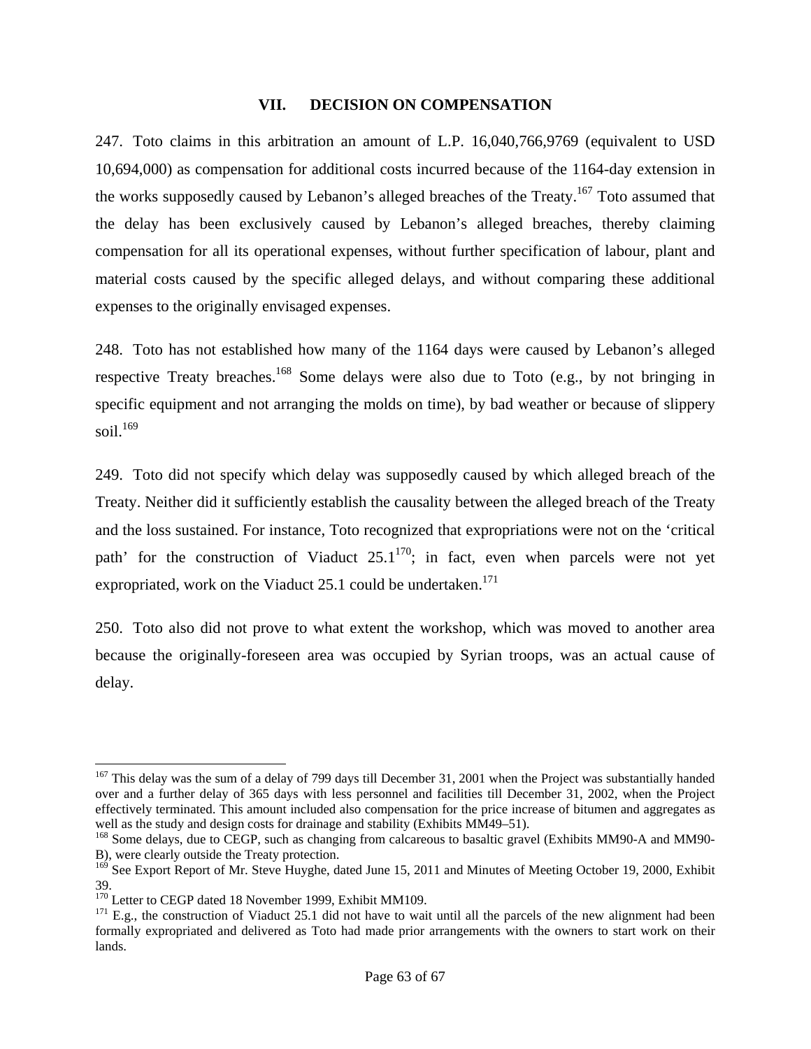## VII. DECISION ON COMPENSATION

247. Toto claims in this arbitration an amount of L.P. 16,040,766,9769 (equivalent to USD 10,694,000) as compensation for additional costs incurred because of the 1164-day extension in the works supposedly caused by Lebanon's alleged breaches of the Treaty.[167] Toto assumed that the delay has been exclusively caused by Lebanon's alleged breaches, thereby claiming compensation for all its operational expenses, without further specification of labour, plant and material costs caused by the specific alleged delays, and without comparing these additional expenses to the originally envisaged expenses.

248. Toto has not established how many of the 1164 days were caused by Lebanon's alleged respective Treaty breaches.[168] Some delays were also due to Toto (e.g., by not bringing in specific equipment and not arranging the molds on time), by bad weather or because of slippery soil.[169]

249. Toto did not specify which delay was supposedly caused by which alleged breach of the Treaty. Neither did it sufficiently establish the causality between the alleged breach of the Treaty and the loss sustained. For instance, Toto recognized that expropriations were not on the 'critical path' for the construction of Viaduct 25.1[170]; in fact, even when parcels were not yet expropriated, work on the Viaduct 25.1 could be undertaken.[171]

250. Toto also did not prove to what extent the workshop, which was moved to another area because the originally-foreseen area was occupied by Syrian troops, was an actual cause of delay.

---

[167] This delay was the sum of a delay of 799 days till December 31, 2001 when the Project was substantially handed over and a further delay of 365 days with less personnel and facilities till December 31, 2002, when the Project effectively terminated. This amount included also compensation for the price increase of bitumen and aggregates as well as the study and design costs for drainage and stability (Exhibits MM49–51).

[168] Some delays, due to CEGP, such as changing from calcareous to basaltic gravel (Exhibits MM90-A and MM90-B), were clearly outside the Treaty protection.

[169] See Export Report of Mr. Steve Huyghe, dated June 15, 2011 and Minutes of Meeting October 19, 2000, Exhibit 39.

[170] Letter to CEGP dated 18 November 1999, Exhibit MM109.

[171] E.g., the construction of Viaduct 25.1 did not have to wait until all the parcels of the new alignment had been formally expropriated and delivered as Toto had made prior arrangements with the owners to start work on their lands.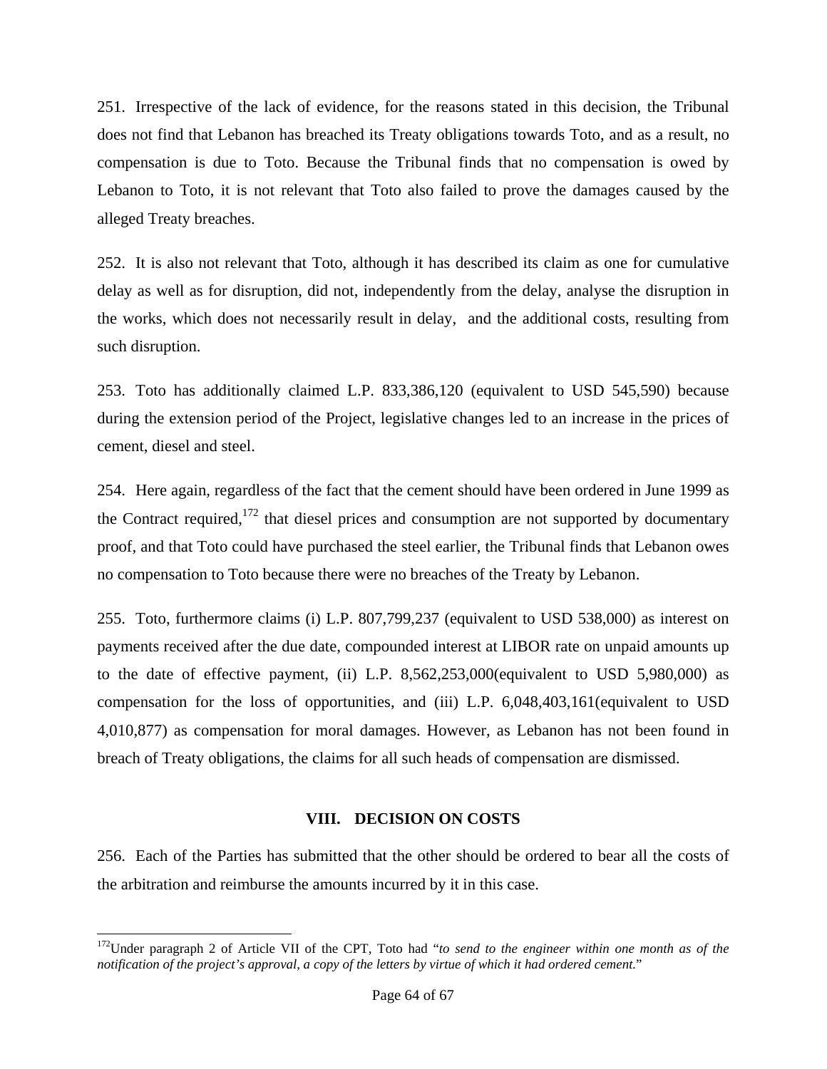251. Irrespective of the lack of evidence, for the reasons stated in this decision, the Tribunal does not find that Lebanon has breached its Treaty obligations towards Toto, and as a result, no compensation is due to Toto. Because the Tribunal finds that no compensation is owed by Lebanon to Toto, it is not relevant that Toto also failed to prove the damages caused by the alleged Treaty breaches.

252. It is also not relevant that Toto, although it has described its claim as one for cumulative delay as well as for disruption, did not, independently from the delay, analyse the disruption in the works, which does not necessarily result in delay, and the additional costs, resulting from such disruption.

253. Toto has additionally claimed L.P. 833,386,120 (equivalent to USD 545,590) because during the extension period of the Project, legislative changes led to an increase in the prices of cement, diesel and steel.

254. Here again, regardless of the fact that the cement should have been ordered in June 1999 as the Contract required,[172] that diesel prices and consumption are not supported by documentary proof, and that Toto could have purchased the steel earlier, the Tribunal finds that Lebanon owes no compensation to Toto because there were no breaches of the Treaty by Lebanon.

255. Toto, furthermore claims (i) L.P. 807,799,237 (equivalent to USD 538,000) as interest on payments received after the due date, compounded interest at LIBOR rate on unpaid amounts up to the date of effective payment, (ii) L.P. 8,562,253,000(equivalent to USD 5,980,000) as compensation for the loss of opportunities, and (iii) L.P. 6,048,403,161(equivalent to USD 4,010,877) as compensation for moral damages. However, as Lebanon has not been found in breach of Treaty obligations, the claims for all such heads of compensation are dismissed.

## VIII. DECISION ON COSTS

256. Each of the Parties has submitted that the other should be ordered to bear all the costs of the arbitration and reimburse the amounts incurred by it in this case.

---

[172] Under paragraph 2 of Article VII of the CPT, Toto had "*to send to the engineer within one month as of the notification of the project's approval, a copy of the letters by virtue of which it had ordered cement.*"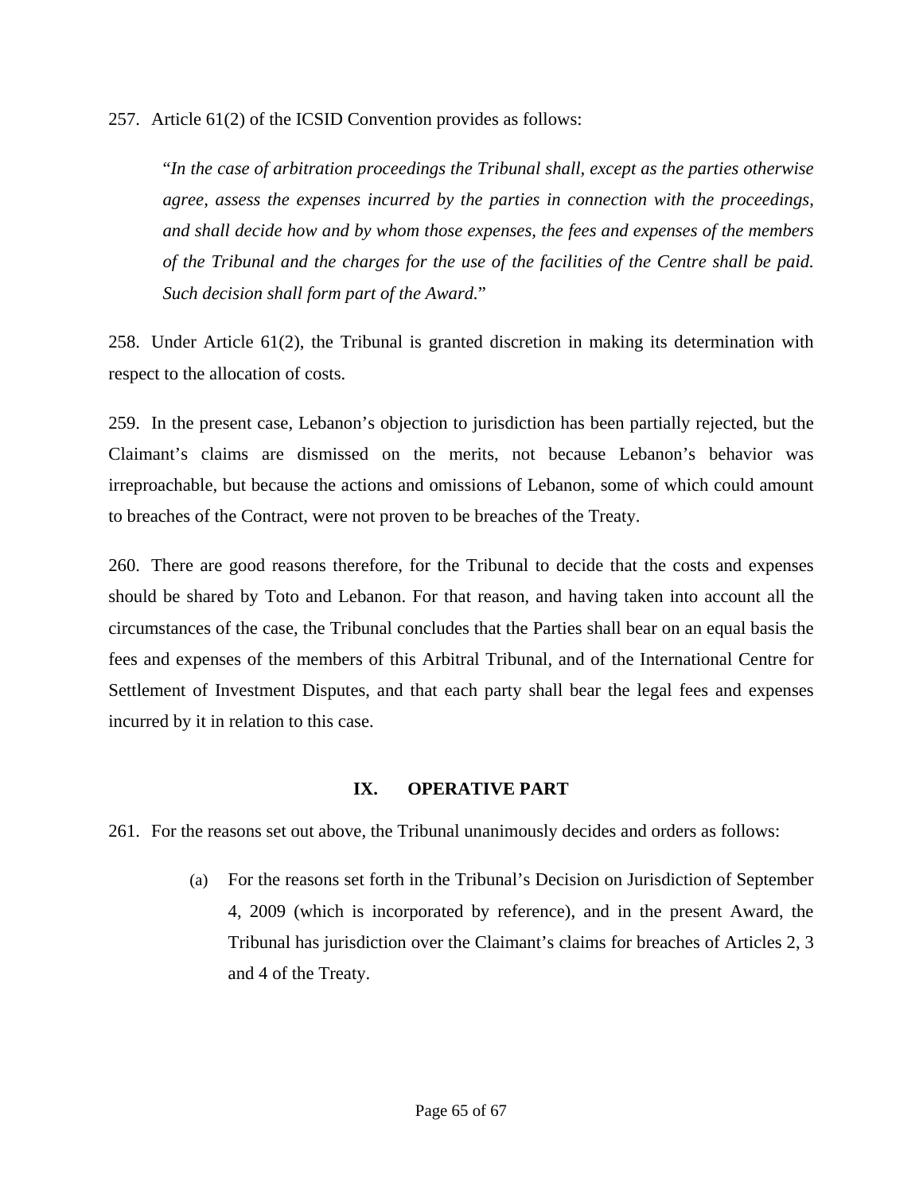257. Article 61(2) of the ICSID Convention provides as follows:

> "*In the case of arbitration proceedings the Tribunal shall, except as the parties otherwise agree, assess the expenses incurred by the parties in connection with the proceedings, and shall decide how and by whom those expenses, the fees and expenses of the members of the Tribunal and the charges for the use of the facilities of the Centre shall be paid. Such decision shall form part of the Award.*"

258. Under Article 61(2), the Tribunal is granted discretion in making its determination with respect to the allocation of costs.

259. In the present case, Lebanon's objection to jurisdiction has been partially rejected, but the Claimant's claims are dismissed on the merits, not because Lebanon's behavior was irreproachable, but because the actions and omissions of Lebanon, some of which could amount to breaches of the Contract, were not proven to be breaches of the Treaty.

260. There are good reasons therefore, for the Tribunal to decide that the costs and expenses should be shared by Toto and Lebanon. For that reason, and having taken into account all the circumstances of the case, the Tribunal concludes that the Parties shall bear on an equal basis the fees and expenses of the members of this Arbitral Tribunal, and of the International Centre for Settlement of Investment Disputes, and that each party shall bear the legal fees and expenses incurred by it in relation to this case.

## IX. OPERATIVE PART

261. For the reasons set out above, the Tribunal unanimously decides and orders as follows:

(a) For the reasons set forth in the Tribunal's Decision on Jurisdiction of September 4, 2009 (which is incorporated by reference), and in the present Award, the Tribunal has jurisdiction over the Claimant's claims for breaches of Articles 2, 3 and 4 of the Treaty.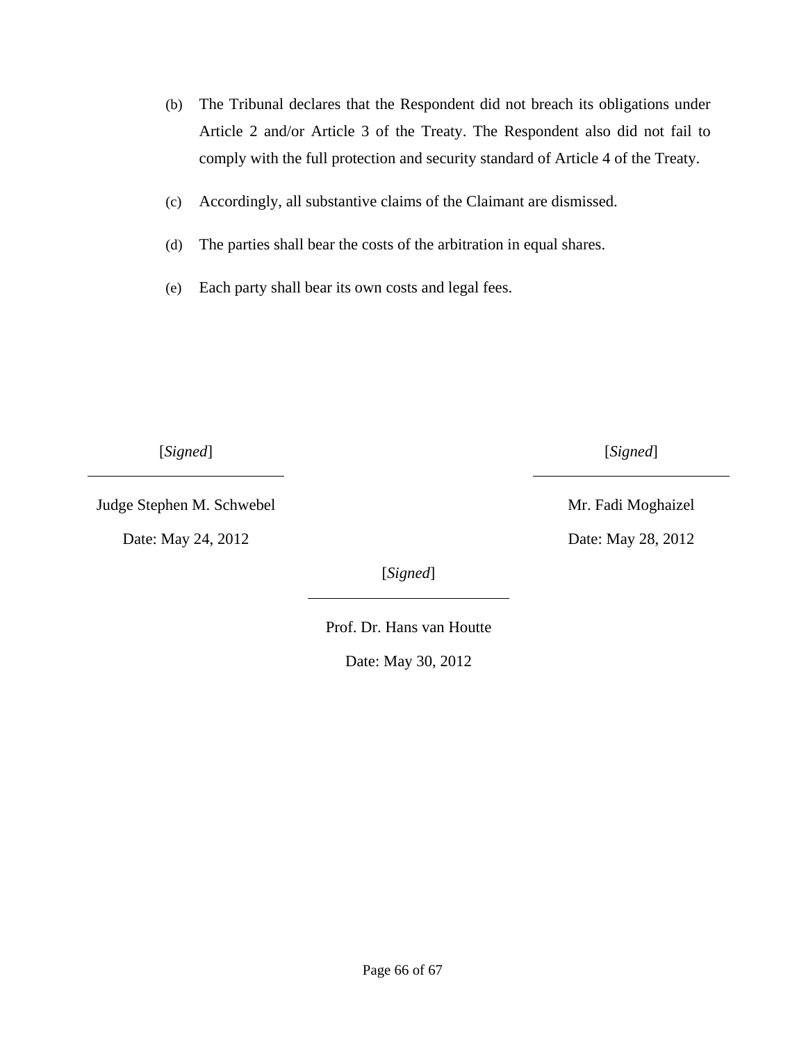(b) The Tribunal declares that the Respondent did not breach its obligations under Article 2 and/or Article 3 of the Treaty. The Respondent also did not fail to comply with the full protection and security standard of Article 4 of the Treaty.

(c) Accordingly, all substantive claims of the Claimant are dismissed.

(d) The parties shall bear the costs of the arbitration in equal shares.

(e) Each party shall bear its own costs and legal fees.

[*Signed*]

Judge Stephen M. Schwebel

Date: May 24, 2012

[*Signed*]

Mr. Fadi Moghaizel

Date: May 28, 2012

[*Signed*]

Prof. Dr. Hans van Houtte

Date: May 30, 2012